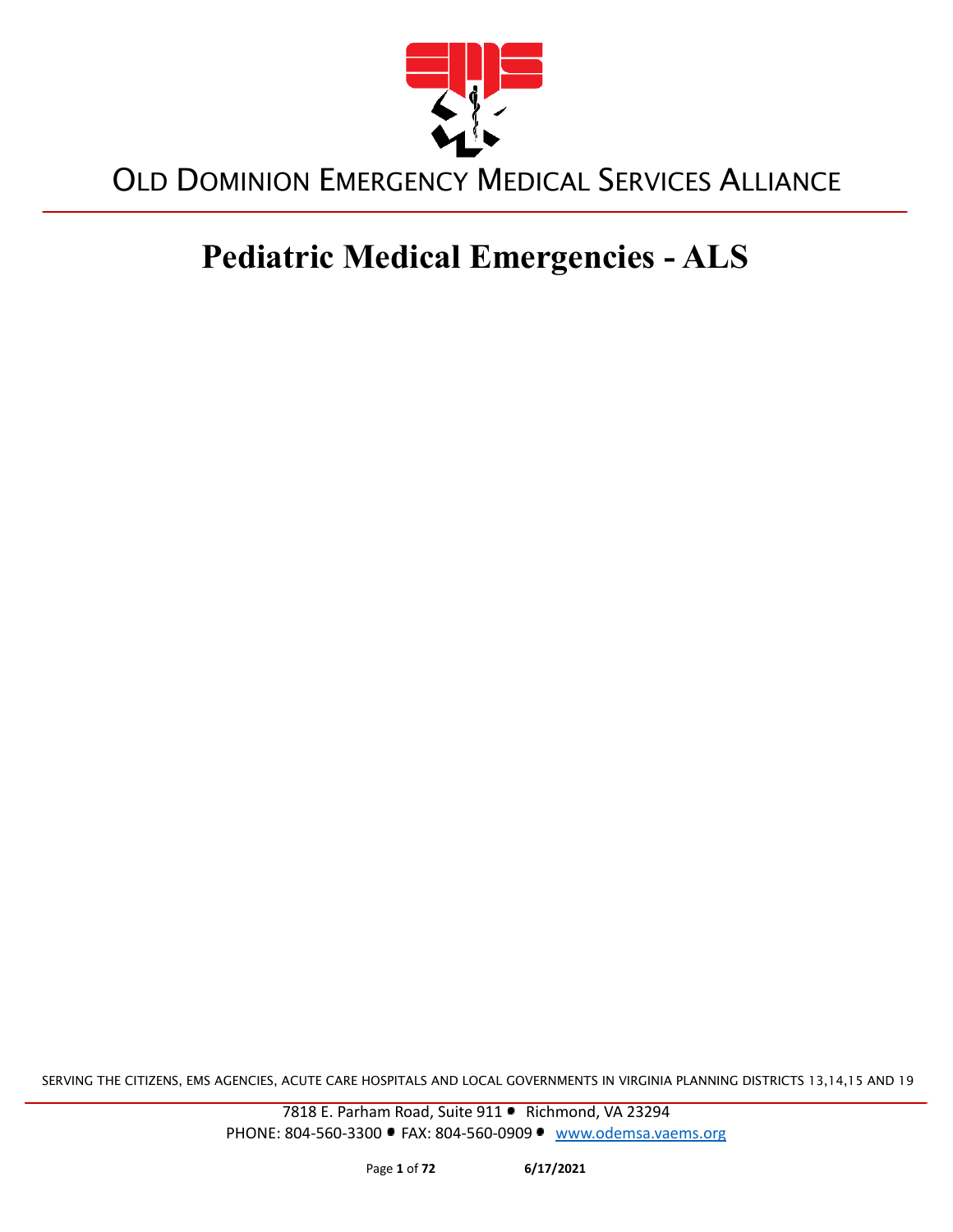OLD DOMINION EMERGENCY MEDICAL SERVICES ALLIANCE

# Pediatric Medical Emergencies - ALS

SERVING THE CITIZENS, EMS AGENCIES, ACUTE CARE HOSPITALS AND LOCAL GOVERNMENTS IN VIRGINIA PLANNING DISTRICTS 13,14,15 AND 19

7818 E. Parham Road, Suite 911 • Richmond, VA 23294
PHONE: 804-560-3300 • FAX: 804-560-0909 • www.odemsa.vaems.org

6/17/2021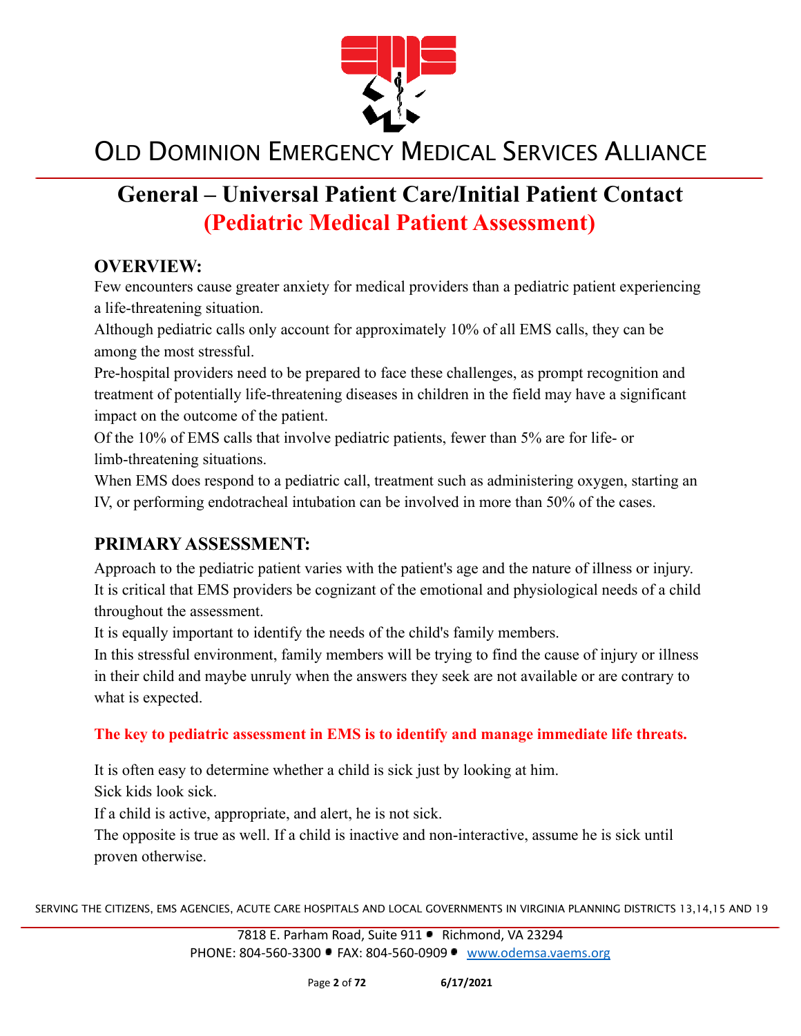# OLD DOMINION EMERGENCY MEDICAL SERVICES ALLIANCE

## General – Universal Patient Care/Initial Patient Contact (Pediatric Medical Patient Assessment)

### OVERVIEW:

Few encounters cause greater anxiety for medical providers than a pediatric patient experiencing a life-threatening situation.

Although pediatric calls only account for approximately 10% of all EMS calls, they can be among the most stressful.

Pre-hospital providers need to be prepared to face these challenges, as prompt recognition and treatment of potentially life-threatening diseases in children in the field may have a significant impact on the outcome of the patient.

Of the 10% of EMS calls that involve pediatric patients, fewer than 5% are for life- or limb-threatening situations.

When EMS does respond to a pediatric call, treatment such as administering oxygen, starting an IV, or performing endotracheal intubation can be involved in more than 50% of the cases.

### PRIMARY ASSESSMENT:

Approach to the pediatric patient varies with the patient's age and the nature of illness or injury.

It is critical that EMS providers be cognizant of the emotional and physiological needs of a child throughout the assessment.

It is equally important to identify the needs of the child's family members.

In this stressful environment, family members will be trying to find the cause of injury or illness in their child and maybe unruly when the answers they seek are not available or are contrary to what is expected.

**The key to pediatric assessment in EMS is to identify and manage immediate life threats.**

It is often easy to determine whether a child is sick just by looking at him.

Sick kids look sick.

If a child is active, appropriate, and alert, he is not sick.

The opposite is true as well. If a child is inactive and non-interactive, assume he is sick until proven otherwise.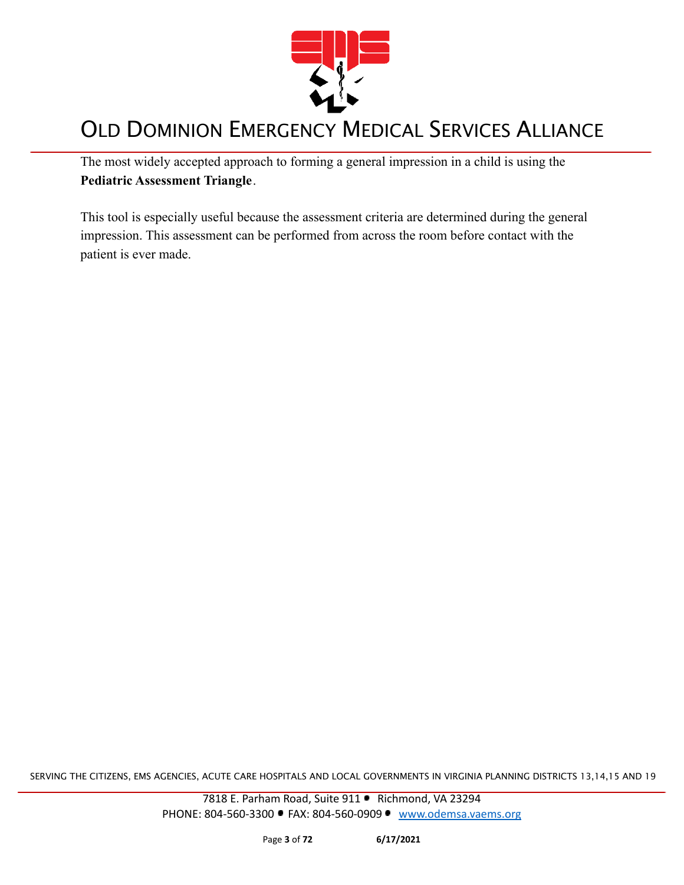The most widely accepted approach to forming a general impression in a child is using the **Pediatric Assessment Triangle**.

This tool is especially useful because the assessment criteria are determined during the general impression. This assessment can be performed from across the room before contact with the patient is ever made.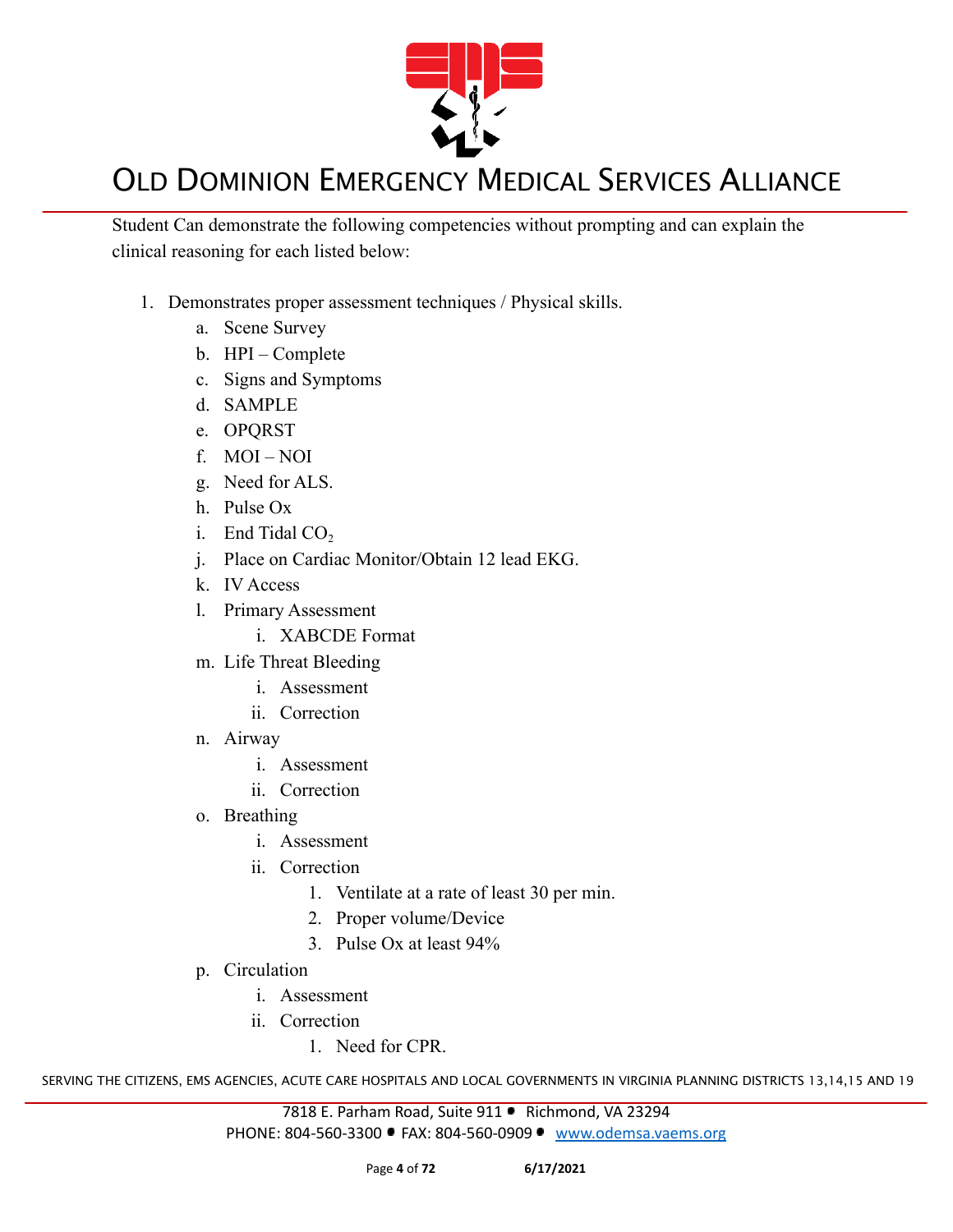Student Can demonstrate the following competencies without prompting and can explain the clinical reasoning for each listed below:

1. Demonstrates proper assessment techniques / Physical skills.
    a. Scene Survey
    b. HPI – Complete
    c. Signs and Symptoms
    d. SAMPLE
    e. OPQRST
    f. MOI – NOI
    g. Need for ALS.
    h. Pulse Ox
    i. End Tidal $CO_2$
    j. Place on Cardiac Monitor/Obtain 12 lead EKG.
    k. IV Access
    l. Primary Assessment
        i. XABCDE Format
    m. Life Threat Bleeding
        i. Assessment
        ii. Correction
    n. Airway
        i. Assessment
        ii. Correction
    o. Breathing
        i. Assessment
        ii. Correction
            1. Ventilate at a rate of least 30 per min.
            2. Proper volume/Device
            3. Pulse Ox at least 94%
    p. Circulation
        i. Assessment
        ii. Correction
            1. Need for CPR.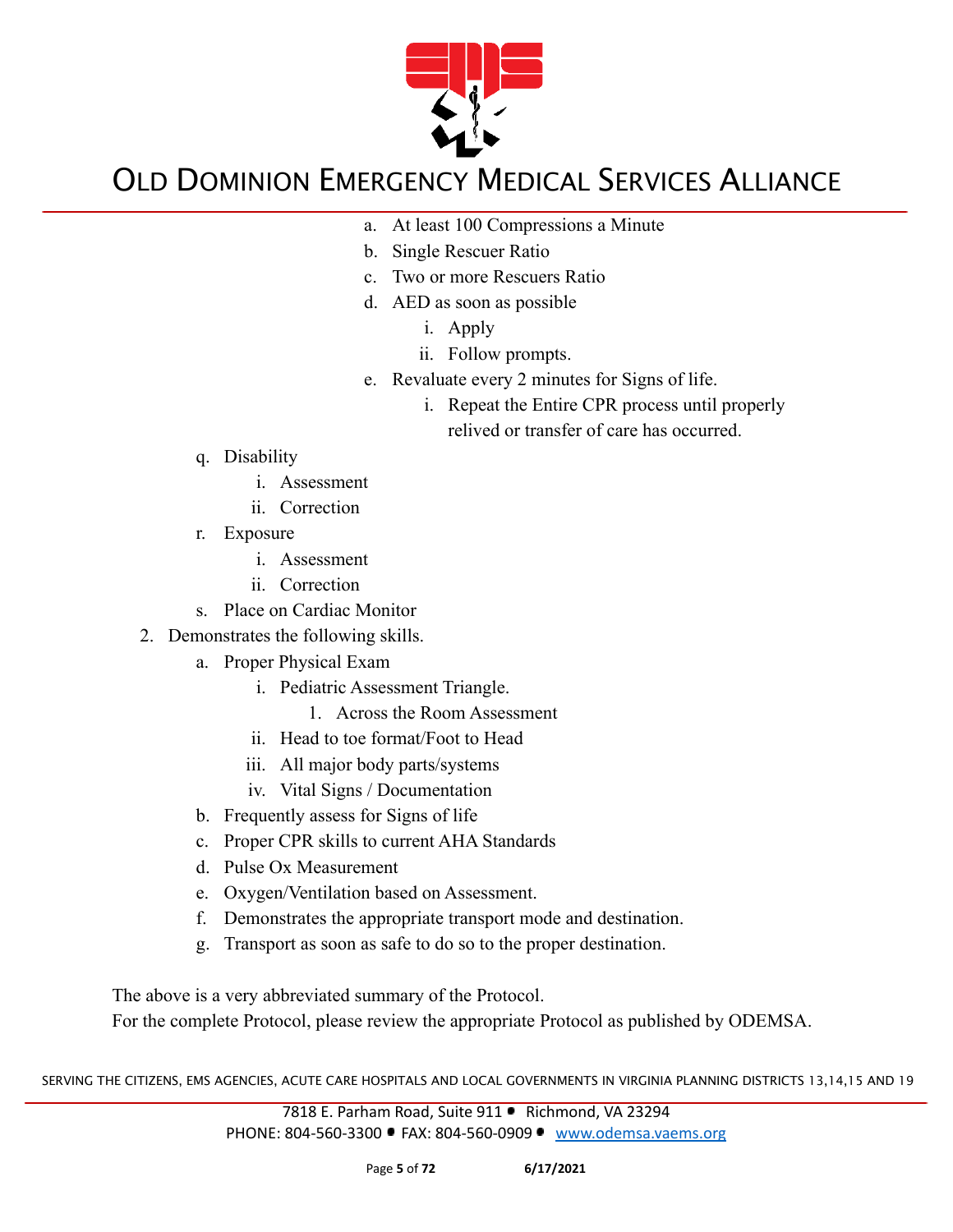- a. At least 100 Compressions a Minute
   - b. Single Rescuer Ratio
   - c. Two or more Rescuers Ratio
   - d. AED as soon as possible
     - i. Apply
     - ii. Follow prompts.
   - e. Revaluate every 2 minutes for Signs of life.
     - i. Repeat the Entire CPR process until properly relived or transfer of care has occurred.

- q. Disability
  - i. Assessment
  - ii. Correction
- r. Exposure
  - i. Assessment
  - ii. Correction
- s. Place on Cardiac Monitor

2. Demonstrates the following skills.
   - a. Proper Physical Exam
     - i. Pediatric Assessment Triangle.
       1. Across the Room Assessment
     - ii. Head to toe format/Foot to Head
     - iii. All major body parts/systems
     - iv. Vital Signs / Documentation
   - b. Frequently assess for Signs of life
   - c. Proper CPR skills to current AHA Standards
   - d. Pulse Ox Measurement
   - e. Oxygen/Ventilation based on Assessment.
   - f. Demonstrates the appropriate transport mode and destination.
   - g. Transport as soon as safe to do so to the proper destination.

The above is a very abbreviated summary of the Protocol.
For the complete Protocol, please review the appropriate Protocol as published by ODEMSA.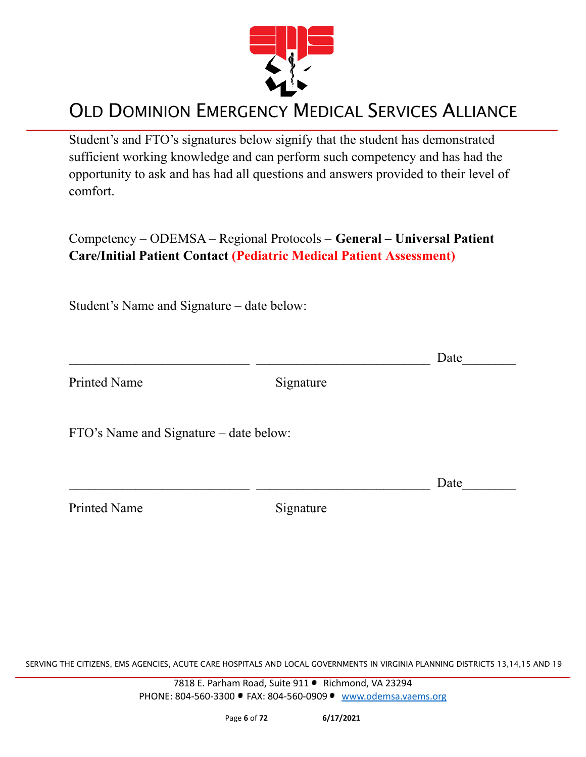Student's and FTO's signatures below signify that the student has demonstrated sufficient working knowledge and can perform such competency and has had the opportunity to ask and has had all questions and answers provided to their level of comfort.

Competency – ODEMSA – Regional Protocols – **General – Universal Patient Care/Initial Patient Contact (Pediatric Medical Patient Assessment)**

Student's Name and Signature – date below:

___________________________ ___________________________ Date________

Printed Name                    Signature

FTO's Name and Signature – date below:

___________________________ ___________________________ Date________

Printed Name                    Signature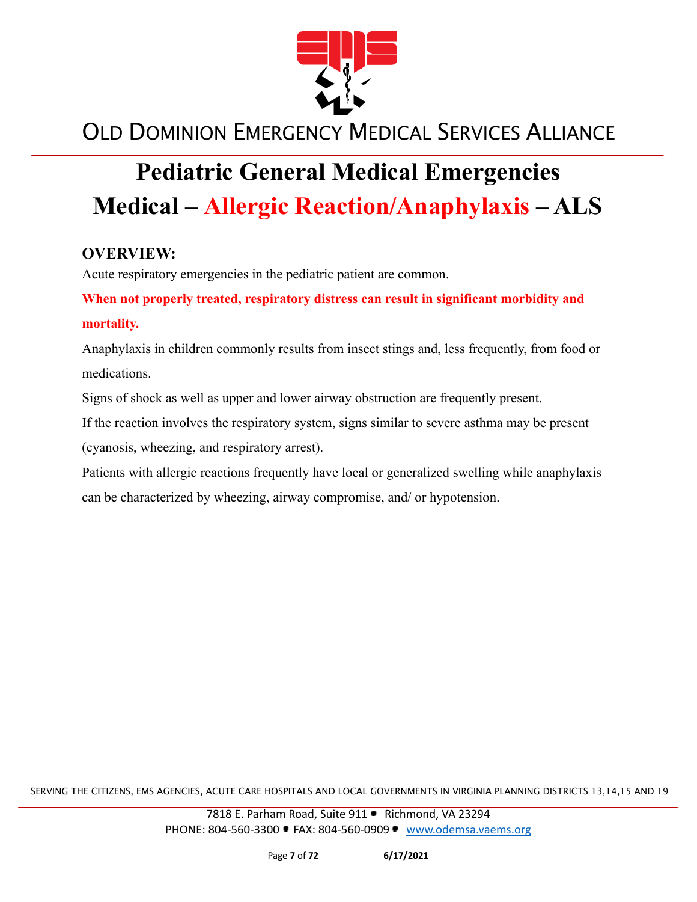# Pediatric General Medical Emergencies

# Medical – Allergic Reaction/Anaphylaxis – ALS

## OVERVIEW:

Acute respiratory emergencies in the pediatric patient are common.

**When not properly treated, respiratory distress can result in significant morbidity and mortality.**

Anaphylaxis in children commonly results from insect stings and, less frequently, from food or medications.

Signs of shock as well as upper and lower airway obstruction are frequently present.

If the reaction involves the respiratory system, signs similar to severe asthma may be present (cyanosis, wheezing, and respiratory arrest).

Patients with allergic reactions frequently have local or generalized swelling while anaphylaxis can be characterized by wheezing, airway compromise, and/ or hypotension.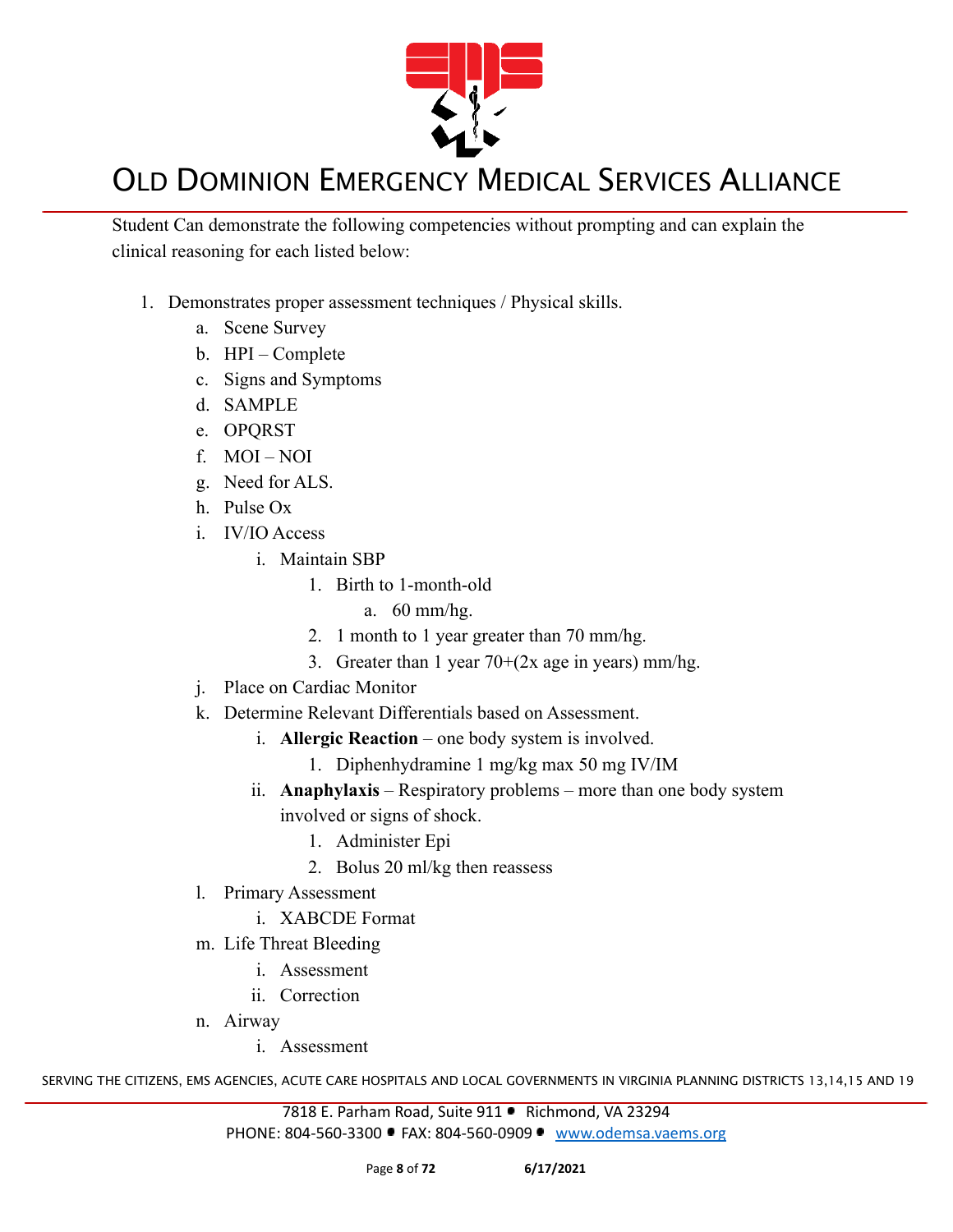Student Can demonstrate the following competencies without prompting and can explain the clinical reasoning for each listed below:

1. Demonstrates proper assessment techniques / Physical skills.
    a. Scene Survey
    b. HPI – Complete
    c. Signs and Symptoms
    d. SAMPLE
    e. OPQRST
    f. MOI – NOI
    g. Need for ALS.
    h. Pulse Ox
    i. IV/IO Access
        i. Maintain SBP
            1. Birth to 1-month-old
                a. 60 mm/hg.
            2. 1 month to 1 year greater than 70 mm/hg.
            3. Greater than 1 year 70+(2x age in years) mm/hg.
    j. Place on Cardiac Monitor
    k. Determine Relevant Differentials based on Assessment.
        i. **Allergic Reaction** – one body system is involved.
            1. Diphenhydramine 1 mg/kg max 50 mg IV/IM
        ii. **Anaphylaxis** – Respiratory problems – more than one body system involved or signs of shock.
            1. Administer Epi
            2. Bolus 20 ml/kg then reassess
    l. Primary Assessment
        i. XABCDE Format
    m. Life Threat Bleeding
        i. Assessment
        ii. Correction
    n. Airway
        i. Assessment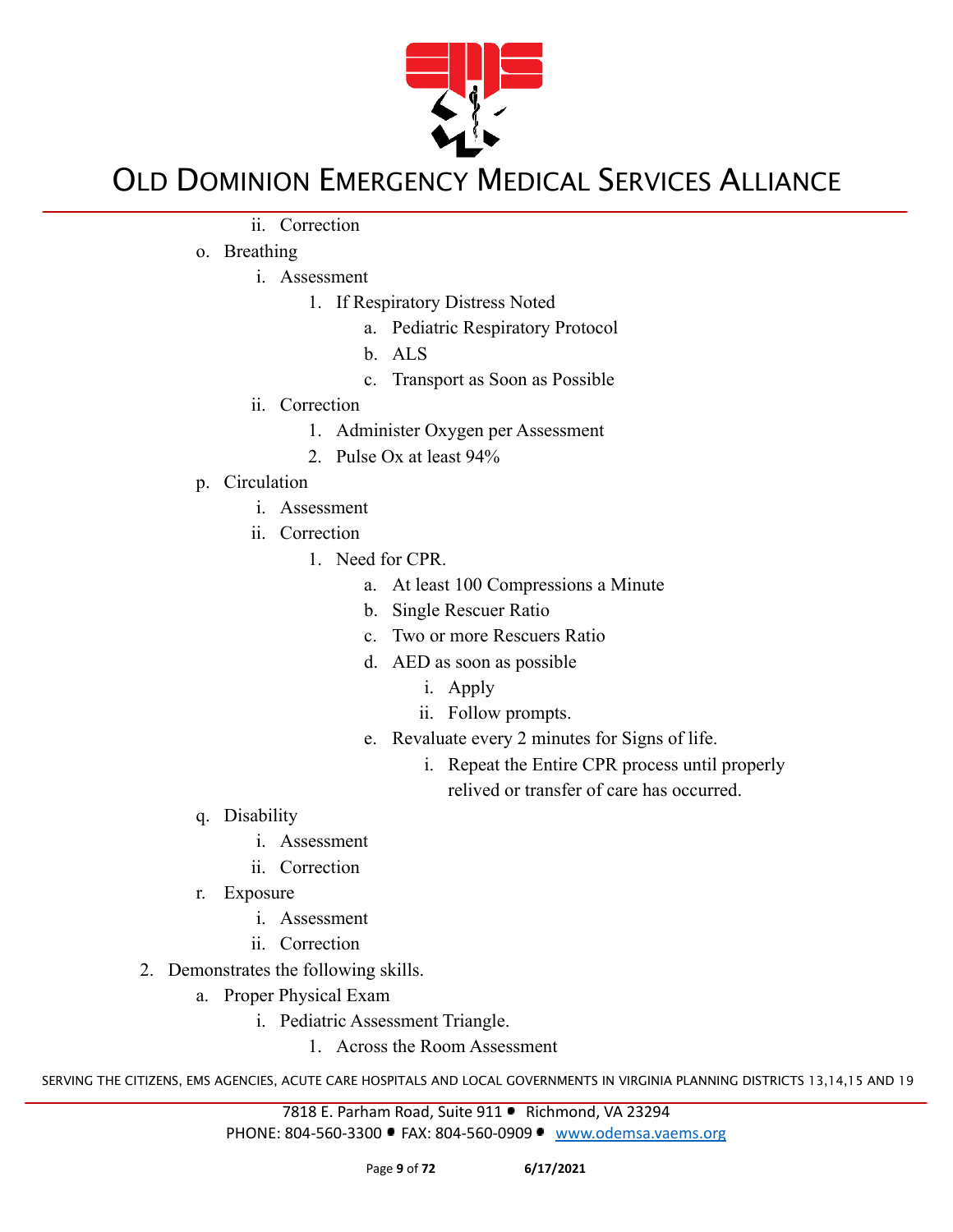ii. Correction

o. Breathing
   i. Assessment
      1. If Respiratory Distress Noted
         a. Pediatric Respiratory Protocol
         b. ALS
         c. Transport as Soon as Possible
   ii. Correction
      1. Administer Oxygen per Assessment
      2. Pulse Ox at least 94%

p. Circulation
   i. Assessment
   ii. Correction
      1. Need for CPR.
         a. At least 100 Compressions a Minute
         b. Single Rescuer Ratio
         c. Two or more Rescuers Ratio
         d. AED as soon as possible
            i. Apply
            ii. Follow prompts.
         e. Revaluate every 2 minutes for Signs of life.
            i. Repeat the Entire CPR process until properly relived or transfer of care has occurred.

q. Disability
   i. Assessment
   ii. Correction

r. Exposure
   i. Assessment
   ii. Correction

2. Demonstrates the following skills.
   a. Proper Physical Exam
      i. Pediatric Assessment Triangle.
         1. Across the Room Assessment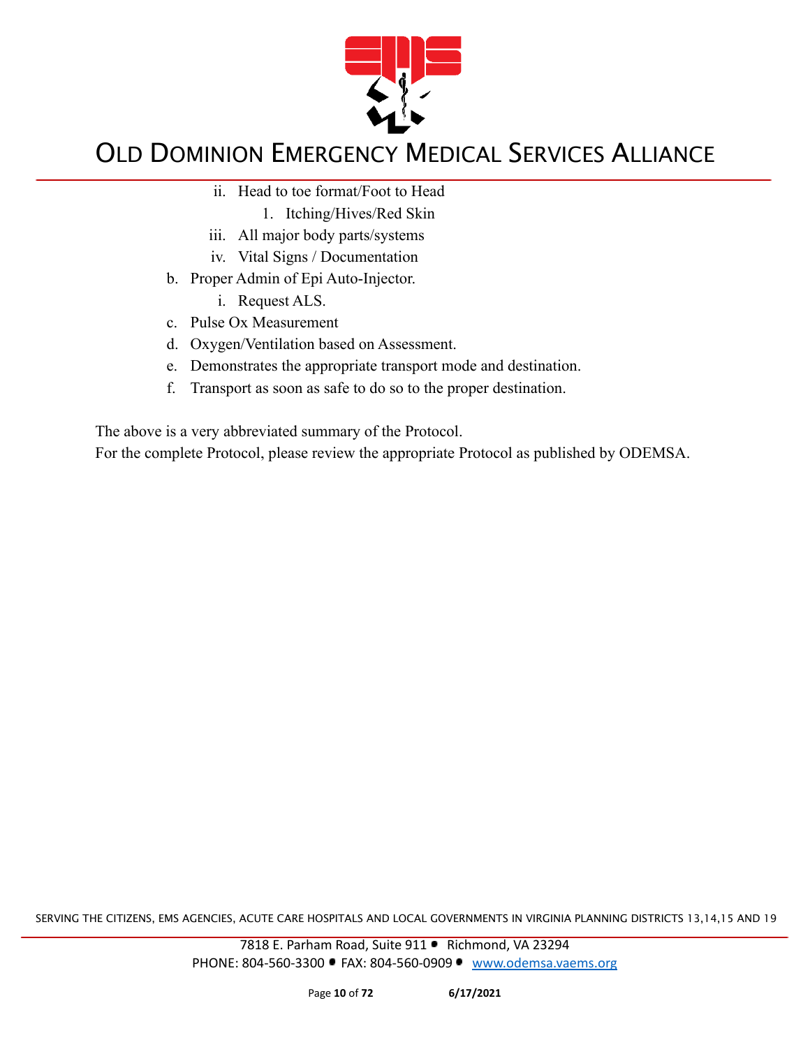- ii. Head to toe format/Foot to Head
     1. Itching/Hives/Red Skin
   - iii. All major body parts/systems
   - iv. Vital Signs / Documentation

b. Proper Admin of Epi Auto-Injector.
   - i. Request ALS.

c. Pulse Ox Measurement

d. Oxygen/Ventilation based on Assessment.

e. Demonstrates the appropriate transport mode and destination.

f. Transport as soon as safe to do so to the proper destination.

The above is a very abbreviated summary of the Protocol.
For the complete Protocol, please review the appropriate Protocol as published by ODEMSA.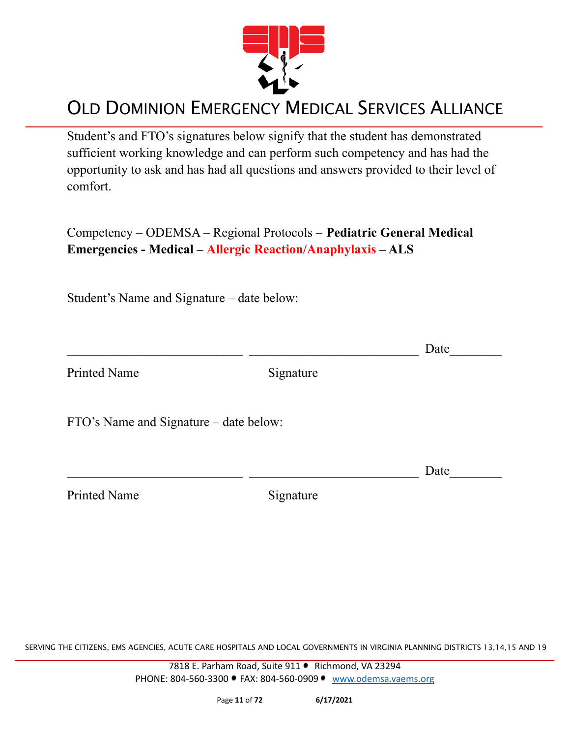Student's and FTO's signatures below signify that the student has demonstrated sufficient working knowledge and can perform such competency and has had the opportunity to ask and has had all questions and answers provided to their level of comfort.

Competency – ODEMSA – Regional Protocols – **Pediatric General Medical Emergencies - Medical – Allergic Reaction/Anaphylaxis – ALS**

Student's Name and Signature – date below:

\_\_\_\_\_\_\_\_\_\_\_\_\_\_\_\_\_\_\_\_\_\_\_\_\_\_\_\_ \_\_\_\_\_\_\_\_\_\_\_\_\_\_\_\_\_\_\_\_\_\_\_\_\_\_\_ Date\_\_\_\_\_\_\_\_

Printed Name Signature

FTO's Name and Signature – date below:

\_\_\_\_\_\_\_\_\_\_\_\_\_\_\_\_\_\_\_\_\_\_\_\_\_\_\_\_ \_\_\_\_\_\_\_\_\_\_\_\_\_\_\_\_\_\_\_\_\_\_\_\_\_\_\_ Date\_\_\_\_\_\_\_\_

Printed Name Signature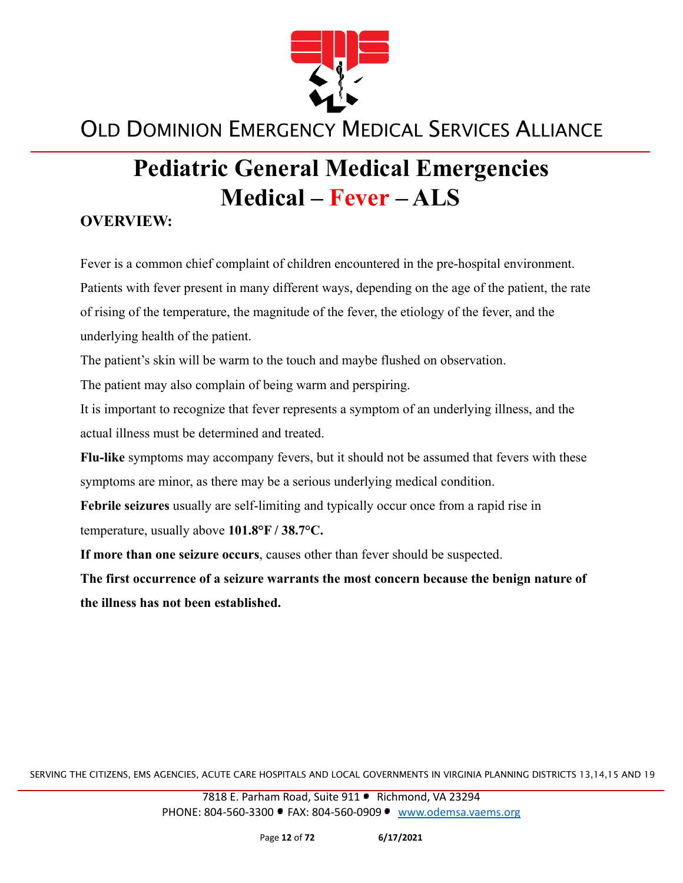# Pediatric General Medical Emergencies
# Medical – Fever – ALS

## OVERVIEW:

Fever is a common chief complaint of children encountered in the pre-hospital environment. Patients with fever present in many different ways, depending on the age of the patient, the rate of rising of the temperature, the magnitude of the fever, the etiology of the fever, and the underlying health of the patient.

The patient's skin will be warm to the touch and maybe flushed on observation.

The patient may also complain of being warm and perspiring.

It is important to recognize that fever represents a symptom of an underlying illness, and the actual illness must be determined and treated.

**Flu-like** symptoms may accompany fevers, but it should not be assumed that fevers with these symptoms are minor, as there may be a serious underlying medical condition.

**Febrile seizures** usually are self-limiting and typically occur once from a rapid rise in temperature, usually above **101.8°F / 38.7°C.**

**If more than one seizure occurs**, causes other than fever should be suspected.

**The first occurrence of a seizure warrants the most concern because the benign nature of the illness has not been established.**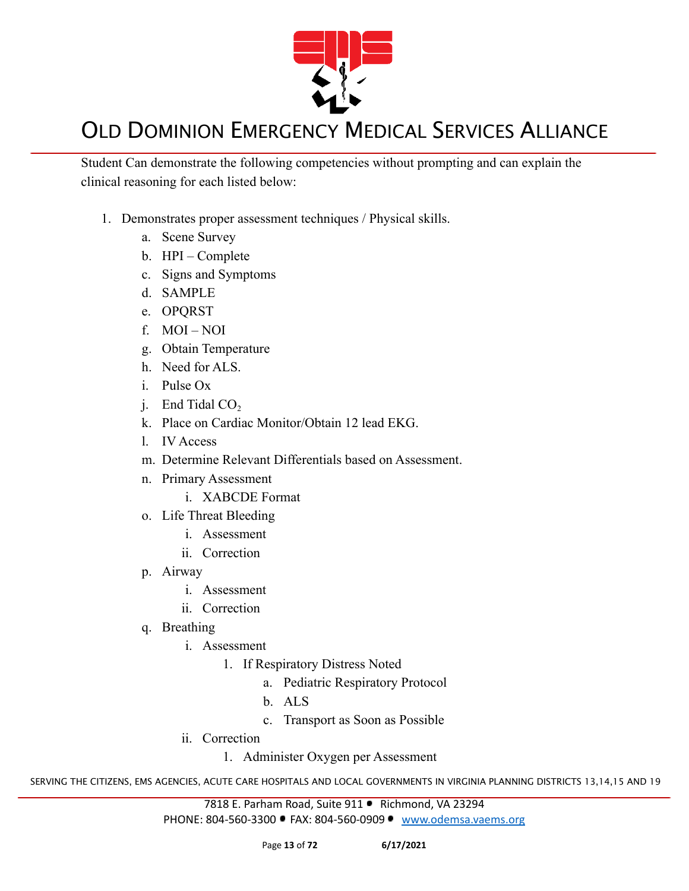Student Can demonstrate the following competencies without prompting and can explain the clinical reasoning for each listed below:

1. Demonstrates proper assessment techniques / Physical skills.
    a. Scene Survey
    b. HPI – Complete
    c. Signs and Symptoms
    d. SAMPLE
    e. OPQRST
    f. MOI – NOI
    g. Obtain Temperature
    h. Need for ALS.
    i. Pulse Ox
    j. End Tidal $CO_2$
    k. Place on Cardiac Monitor/Obtain 12 lead EKG.
    l. IV Access
    m. Determine Relevant Differentials based on Assessment.
    n. Primary Assessment
        i. XABCDE Format
    o. Life Threat Bleeding
        i. Assessment
        ii. Correction
    p. Airway
        i. Assessment
        ii. Correction
    q. Breathing
        i. Assessment
            1. If Respiratory Distress Noted
                a. Pediatric Respiratory Protocol
                b. ALS
                c. Transport as Soon as Possible
        ii. Correction
            1. Administer Oxygen per Assessment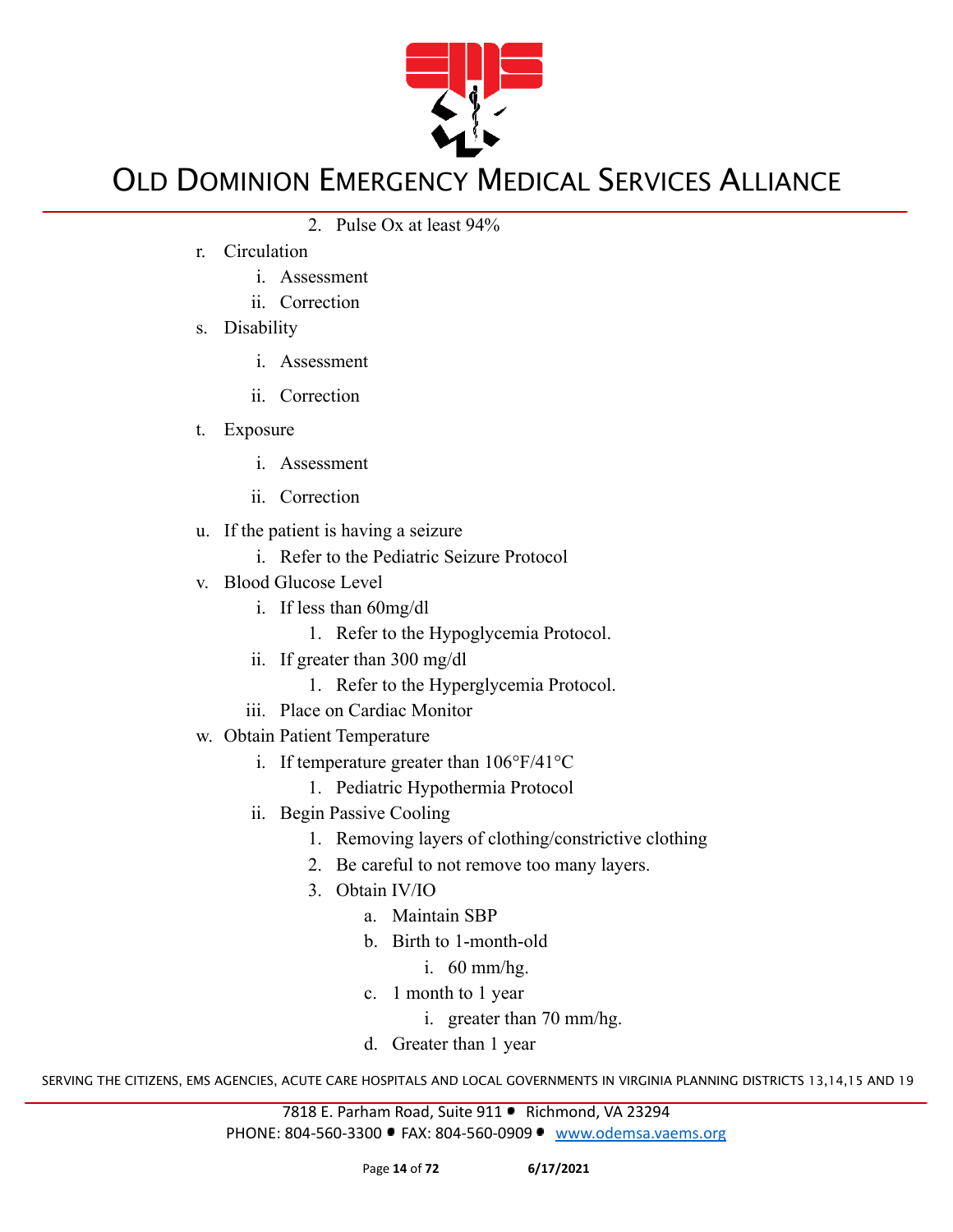2. Pulse Ox at least 94%

r. Circulation
   i. Assessment
   ii. Correction

s. Disability
   i. Assessment
   ii. Correction

t. Exposure
   i. Assessment
   ii. Correction

u. If the patient is having a seizure
   i. Refer to the Pediatric Seizure Protocol

v. Blood Glucose Level
   i. If less than 60mg/dl
      1. Refer to the Hypoglycemia Protocol.
   ii. If greater than 300 mg/dl
      1. Refer to the Hyperglycemia Protocol.
   iii. Place on Cardiac Monitor

w. Obtain Patient Temperature
   i. If temperature greater than 106°F/41°C
      1. Pediatric Hypothermia Protocol
   ii. Begin Passive Cooling
      1. Removing layers of clothing/constrictive clothing
      2. Be careful to not remove too many layers.
      3. Obtain IV/IO
         a. Maintain SBP
         b. Birth to 1-month-old
            i. 60 mm/hg.
         c. 1 month to 1 year
            i. greater than 70 mm/hg.
         d. Greater than 1 year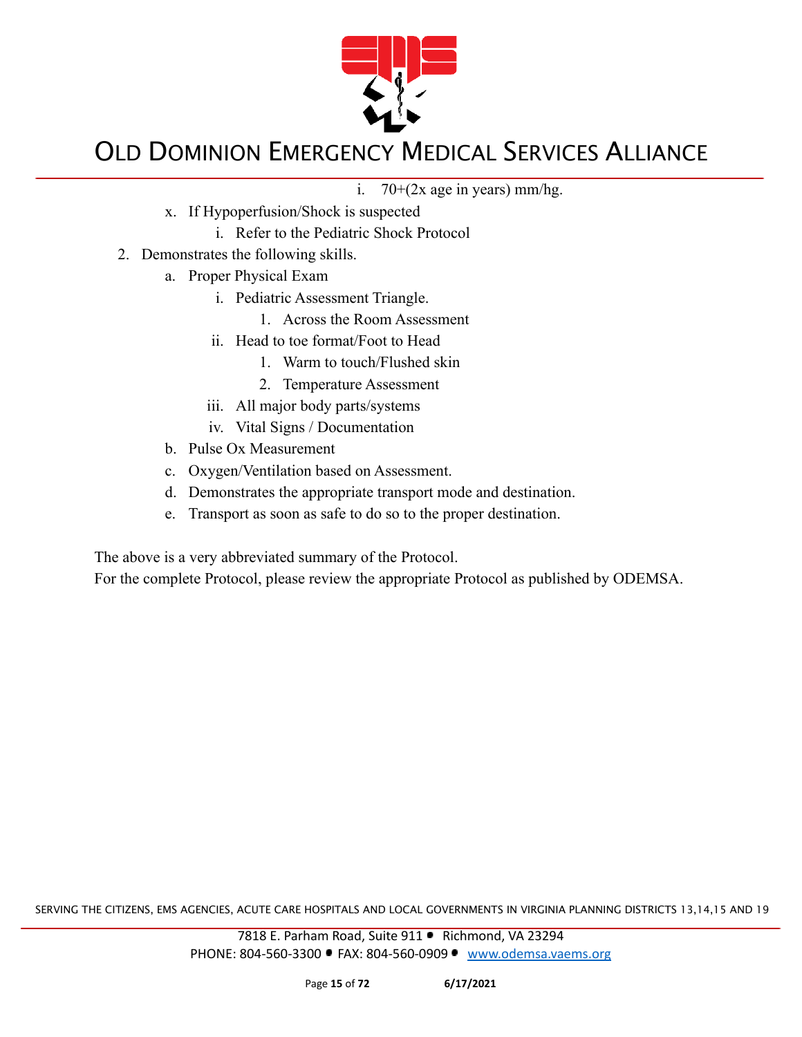i. 70+(2x age in years) mm/hg.

    x. If Hypoperfusion/Shock is suspected
        i. Refer to the Pediatric Shock Protocol

2. Demonstrates the following skills.
    a. Proper Physical Exam
        i. Pediatric Assessment Triangle.
            1. Across the Room Assessment
        ii. Head to toe format/Foot to Head
            1. Warm to touch/Flushed skin
            2. Temperature Assessment
        iii. All major body parts/systems
        iv. Vital Signs / Documentation
    b. Pulse Ox Measurement
    c. Oxygen/Ventilation based on Assessment.
    d. Demonstrates the appropriate transport mode and destination.
    e. Transport as soon as safe to do so to the proper destination.

The above is a very abbreviated summary of the Protocol.
For the complete Protocol, please review the appropriate Protocol as published by ODEMSA.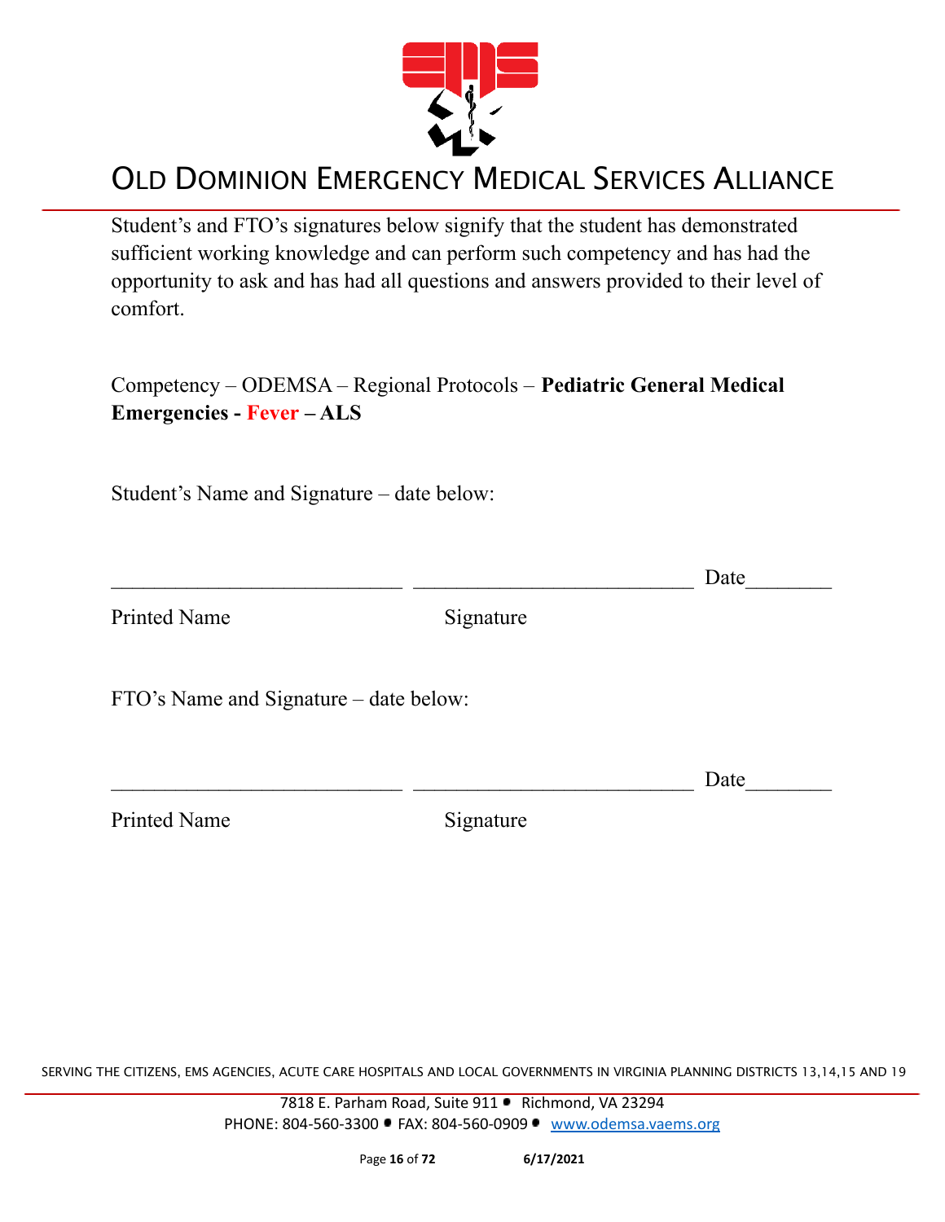# OLD DOMINION EMERGENCY MEDICAL SERVICES ALLIANCE

Student's and FTO's signatures below signify that the student has demonstrated sufficient working knowledge and can perform such competency and has had the opportunity to ask and has had all questions and answers provided to their level of comfort.

Competency – ODEMSA – Regional Protocols – **Pediatric General Medical Emergencies - Fever – ALS**

Student's Name and Signature – date below:

___________________________ ___________________________ Date________

Printed Name Signature

FTO's Name and Signature – date below:

___________________________ ___________________________ Date________

Printed Name Signature

SERVING THE CITIZENS, EMS AGENCIES, ACUTE CARE HOSPITALS AND LOCAL GOVERNMENTS IN VIRGINIA PLANNING DISTRICTS 13,14,15 AND 19

7818 E. Parham Road, Suite 911 • Richmond, VA 23294
PHONE: 804-560-3300 • FAX: 804-560-0909 • www.odemsa.vaems.org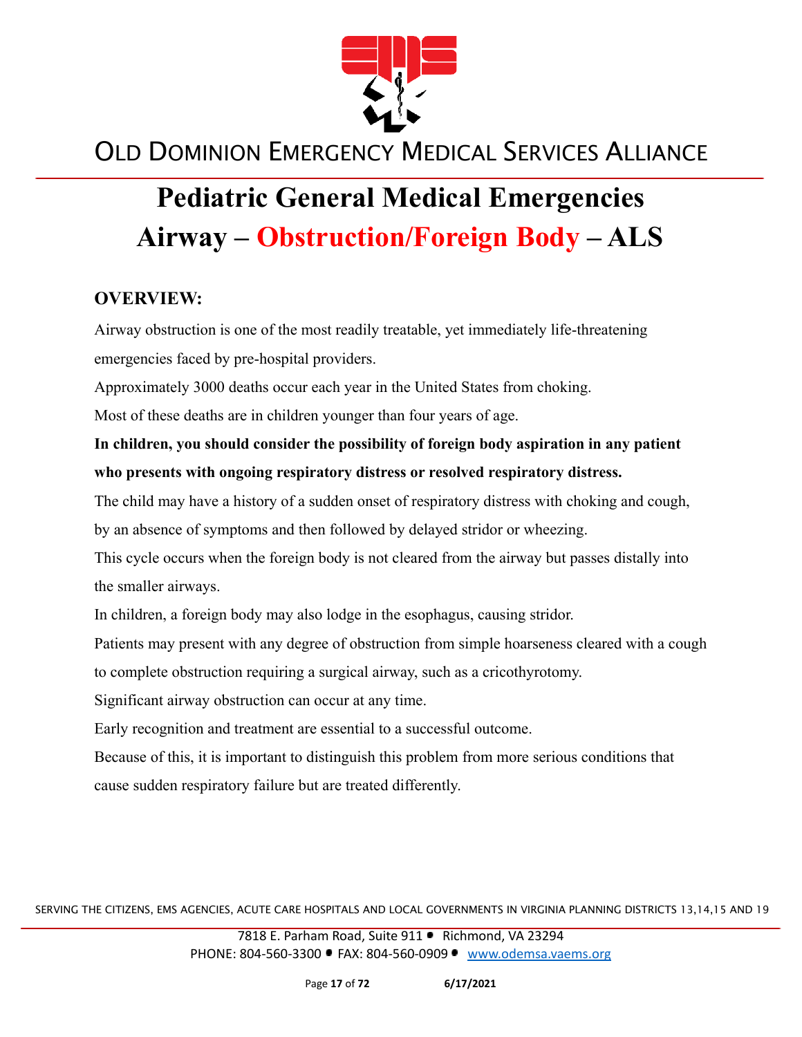OLD DOMINION EMERGENCY MEDICAL SERVICES ALLIANCE

# Pediatric General Medical Emergencies

# Airway – Obstruction/Foreign Body – ALS

## OVERVIEW:

Airway obstruction is one of the most readily treatable, yet immediately life-threatening emergencies faced by pre-hospital providers.

Approximately 3000 deaths occur each year in the United States from choking.

Most of these deaths are in children younger than four years of age.

**In children, you should consider the possibility of foreign body aspiration in any patient who presents with ongoing respiratory distress or resolved respiratory distress.**

The child may have a history of a sudden onset of respiratory distress with choking and cough, by an absence of symptoms and then followed by delayed stridor or wheezing.

This cycle occurs when the foreign body is not cleared from the airway but passes distally into the smaller airways.

In children, a foreign body may also lodge in the esophagus, causing stridor.

Patients may present with any degree of obstruction from simple hoarseness cleared with a cough to complete obstruction requiring a surgical airway, such as a cricothyrotomy.

Significant airway obstruction can occur at any time.

Early recognition and treatment are essential to a successful outcome.

Because of this, it is important to distinguish this problem from more serious conditions that cause sudden respiratory failure but are treated differently.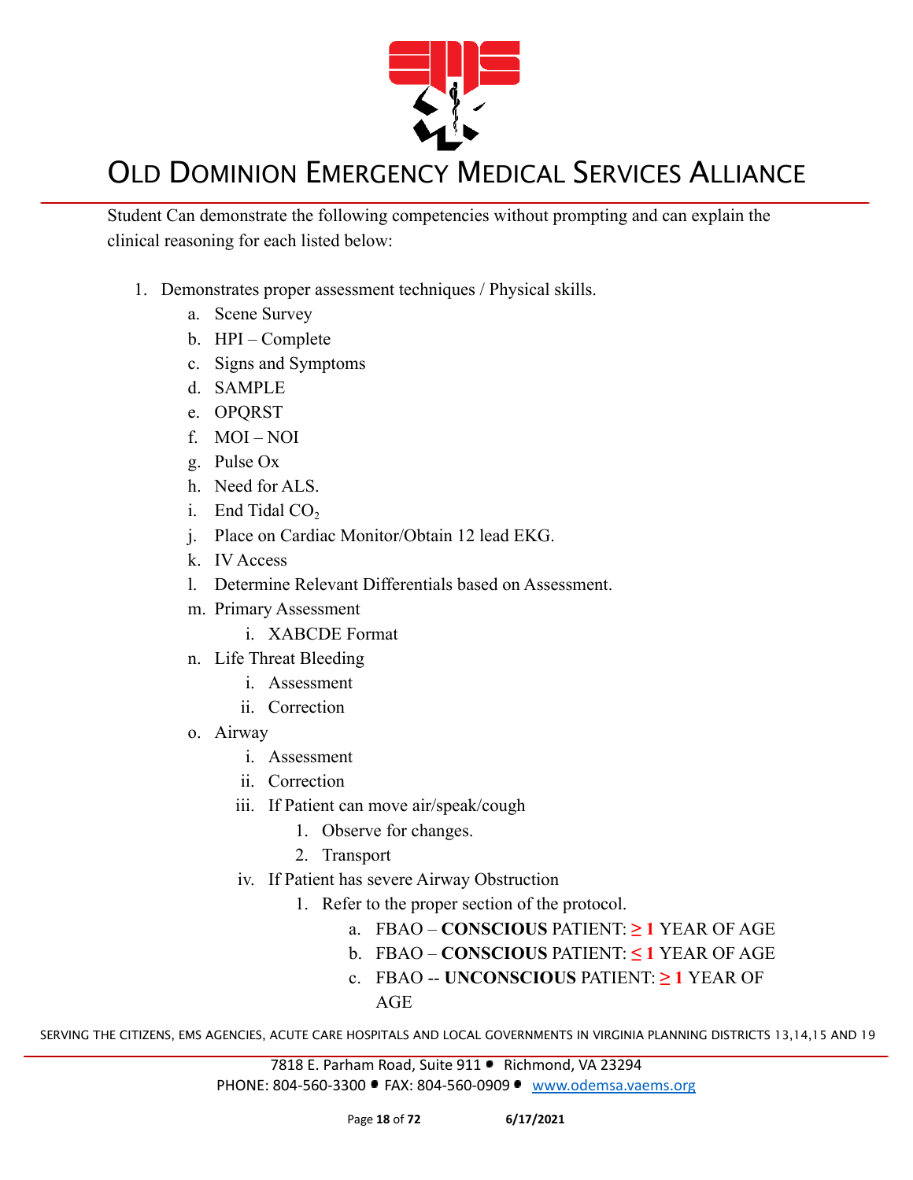Student Can demonstrate the following competencies without prompting and can explain the clinical reasoning for each listed below:

1. Demonstrates proper assessment techniques / Physical skills.
   a. Scene Survey
   b. HPI – Complete
   c. Signs and Symptoms
   d. SAMPLE
   e. OPQRST
   f. MOI – NOI
   g. Pulse Ox
   h. Need for ALS.
   i. End Tidal $CO_2$
   j. Place on Cardiac Monitor/Obtain 12 lead EKG.
   k. IV Access
   l. Determine Relevant Differentials based on Assessment.
   m. Primary Assessment
      i. XABCDE Format
   n. Life Threat Bleeding
      i. Assessment
      ii. Correction
   o. Airway
      i. Assessment
      ii. Correction
      iii. If Patient can move air/speak/cough
         1. Observe for changes.
         2. Transport
      iv. If Patient has severe Airway Obstruction
         1. Refer to the proper section of the protocol.
            a. FBAO – **CONSCIOUS** PATIENT: **≥ 1** YEAR OF AGE
            b. FBAO – **CONSCIOUS** PATIENT: **≤ 1** YEAR OF AGE
            c. FBAO -- **UNCONSCIOUS** PATIENT: **≥ 1** YEAR OF AGE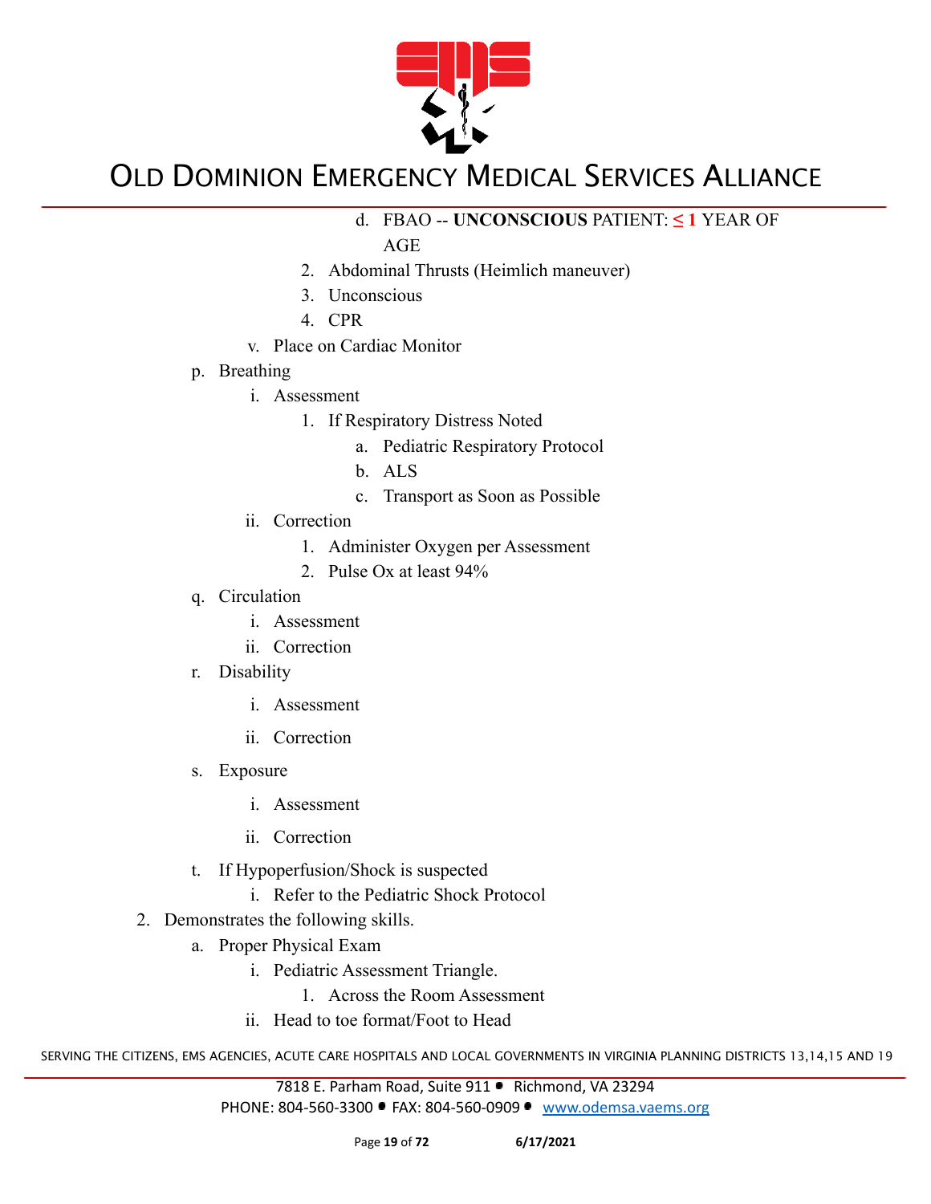d. FBAO -- **UNCONSCIOUS** PATIENT: **≤ 1** YEAR OF AGE
        2. Abdominal Thrusts (Heimlich maneuver)
        3. Unconscious
        4. CPR
    v. Place on Cardiac Monitor

p. Breathing
    i. Assessment
        1. If Respiratory Distress Noted
            a. Pediatric Respiratory Protocol
            b. ALS
            c. Transport as Soon as Possible
    ii. Correction
        1. Administer Oxygen per Assessment
        2. Pulse Ox at least 94%

q. Circulation
    i. Assessment
    ii. Correction

r. Disability
    i. Assessment
    ii. Correction

s. Exposure
    i. Assessment
    ii. Correction

t. If Hypoperfusion/Shock is suspected
    i. Refer to the Pediatric Shock Protocol

2. Demonstrates the following skills.
    a. Proper Physical Exam
        i. Pediatric Assessment Triangle.
            1. Across the Room Assessment
        ii. Head to toe format/Foot to Head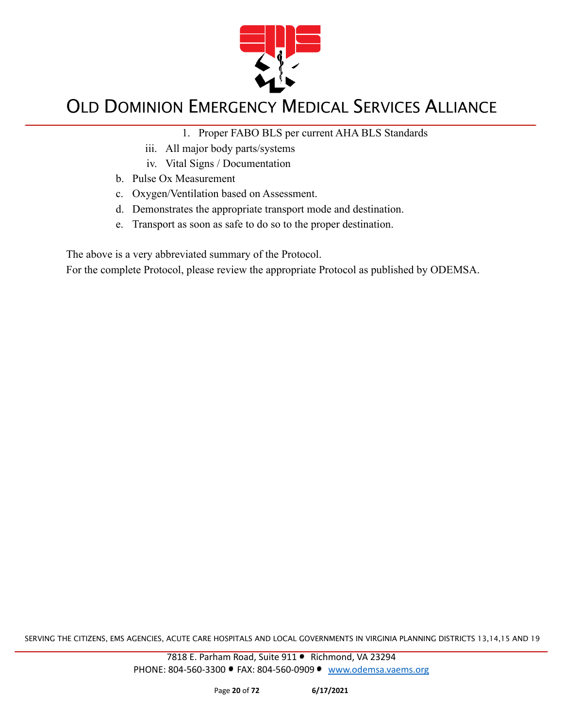1. Proper FABO BLS per current AHA BLS Standards

iii. All major body parts/systems

iv. Vital Signs / Documentation

b. Pulse Ox Measurement

c. Oxygen/Ventilation based on Assessment.

d. Demonstrates the appropriate transport mode and destination.

e. Transport as soon as safe to do so to the proper destination.

The above is a very abbreviated summary of the Protocol.

For the complete Protocol, please review the appropriate Protocol as published by ODEMSA.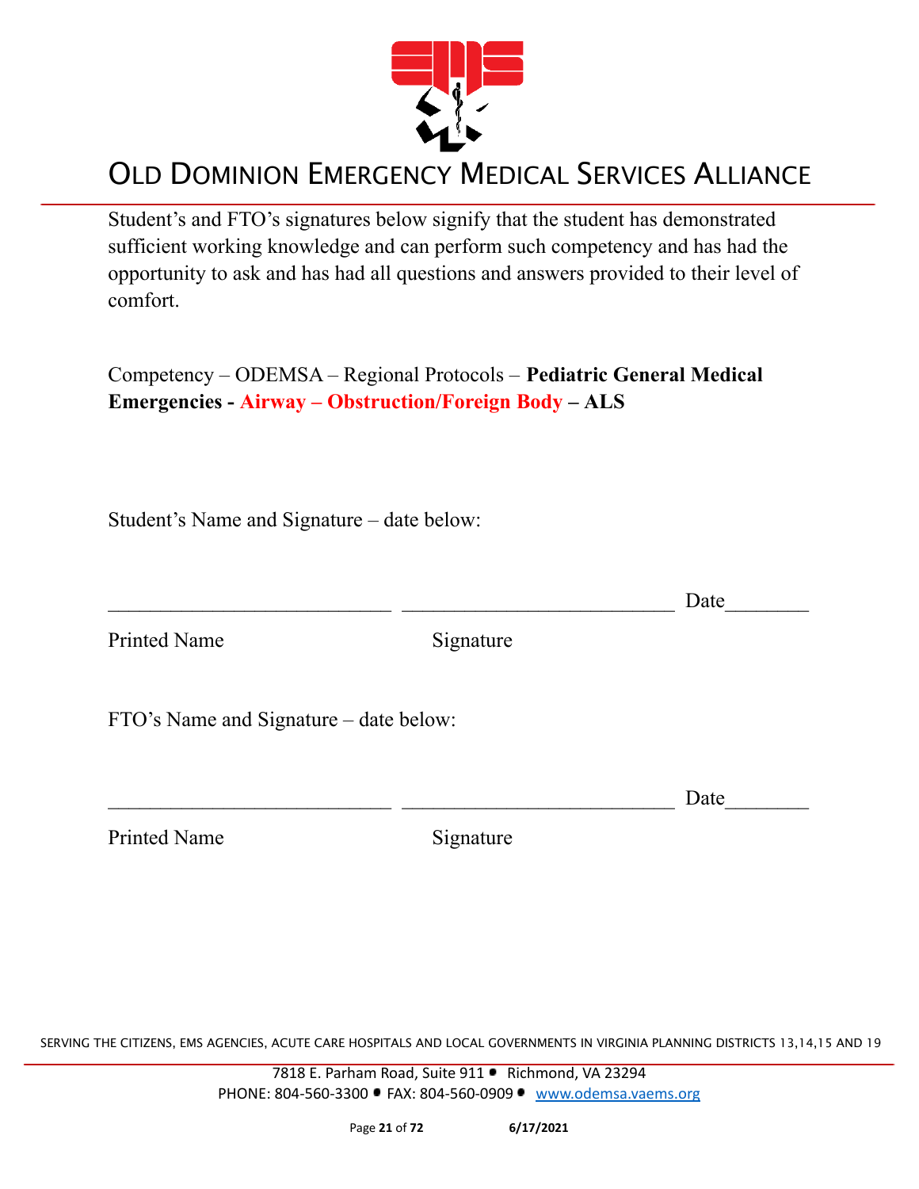# Old Dominion Emergency Medical Services Alliance

Student's and FTO's signatures below signify that the student has demonstrated sufficient working knowledge and can perform such competency and has had the opportunity to ask and has had all questions and answers provided to their level of comfort.

Competency – ODEMSA – Regional Protocols – **Pediatric General Medical Emergencies - Airway – Obstruction/Foreign Body – ALS**

Student's Name and Signature – date below:

___________________________ ___________________________ Date________

Printed Name Signature

FTO's Name and Signature – date below:

___________________________ ___________________________ Date________

Printed Name Signature

SERVING THE CITIZENS, EMS AGENCIES, ACUTE CARE HOSPITALS AND LOCAL GOVERNMENTS IN VIRGINIA PLANNING DISTRICTS 13,14,15 AND 19

7818 E. Parham Road, Suite 911 • Richmond, VA 23294
PHONE: 804-560-3300 • FAX: 804-560-0909 • www.odemsa.vaems.org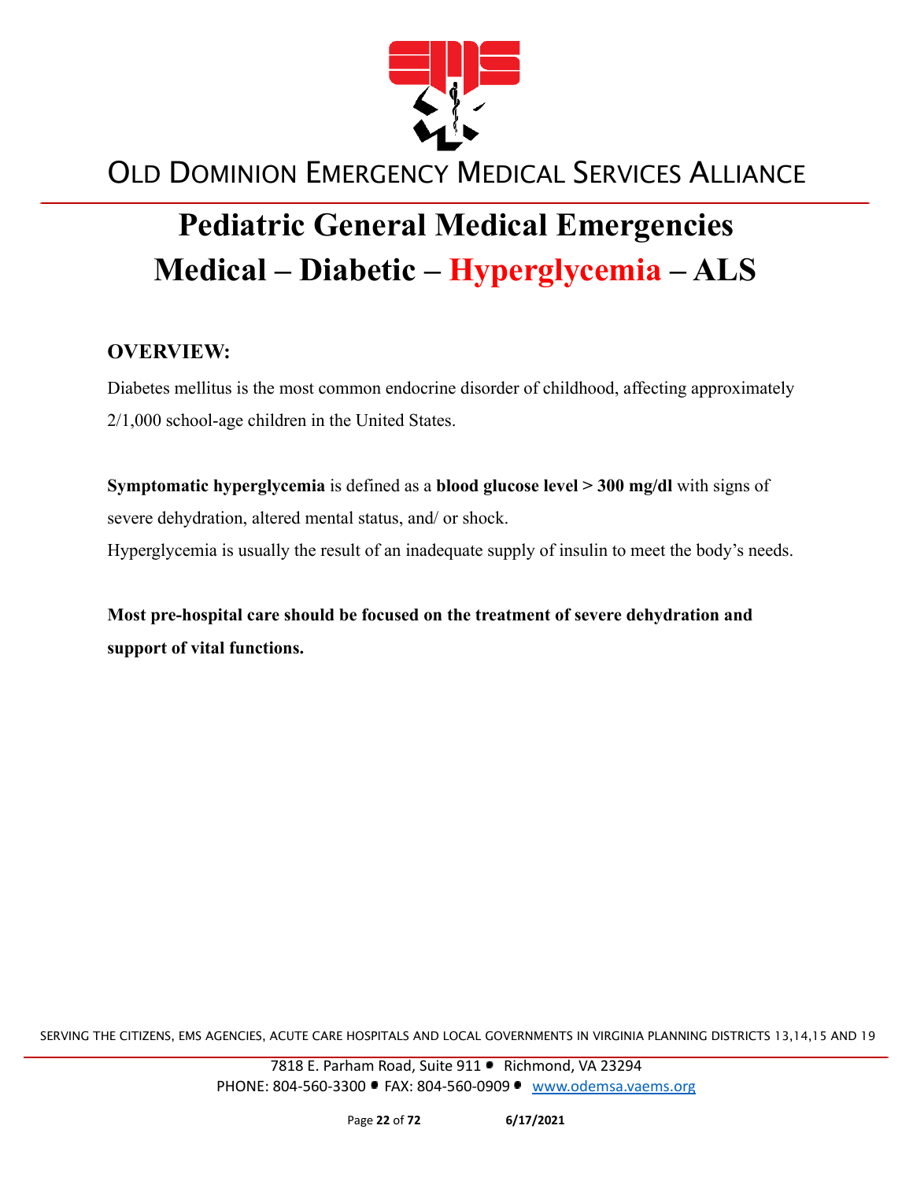OLD DOMINION EMERGENCY MEDICAL SERVICES ALLIANCE

# Pediatric General Medical Emergencies
# Medical – Diabetic – Hyperglycemia – ALS

## OVERVIEW:

Diabetes mellitus is the most common endocrine disorder of childhood, affecting approximately 2/1,000 school-age children in the United States.

**Symptomatic hyperglycemia** is defined as a **blood glucose level > 300 mg/dl** with signs of severe dehydration, altered mental status, and/ or shock.

Hyperglycemia is usually the result of an inadequate supply of insulin to meet the body's needs.

**Most pre-hospital care should be focused on the treatment of severe dehydration and support of vital functions.**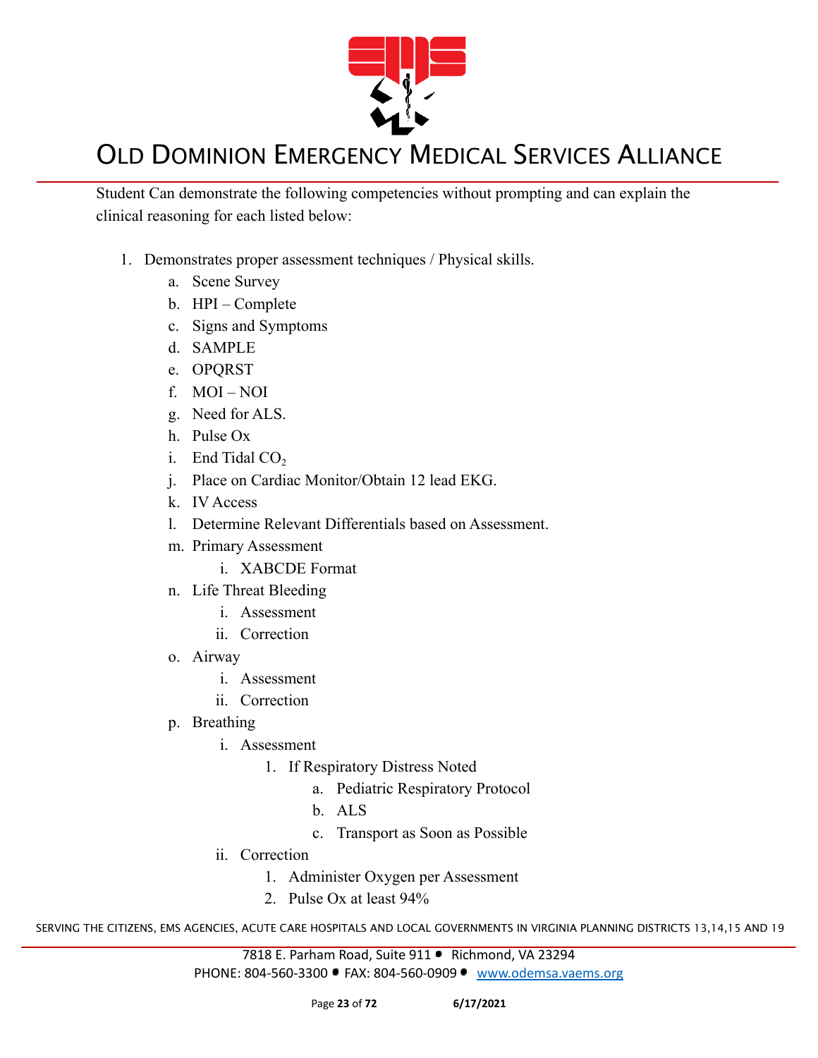Student Can demonstrate the following competencies without prompting and can explain the clinical reasoning for each listed below:

1. Demonstrates proper assessment techniques / Physical skills.
    a. Scene Survey
    b. HPI – Complete
    c. Signs and Symptoms
    d. SAMPLE
    e. OPQRST
    f. MOI – NOI
    g. Need for ALS.
    h. Pulse Ox
    i. End Tidal $CO_2$
    j. Place on Cardiac Monitor/Obtain 12 lead EKG.
    k. IV Access
    l. Determine Relevant Differentials based on Assessment.
    m. Primary Assessment
        i. XABCDE Format
    n. Life Threat Bleeding
        i. Assessment
        ii. Correction
    o. Airway
        i. Assessment
        ii. Correction
    p. Breathing
        i. Assessment
            1. If Respiratory Distress Noted
                a. Pediatric Respiratory Protocol
                b. ALS
                c. Transport as Soon as Possible
        ii. Correction
            1. Administer Oxygen per Assessment
            2. Pulse Ox at least 94%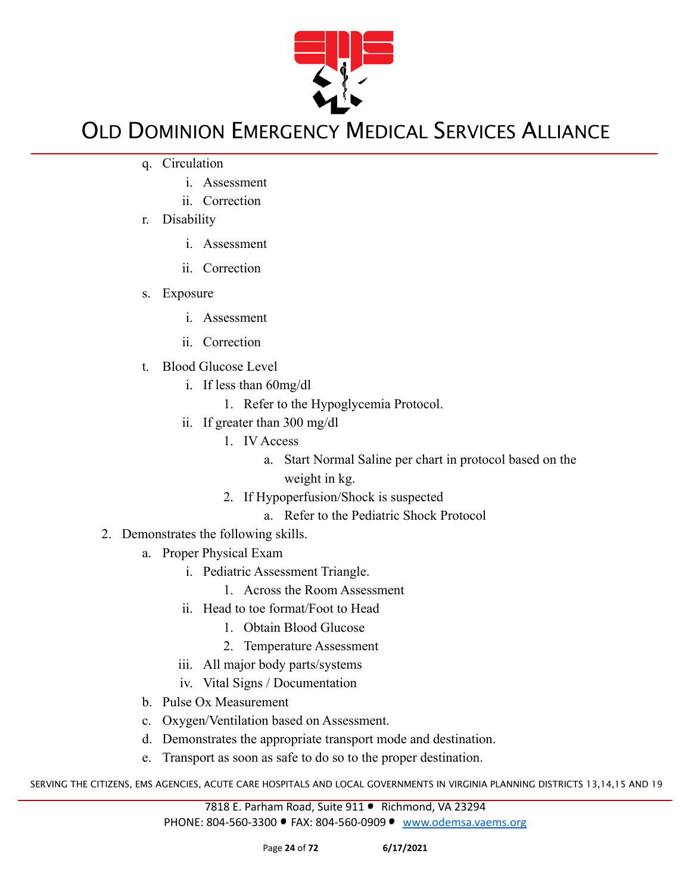q. Circulation
    i. Assessment
    ii. Correction
r. Disability
    i. Assessment
    ii. Correction
s. Exposure
    i. Assessment
    ii. Correction
t. Blood Glucose Level
    i. If less than 60mg/dl
        1. Refer to the Hypoglycemia Protocol.
    ii. If greater than 300 mg/dl
        1. IV Access
            a. Start Normal Saline per chart in protocol based on the weight in kg.
        2. If Hypoperfusion/Shock is suspected
            a. Refer to the Pediatric Shock Protocol

2. Demonstrates the following skills.
    a. Proper Physical Exam
        i. Pediatric Assessment Triangle.
            1. Across the Room Assessment
        ii. Head to toe format/Foot to Head
            1. Obtain Blood Glucose
            2. Temperature Assessment
        iii. All major body parts/systems
        iv. Vital Signs / Documentation
    b. Pulse Ox Measurement
    c. Oxygen/Ventilation based on Assessment.
    d. Demonstrates the appropriate transport mode and destination.
    e. Transport as soon as safe to do so to the proper destination.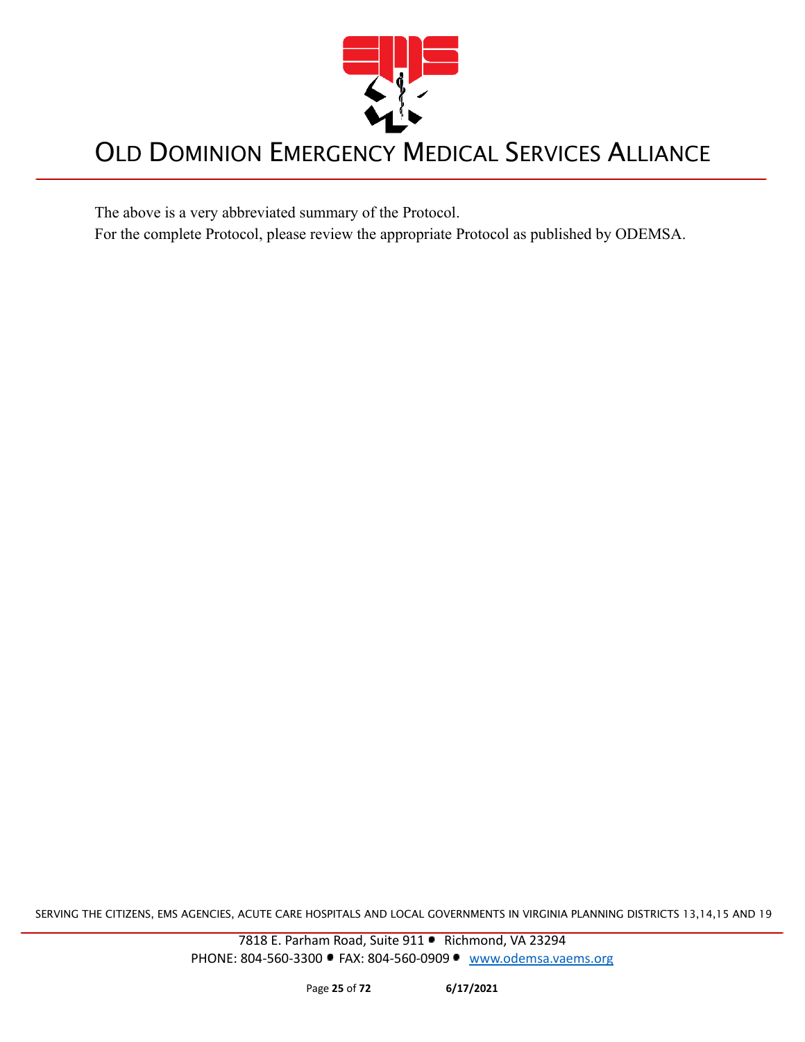The above is a very abbreviated summary of the Protocol.

For the complete Protocol, please review the appropriate Protocol as published by ODEMSA.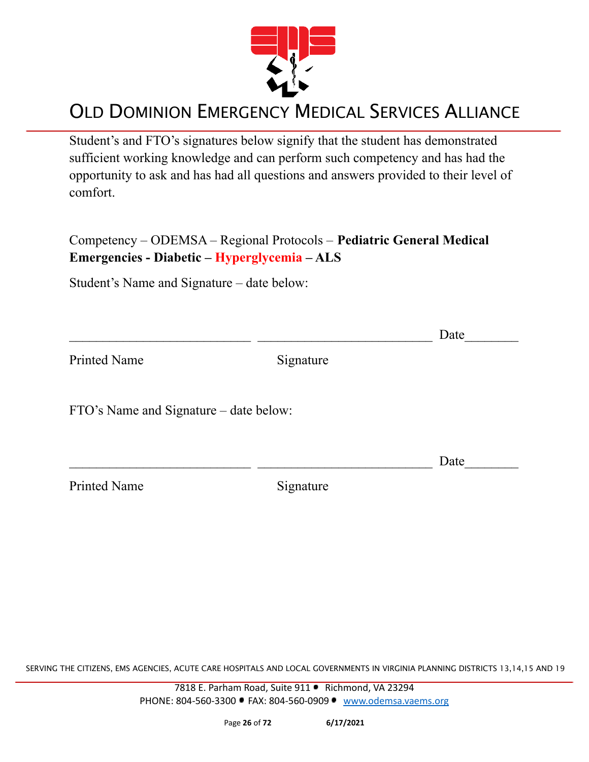Student's and FTO's signatures below signify that the student has demonstrated sufficient working knowledge and can perform such competency and has had the opportunity to ask and has had all questions and answers provided to their level of comfort.

Competency – ODEMSA – Regional Protocols – **Pediatric General Medical Emergencies - Diabetic – Hyperglycemia – ALS**

Student's Name and Signature – date below:

\_\_\_\_\_\_\_\_\_\_\_\_\_\_\_\_\_\_\_\_\_\_\_\_\_\_\_ \_\_\_\_\_\_\_\_\_\_\_\_\_\_\_\_\_\_\_\_\_\_\_\_\_\_ Date\_\_\_\_\_\_\_\_

Printed Name Signature

FTO's Name and Signature – date below:

\_\_\_\_\_\_\_\_\_\_\_\_\_\_\_\_\_\_\_\_\_\_\_\_\_\_\_ \_\_\_\_\_\_\_\_\_\_\_\_\_\_\_\_\_\_\_\_\_\_\_\_\_\_ Date\_\_\_\_\_\_\_\_

Printed Name Signature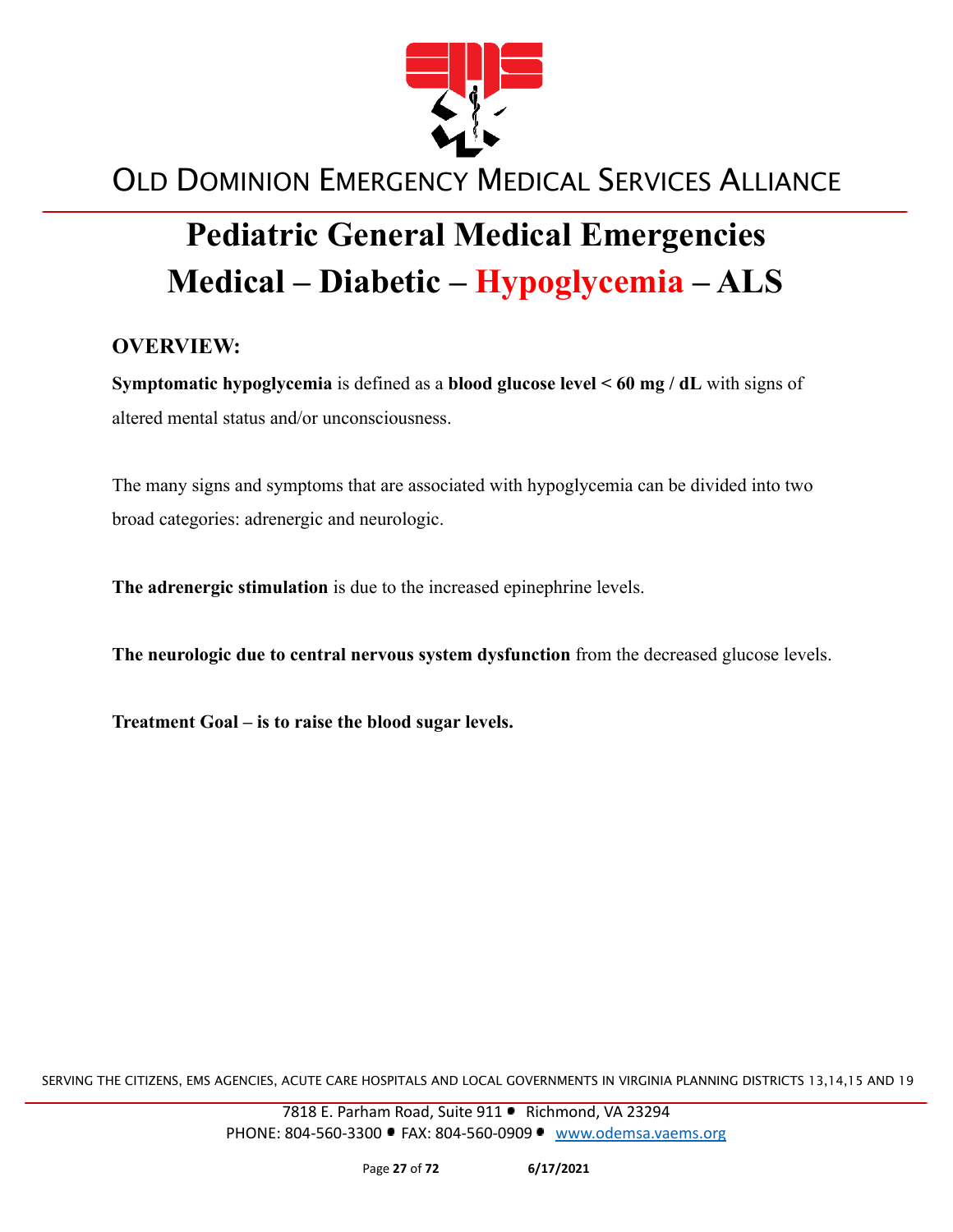# Pediatric General Medical Emergencies
# Medical – Diabetic – Hypoglycemia – ALS

## OVERVIEW:

**Symptomatic hypoglycemia** is defined as a **blood glucose level < 60 mg / dL** with signs of altered mental status and/or unconsciousness.

The many signs and symptoms that are associated with hypoglycemia can be divided into two broad categories: adrenergic and neurologic.

**The adrenergic stimulation** is due to the increased epinephrine levels.

**The neurologic due to central nervous system dysfunction** from the decreased glucose levels.

**Treatment Goal – is to raise the blood sugar levels.**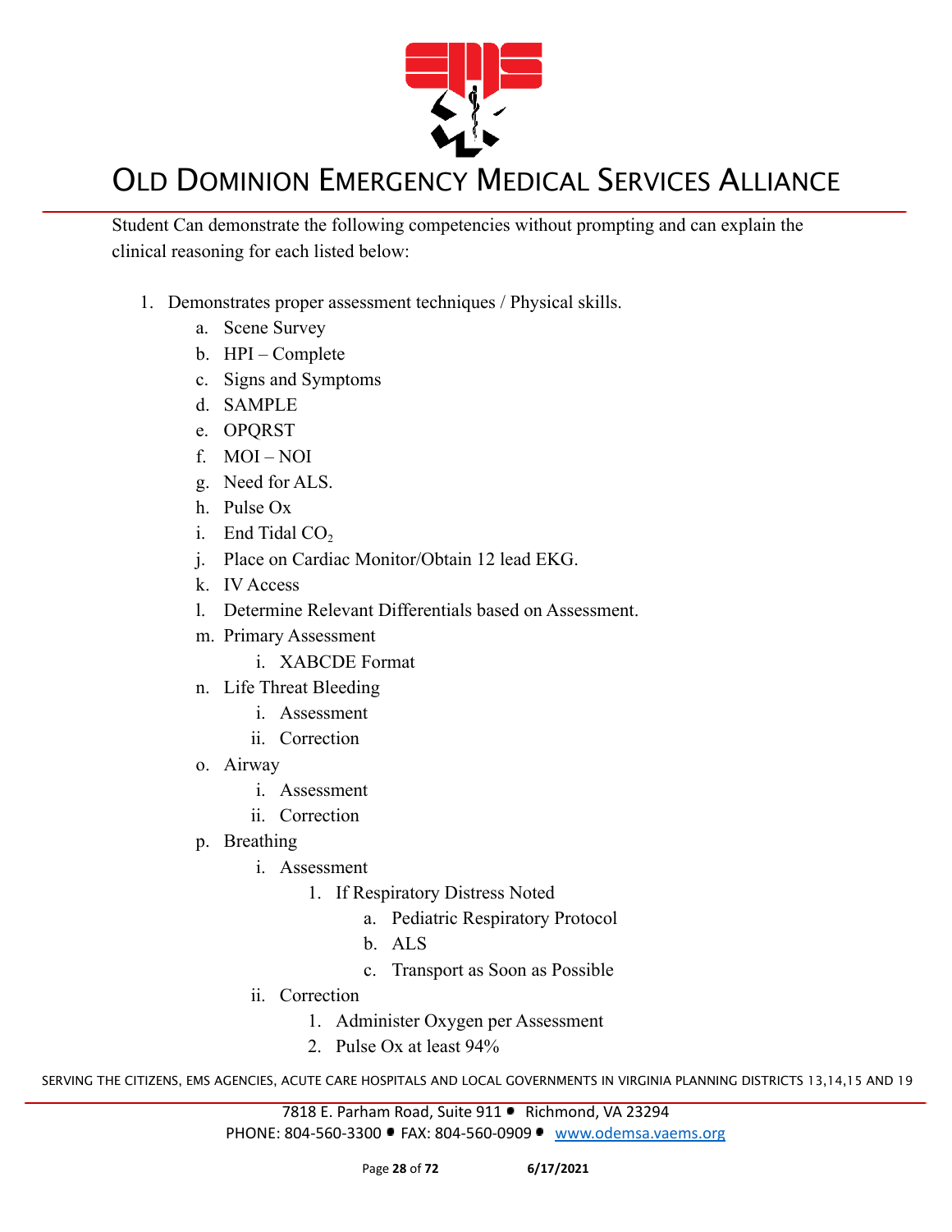Student Can demonstrate the following competencies without prompting and can explain the clinical reasoning for each listed below:

1. Demonstrates proper assessment techniques / Physical skills.
    a. Scene Survey
    b. HPI – Complete
    c. Signs and Symptoms
    d. SAMPLE
    e. OPQRST
    f. MOI – NOI
    g. Need for ALS.
    h. Pulse Ox
    i. End Tidal $CO_2$
    j. Place on Cardiac Monitor/Obtain 12 lead EKG.
    k. IV Access
    l. Determine Relevant Differentials based on Assessment.
    m. Primary Assessment
        i. XABCDE Format
    n. Life Threat Bleeding
        i. Assessment
        ii. Correction
    o. Airway
        i. Assessment
        ii. Correction
    p. Breathing
        i. Assessment
            1. If Respiratory Distress Noted
                a. Pediatric Respiratory Protocol
                b. ALS
                c. Transport as Soon as Possible
        ii. Correction
            1. Administer Oxygen per Assessment
            2. Pulse Ox at least 94%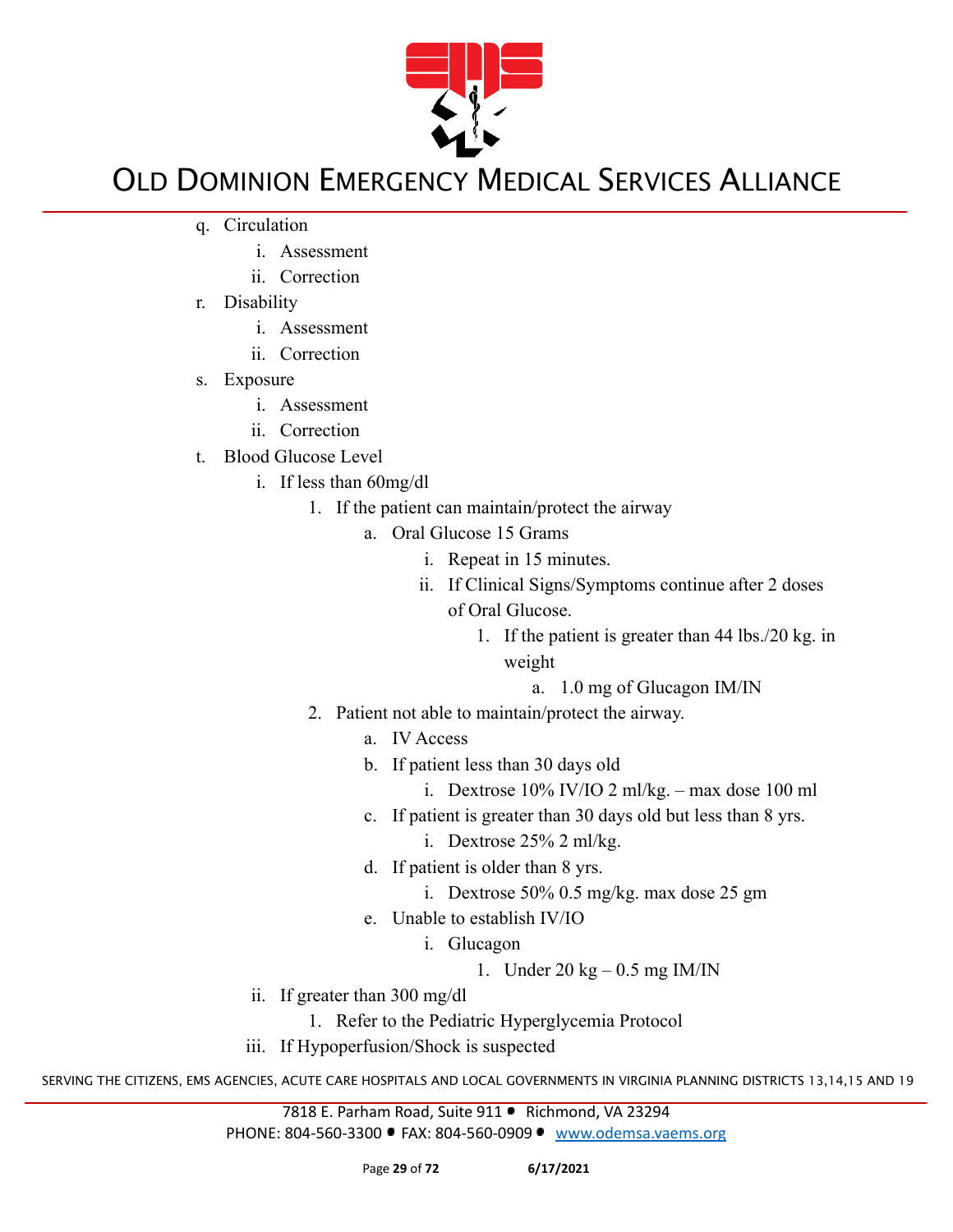q. Circulation
    i. Assessment
    ii. Correction
r. Disability
    i. Assessment
    ii. Correction
s. Exposure
    i. Assessment
    ii. Correction
t. Blood Glucose Level
    i. If less than 60mg/dl
        1. If the patient can maintain/protect the airway
            a. Oral Glucose 15 Grams
                i. Repeat in 15 minutes.
                ii. If Clinical Signs/Symptoms continue after 2 doses of Oral Glucose.
                    1. If the patient is greater than 44 lbs./20 kg. in weight
                        a. 1.0 mg of Glucagon IM/IN
        2. Patient not able to maintain/protect the airway.
            a. IV Access
            b. If patient less than 30 days old
                i. Dextrose 10% IV/IO 2 ml/kg. – max dose 100 ml
            c. If patient is greater than 30 days old but less than 8 yrs.
                i. Dextrose 25% 2 ml/kg.
            d. If patient is older than 8 yrs.
                i. Dextrose 50% 0.5 mg/kg. max dose 25 gm
            e. Unable to establish IV/IO
                i. Glucagon
                    1. Under 20 kg – 0.5 mg IM/IN
    ii. If greater than 300 mg/dl
        1. Refer to the Pediatric Hyperglycemia Protocol
    iii. If Hypoperfusion/Shock is suspected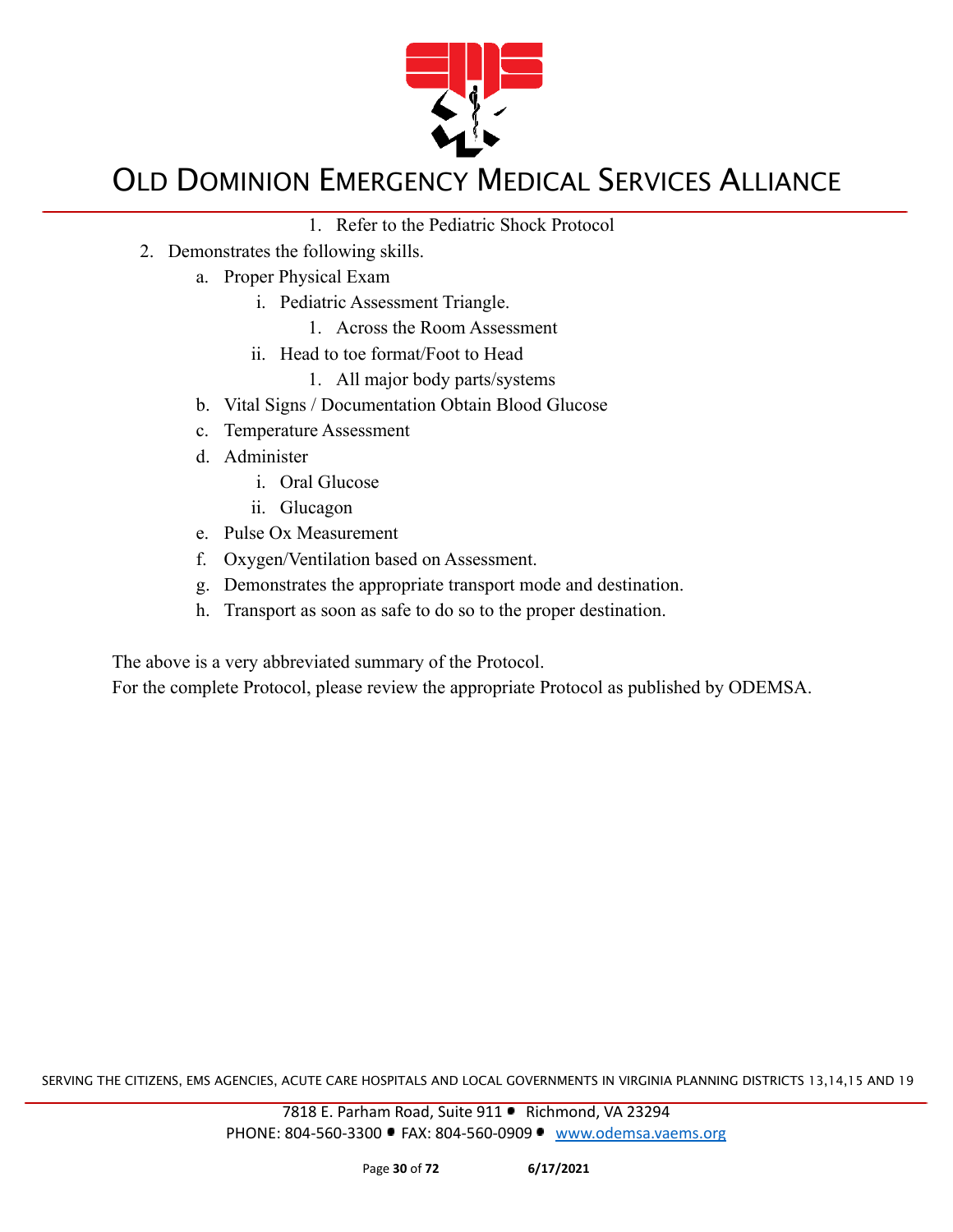1. Refer to the Pediatric Shock Protocol

2. Demonstrates the following skills.
   a. Proper Physical Exam
      i. Pediatric Assessment Triangle.
         1. Across the Room Assessment
      ii. Head to toe format/Foot to Head
         1. All major body parts/systems
   b. Vital Signs / Documentation Obtain Blood Glucose
   c. Temperature Assessment
   d. Administer
      i. Oral Glucose
      ii. Glucagon
   e. Pulse Ox Measurement
   f. Oxygen/Ventilation based on Assessment.
   g. Demonstrates the appropriate transport mode and destination.
   h. Transport as soon as safe to do so to the proper destination.

The above is a very abbreviated summary of the Protocol.
For the complete Protocol, please review the appropriate Protocol as published by ODEMSA.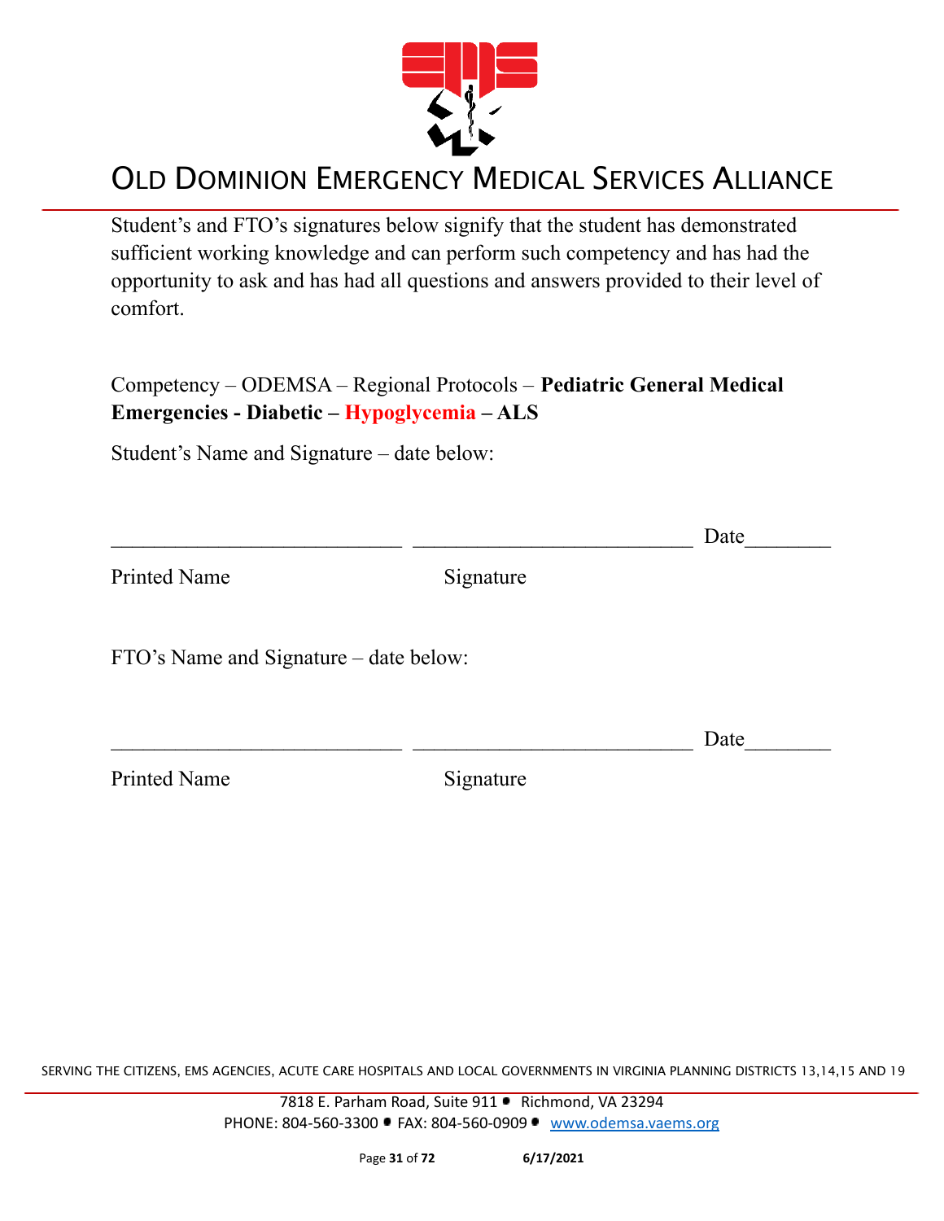Student's and FTO's signatures below signify that the student has demonstrated sufficient working knowledge and can perform such competency and has had the opportunity to ask and has had all questions and answers provided to their level of comfort.

Competency – ODEMSA – Regional Protocols – **Pediatric General Medical Emergencies - Diabetic – Hypoglycemia – ALS**

Student's Name and Signature – date below:

___________________________ ___________________________ Date________

Printed Name Signature

FTO's Name and Signature – date below:

___________________________ ___________________________ Date________

Printed Name Signature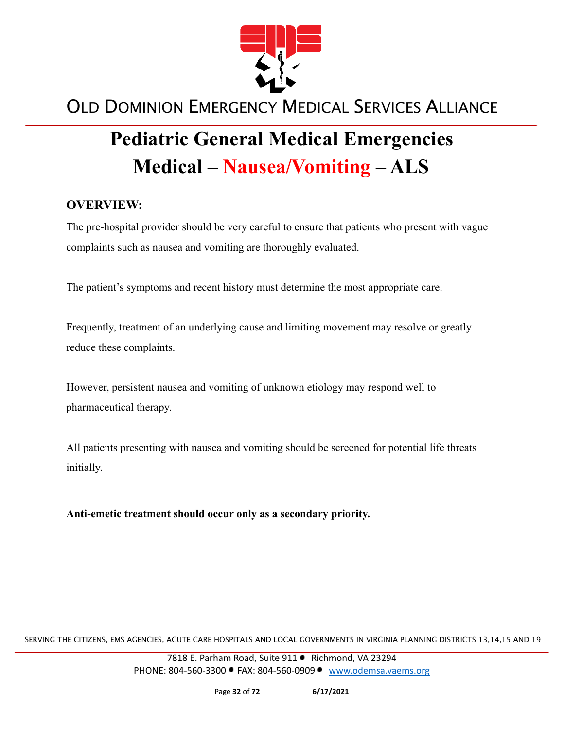# Pediatric General Medical Emergencies

# Medical – Nausea/Vomiting – ALS

## OVERVIEW:

The pre-hospital provider should be very careful to ensure that patients who present with vague complaints such as nausea and vomiting are thoroughly evaluated.

The patient's symptoms and recent history must determine the most appropriate care.

Frequently, treatment of an underlying cause and limiting movement may resolve or greatly reduce these complaints.

However, persistent nausea and vomiting of unknown etiology may respond well to pharmaceutical therapy.

All patients presenting with nausea and vomiting should be screened for potential life threats initially.

**Anti-emetic treatment should occur only as a secondary priority.**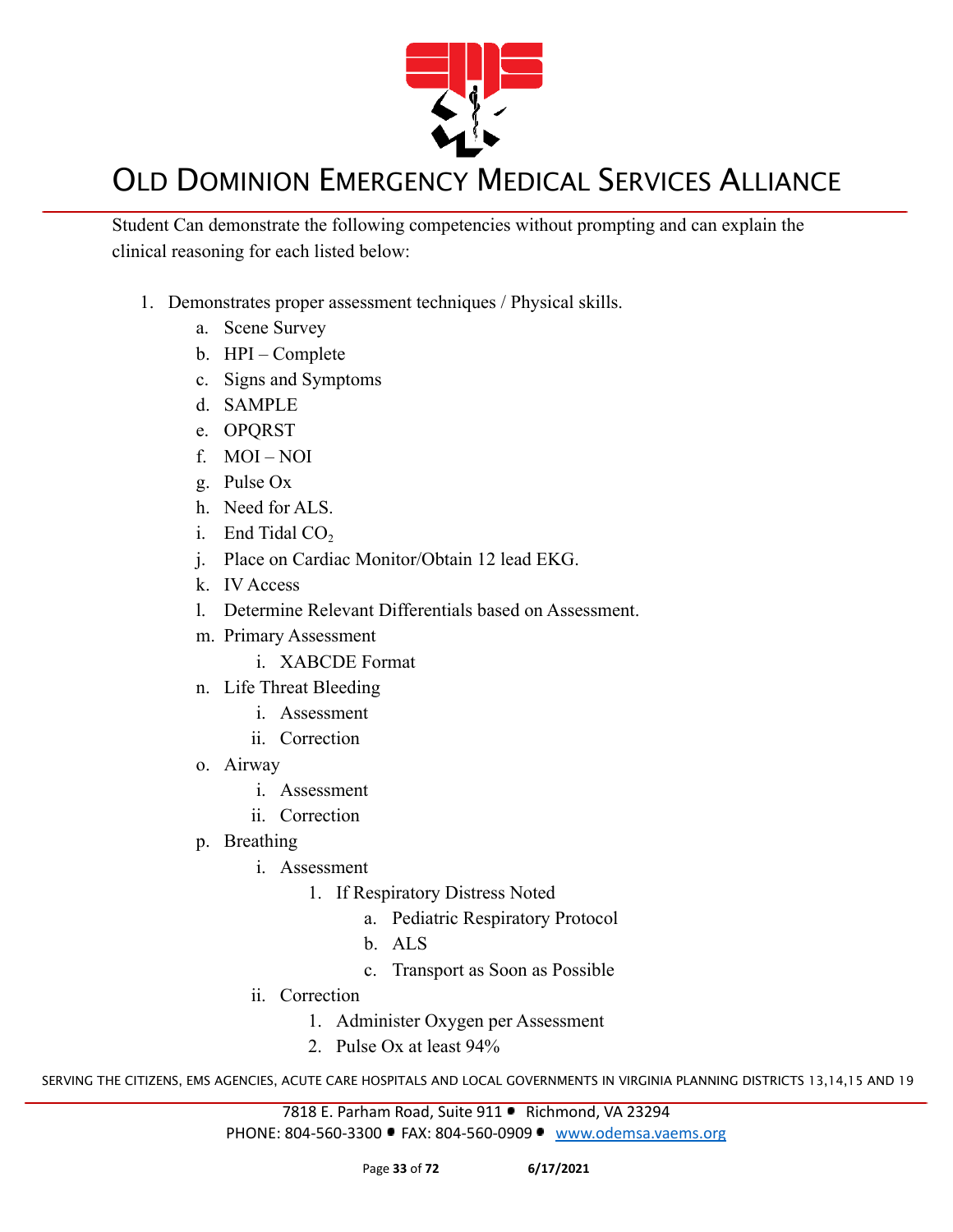Student Can demonstrate the following competencies without prompting and can explain the clinical reasoning for each listed below:

1. Demonstrates proper assessment techniques / Physical skills.
    a. Scene Survey
    b. HPI – Complete
    c. Signs and Symptoms
    d. SAMPLE
    e. OPQRST
    f. MOI – NOI
    g. Pulse Ox
    h. Need for ALS.
    i. End Tidal $CO_2$
    j. Place on Cardiac Monitor/Obtain 12 lead EKG.
    k. IV Access
    l. Determine Relevant Differentials based on Assessment.
    m. Primary Assessment
        i. XABCDE Format
    n. Life Threat Bleeding
        i. Assessment
        ii. Correction
    o. Airway
        i. Assessment
        ii. Correction
    p. Breathing
        i. Assessment
            1. If Respiratory Distress Noted
                a. Pediatric Respiratory Protocol
                b. ALS
                c. Transport as Soon as Possible
        ii. Correction
            1. Administer Oxygen per Assessment
            2. Pulse Ox at least 94%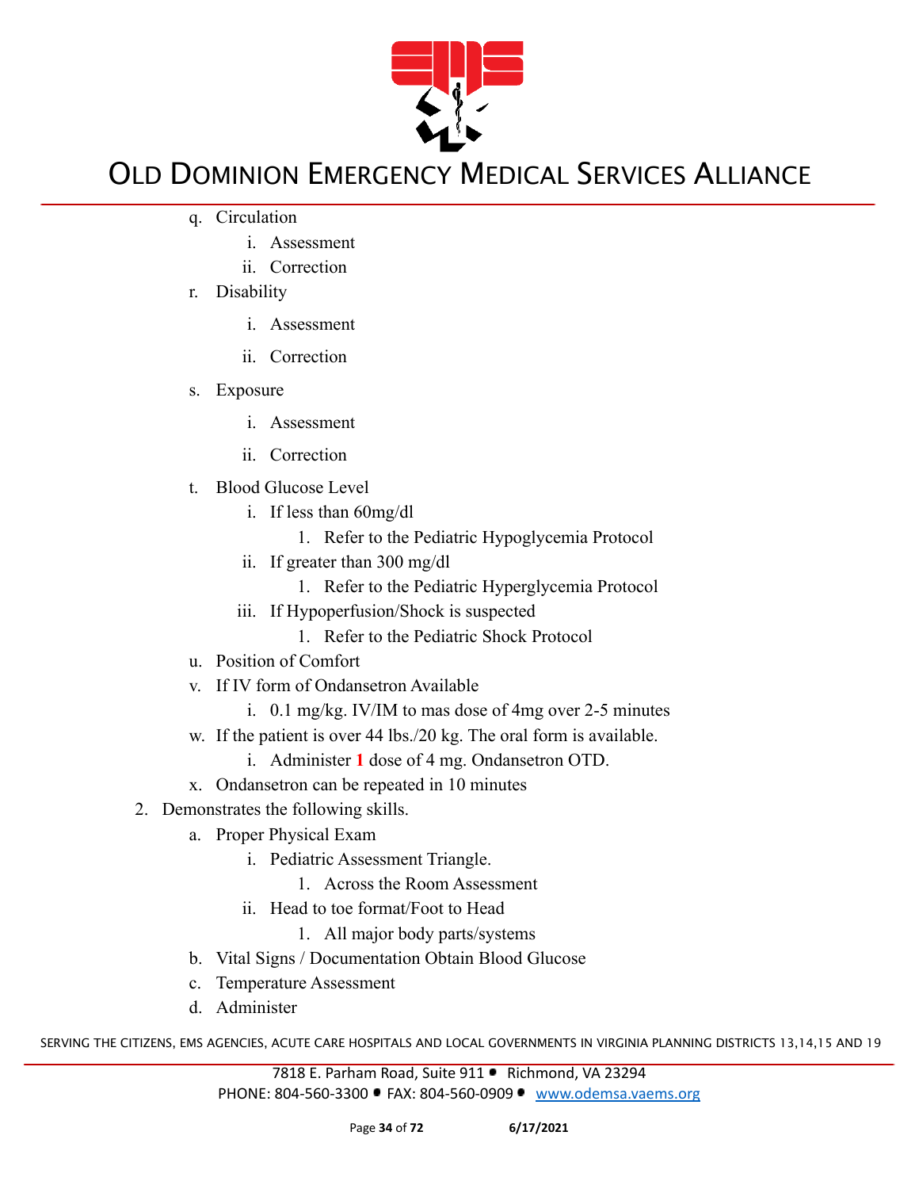q. Circulation
    i. Assessment
    ii. Correction
r. Disability
    i. Assessment
    ii. Correction
s. Exposure
    i. Assessment
    ii. Correction
t. Blood Glucose Level
    i. If less than 60mg/dl
        1. Refer to the Pediatric Hypoglycemia Protocol
    ii. If greater than 300 mg/dl
        1. Refer to the Pediatric Hyperglycemia Protocol
    iii. If Hypoperfusion/Shock is suspected
        1. Refer to the Pediatric Shock Protocol
u. Position of Comfort
v. If IV form of Ondansetron Available
    i. 0.1 mg/kg. IV/IM to mas dose of 4mg over 2-5 minutes
w. If the patient is over 44 lbs./20 kg. The oral form is available.
    i. Administer **1** dose of 4 mg. Ondansetron OTD.
x. Ondansetron can be repeated in 10 minutes

2. Demonstrates the following skills.
    a. Proper Physical Exam
        i. Pediatric Assessment Triangle.
            1. Across the Room Assessment
        ii. Head to toe format/Foot to Head
            1. All major body parts/systems
    b. Vital Signs / Documentation Obtain Blood Glucose
    c. Temperature Assessment
    d. Administer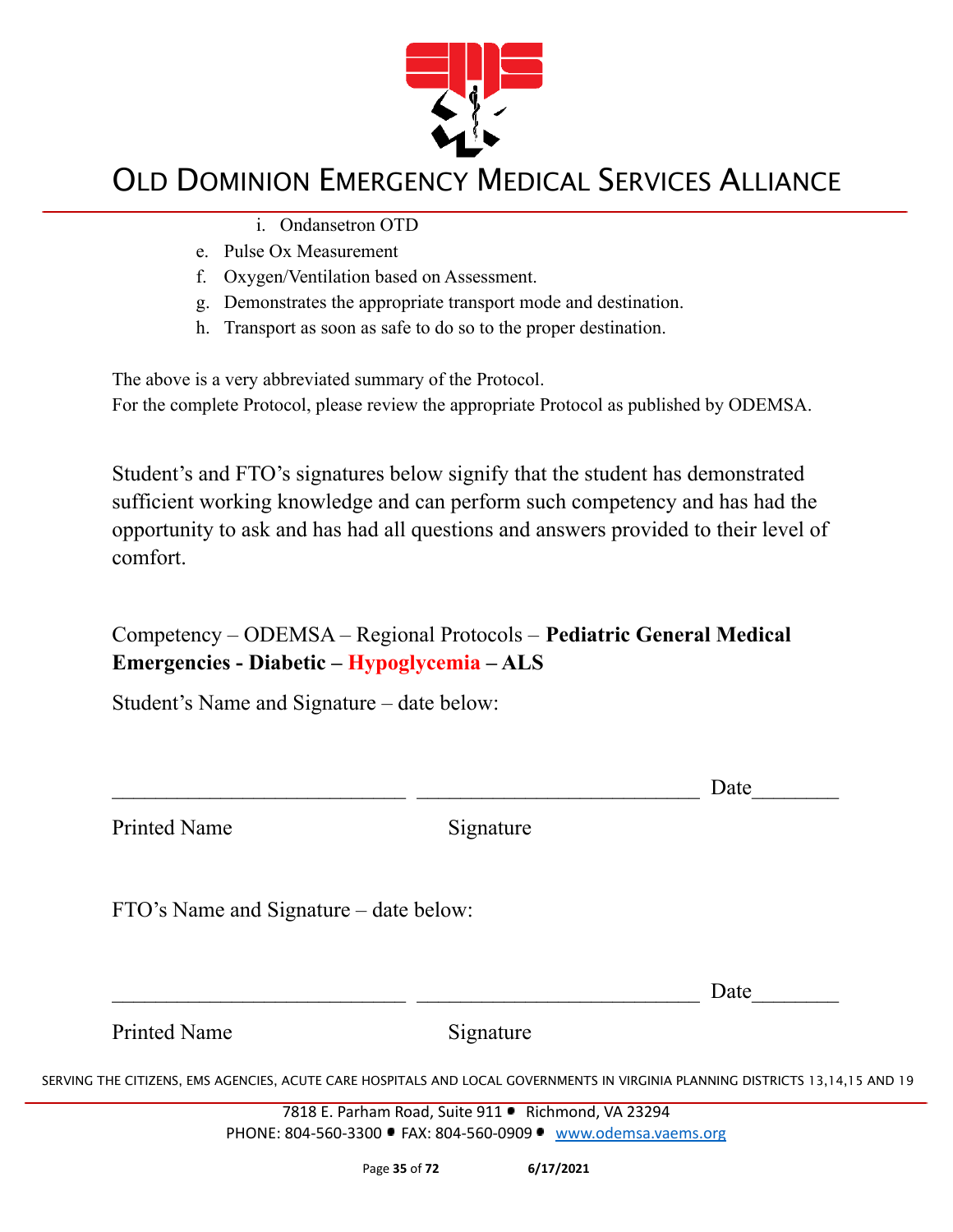i. Ondansetron OTD

e. Pulse Ox Measurement
f. Oxygen/Ventilation based on Assessment.
g. Demonstrates the appropriate transport mode and destination.
h. Transport as soon as safe to do so to the proper destination.

The above is a very abbreviated summary of the Protocol.
For the complete Protocol, please review the appropriate Protocol as published by ODEMSA.

Student's and FTO's signatures below signify that the student has demonstrated sufficient working knowledge and can perform such competency and has had the opportunity to ask and has had all questions and answers provided to their level of comfort.

Competency – ODEMSA – Regional Protocols – **Pediatric General Medical Emergencies - Diabetic – Hypoglycemia – ALS**

Student's Name and Signature – date below:

\_\_\_\_\_\_\_\_\_\_\_\_\_\_\_\_\_\_\_\_\_\_\_\_\_\_\_\_ \_\_\_\_\_\_\_\_\_\_\_\_\_\_\_\_\_\_\_\_\_\_\_\_\_\_\_ Date\_\_\_\_\_\_\_\_

Printed Name Signature

FTO's Name and Signature – date below:

\_\_\_\_\_\_\_\_\_\_\_\_\_\_\_\_\_\_\_\_\_\_\_\_\_\_\_\_ \_\_\_\_\_\_\_\_\_\_\_\_\_\_\_\_\_\_\_\_\_\_\_\_\_\_\_ Date\_\_\_\_\_\_\_\_

Printed Name Signature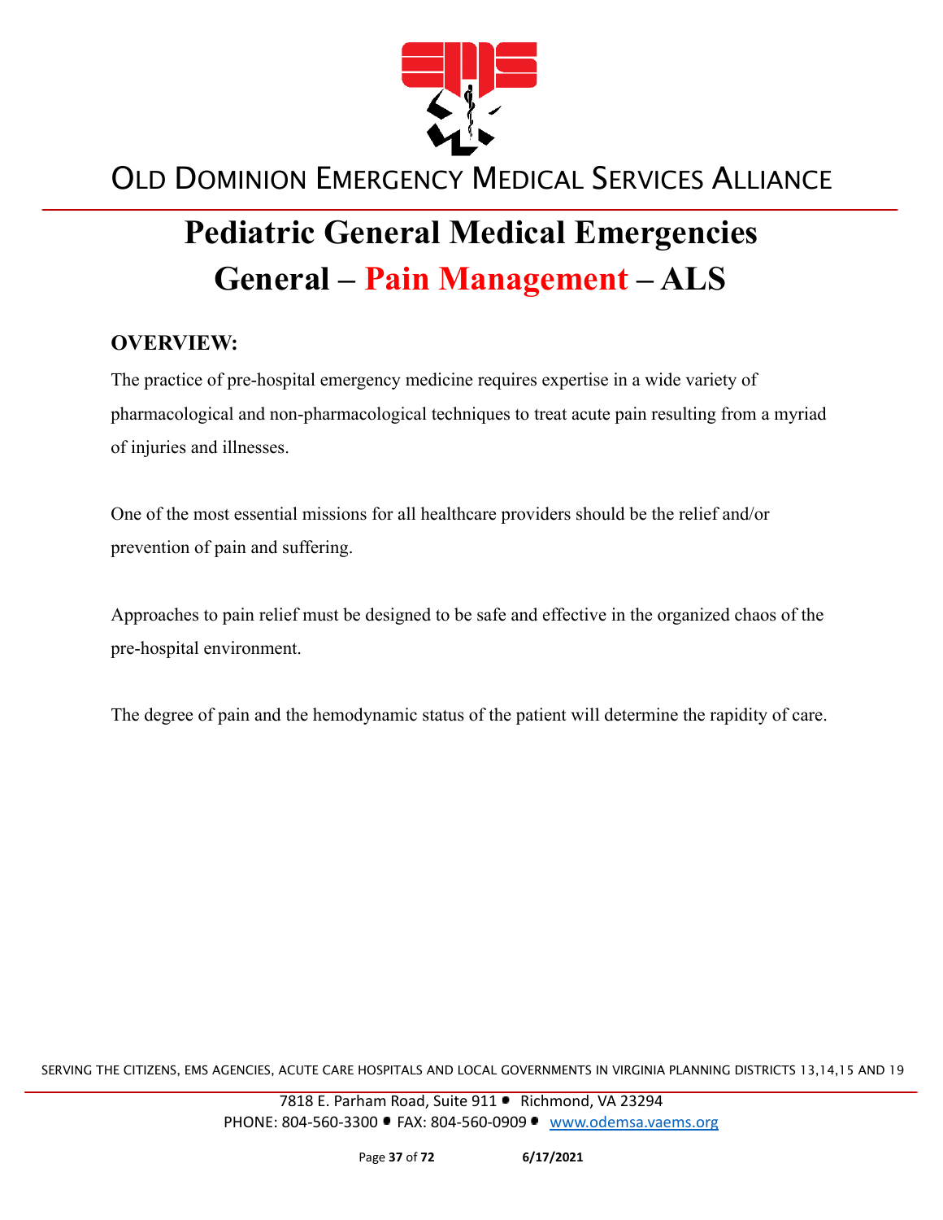# Pediatric General Medical Emergencies

# General – Pain Management – ALS

## OVERVIEW:

The practice of pre-hospital emergency medicine requires expertise in a wide variety of pharmacological and non-pharmacological techniques to treat acute pain resulting from a myriad of injuries and illnesses.

One of the most essential missions for all healthcare providers should be the relief and/or prevention of pain and suffering.

Approaches to pain relief must be designed to be safe and effective in the organized chaos of the pre-hospital environment.

The degree of pain and the hemodynamic status of the patient will determine the rapidity of care.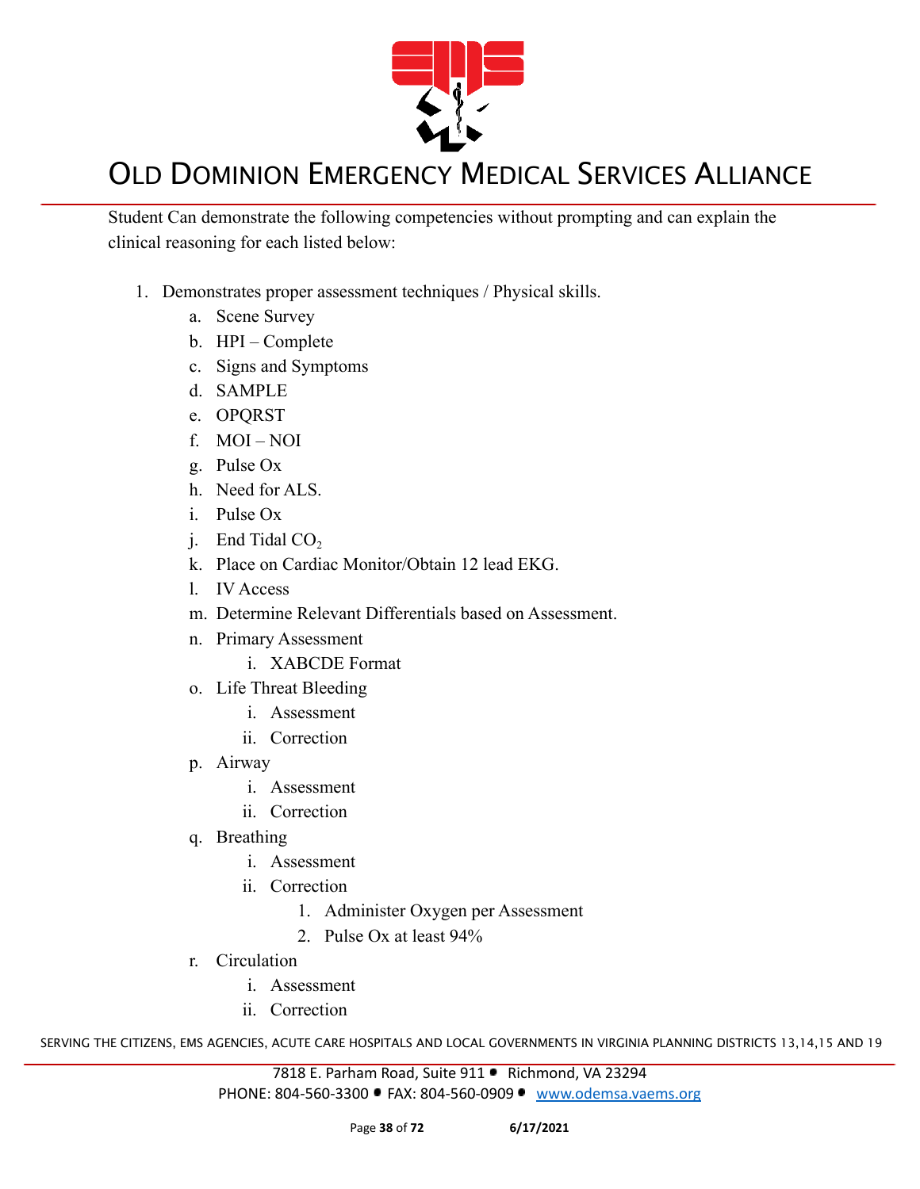Student Can demonstrate the following competencies without prompting and can explain the clinical reasoning for each listed below:

1. Demonstrates proper assessment techniques / Physical skills.
    a. Scene Survey
    b. HPI – Complete
    c. Signs and Symptoms
    d. SAMPLE
    e. OPQRST
    f. MOI – NOI
    g. Pulse Ox
    h. Need for ALS.
    i. Pulse Ox
    j. End Tidal $CO_2$
    k. Place on Cardiac Monitor/Obtain 12 lead EKG.
    l. IV Access
    m. Determine Relevant Differentials based on Assessment.
    n. Primary Assessment
        i. XABCDE Format
    o. Life Threat Bleeding
        i. Assessment
        ii. Correction
    p. Airway
        i. Assessment
        ii. Correction
    q. Breathing
        i. Assessment
        ii. Correction
            1. Administer Oxygen per Assessment
            2. Pulse Ox at least 94%
    r. Circulation
        i. Assessment
        ii. Correction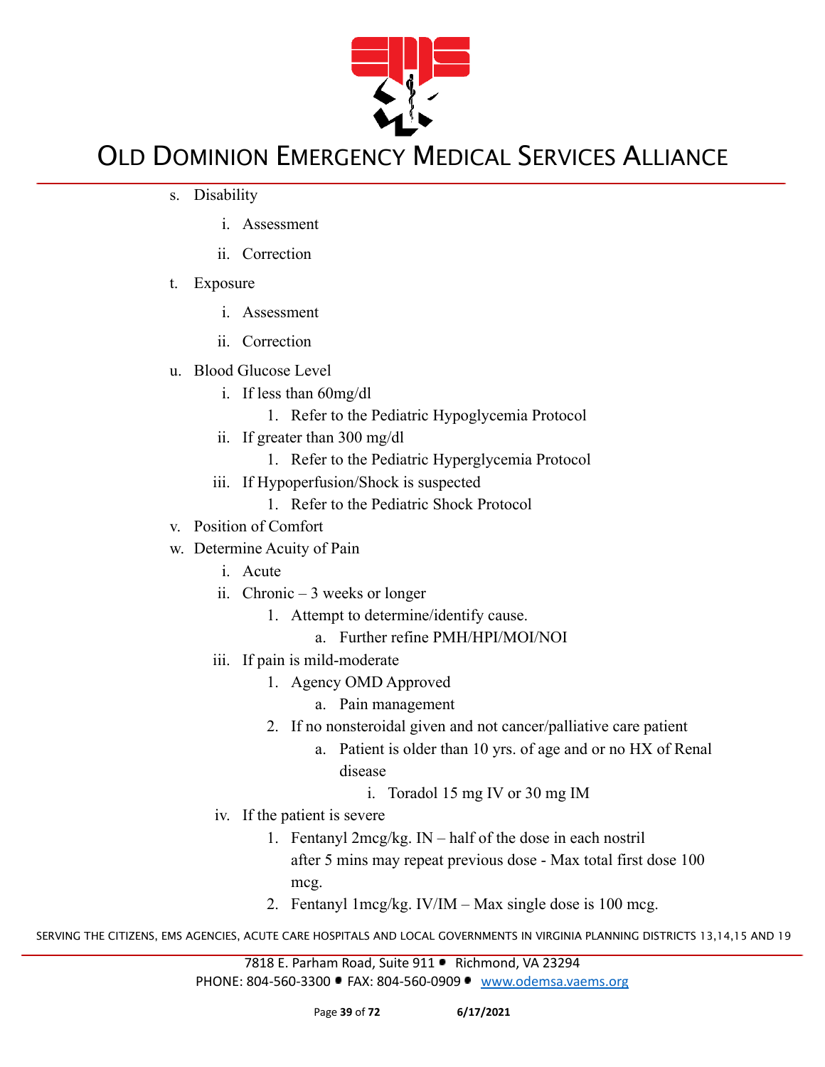s. Disability
    i. Assessment
    ii. Correction
t. Exposure
    i. Assessment
    ii. Correction
u. Blood Glucose Level
    i. If less than 60mg/dl
        1. Refer to the Pediatric Hypoglycemia Protocol
    ii. If greater than 300 mg/dl
        1. Refer to the Pediatric Hyperglycemia Protocol
    iii. If Hypoperfusion/Shock is suspected
        1. Refer to the Pediatric Shock Protocol
v. Position of Comfort
w. Determine Acuity of Pain
    i. Acute
    ii. Chronic – 3 weeks or longer
        1. Attempt to determine/identify cause.
            a. Further refine PMH/HPI/MOI/NOI
    iii. If pain is mild-moderate
        1. Agency OMD Approved
            a. Pain management
        2. If no nonsteroidal given and not cancer/palliative care patient
            a. Patient is older than 10 yrs. of age and or no HX of Renal disease
                i. Toradol 15 mg IV or 30 mg IM
    iv. If the patient is severe
        1. Fentanyl 2mcg/kg. IN – half of the dose in each nostril after 5 mins may repeat previous dose - Max total first dose 100 mcg.
        2. Fentanyl 1mcg/kg. IV/IM – Max single dose is 100 mcg.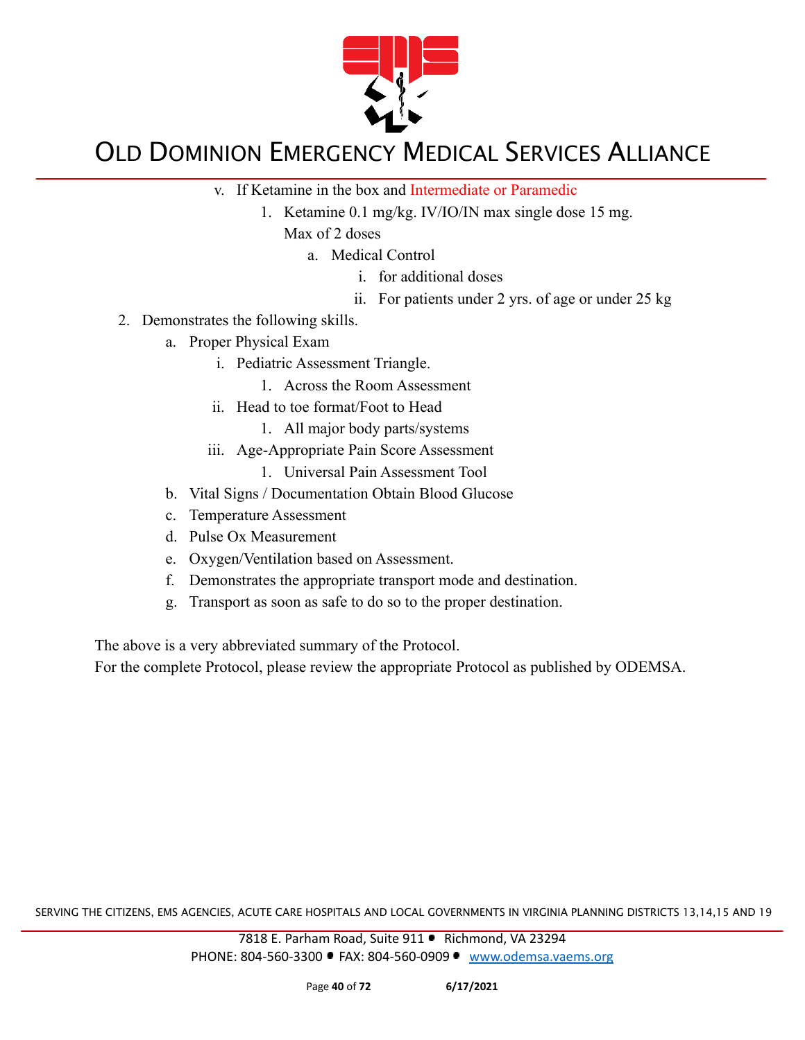- v. If Ketamine in the box and Intermediate or Paramedic
  1. Ketamine 0.1 mg/kg. IV/IO/IN max single dose 15 mg. Max of 2 doses
     - a. Medical Control
       - i. for additional doses
       - ii. For patients under 2 yrs. of age or under 25 kg

2. Demonstrates the following skills.
   - a. Proper Physical Exam
     - i. Pediatric Assessment Triangle.
       1. Across the Room Assessment
     - ii. Head to toe format/Foot to Head
       1. All major body parts/systems
     - iii. Age-Appropriate Pain Score Assessment
       1. Universal Pain Assessment Tool
   - b. Vital Signs / Documentation Obtain Blood Glucose
   - c. Temperature Assessment
   - d. Pulse Ox Measurement
   - e. Oxygen/Ventilation based on Assessment.
   - f. Demonstrates the appropriate transport mode and destination.
   - g. Transport as soon as safe to do so to the proper destination.

The above is a very abbreviated summary of the Protocol.
For the complete Protocol, please review the appropriate Protocol as published by ODEMSA.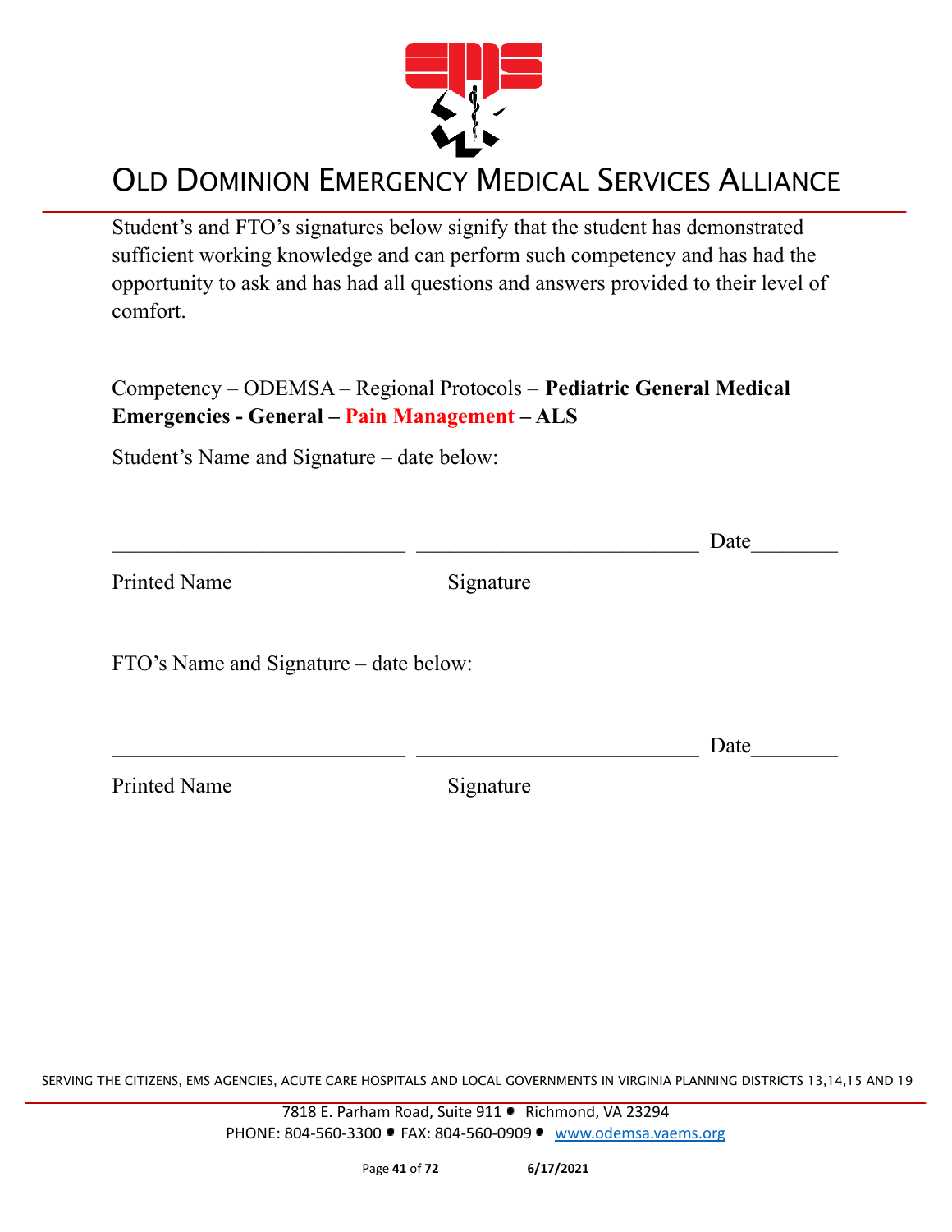# OLD DOMINION EMERGENCY MEDICAL SERVICES ALLIANCE

Student's and FTO's signatures below signify that the student has demonstrated sufficient working knowledge and can perform such competency and has had the opportunity to ask and has had all questions and answers provided to their level of comfort.

Competency – ODEMSA – Regional Protocols – **Pediatric General Medical Emergencies - General – Pain Management – ALS**

Student's Name and Signature – date below:

___________________________ ___________________________ Date________

Printed Name Signature

FTO's Name and Signature – date below:

___________________________ ___________________________ Date________

Printed Name Signature

SERVING THE CITIZENS, EMS AGENCIES, ACUTE CARE HOSPITALS AND LOCAL GOVERNMENTS IN VIRGINIA PLANNING DISTRICTS 13,14,15 AND 19

7818 E. Parham Road, Suite 911 • Richmond, VA 23294
PHONE: 804-560-3300 • FAX: 804-560-0909 • www.odemsa.vaems.org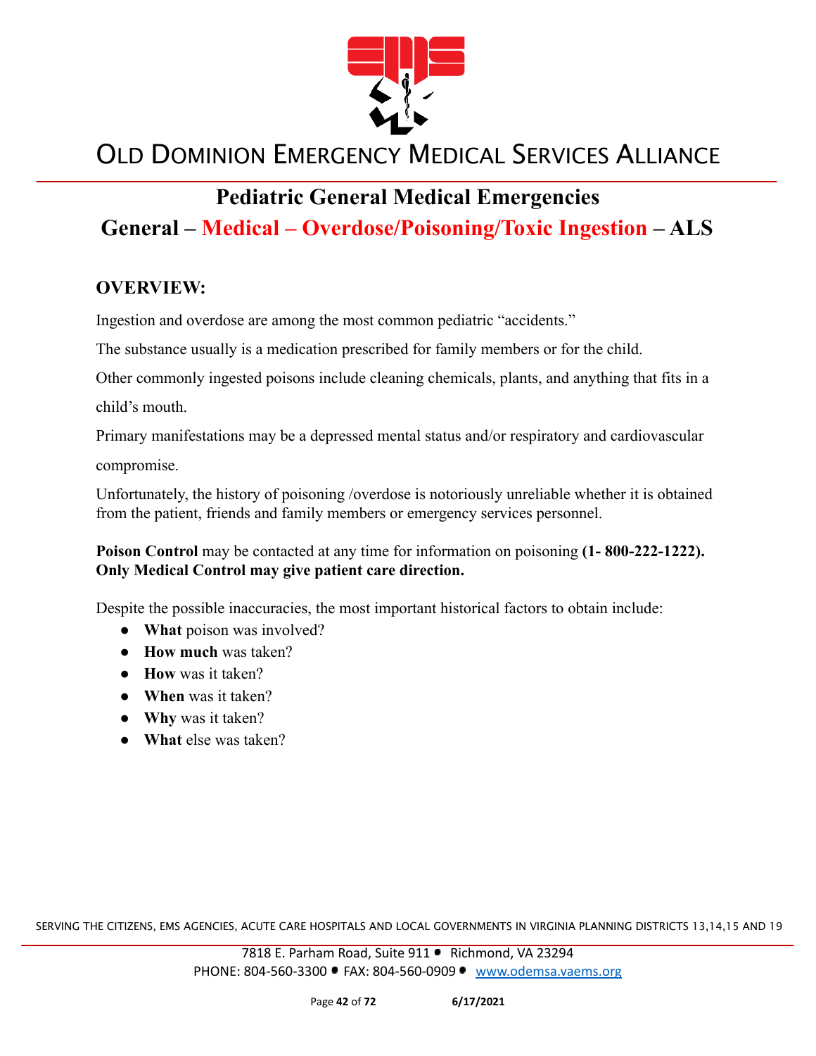# Pediatric General Medical Emergencies

## General – Medical – Overdose/Poisoning/Toxic Ingestion – ALS

### OVERVIEW:

Ingestion and overdose are among the most common pediatric "accidents."

The substance usually is a medication prescribed for family members or for the child.

Other commonly ingested poisons include cleaning chemicals, plants, and anything that fits in a child's mouth.

Primary manifestations may be a depressed mental status and/or respiratory and cardiovascular compromise.

Unfortunately, the history of poisoning /overdose is notoriously unreliable whether it is obtained from the patient, friends and family members or emergency services personnel.

**Poison Control** may be contacted at any time for information on poisoning **(1- 800-222-1222). Only Medical Control may give patient care direction.**

Despite the possible inaccuracies, the most important historical factors to obtain include:

- **What** poison was involved?
- **How much** was taken?
- **How** was it taken?
- **When** was it taken?
- **Why** was it taken?
- **What** else was taken?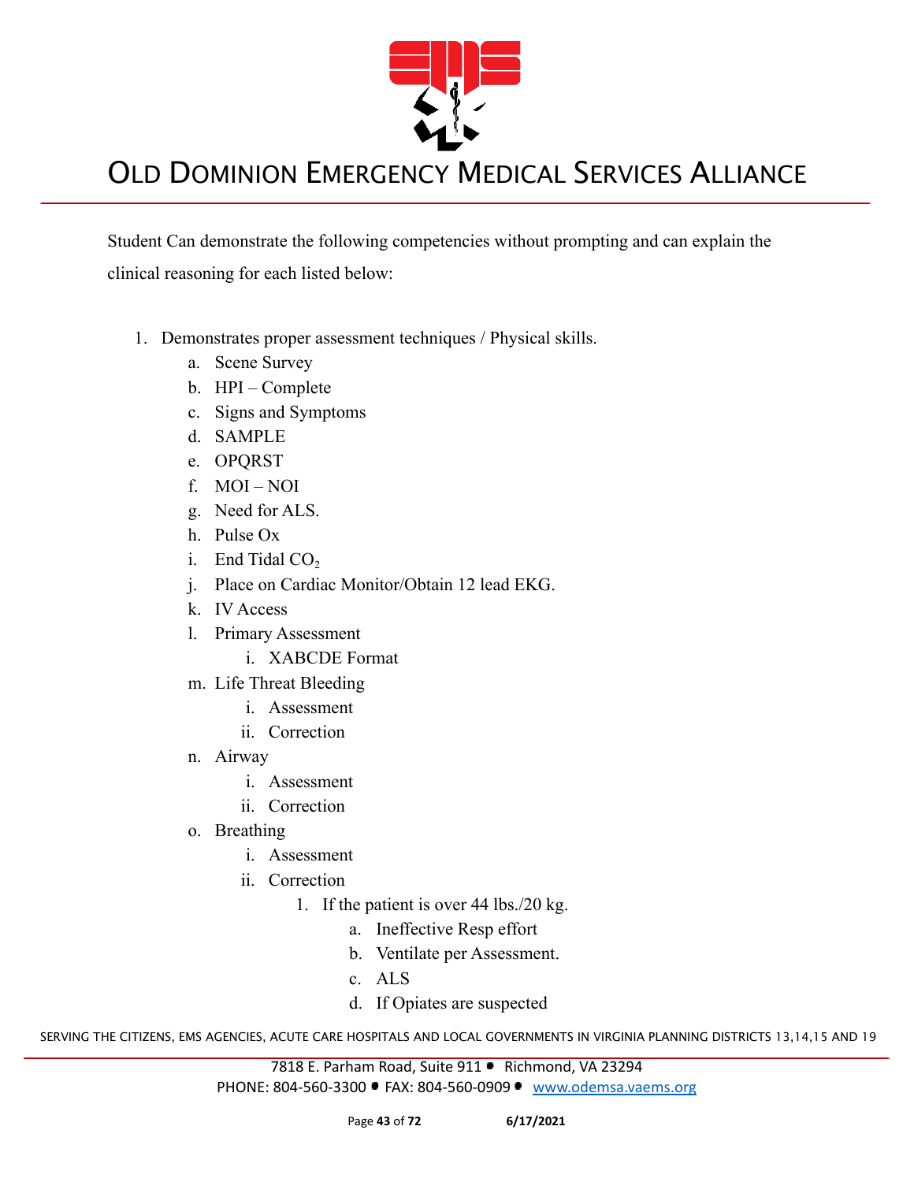Student Can demonstrate the following competencies without prompting and can explain the clinical reasoning for each listed below:

1. Demonstrates proper assessment techniques / Physical skills.
    a. Scene Survey
    b. HPI – Complete
    c. Signs and Symptoms
    d. SAMPLE
    e. OPQRST
    f. MOI – NOI
    g. Need for ALS.
    h. Pulse Ox
    i. End Tidal $CO_2$
    j. Place on Cardiac Monitor/Obtain 12 lead EKG.
    k. IV Access
    l. Primary Assessment
        i. XABCDE Format
    m. Life Threat Bleeding
        i. Assessment
        ii. Correction
    n. Airway
        i. Assessment
        ii. Correction
    o. Breathing
        i. Assessment
        ii. Correction
            1. If the patient is over 44 lbs./20 kg.
                a. Ineffective Resp effort
                b. Ventilate per Assessment.
                c. ALS
                d. If Opiates are suspected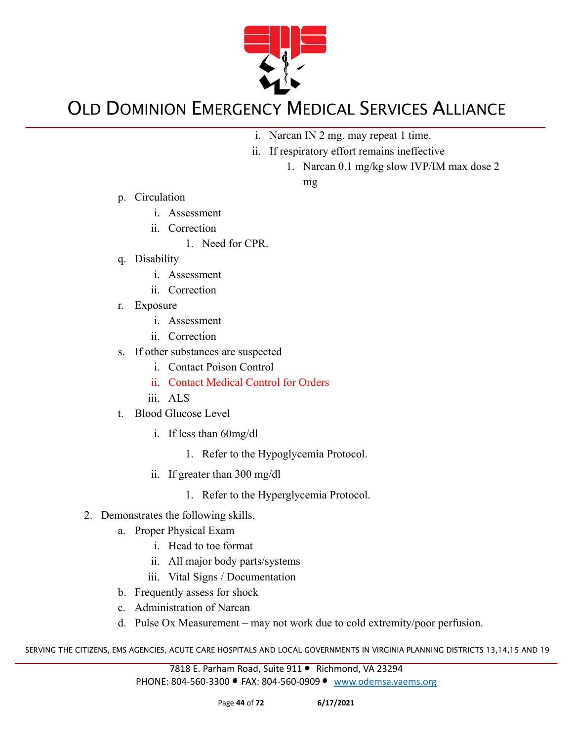i. Narcan IN 2 mg. may repeat 1 time.
ii. If respiratory effort remains ineffective
    1. Narcan 0.1 mg/kg slow IVP/IM max dose 2 mg

p. Circulation
    i. Assessment
    ii. Correction
        1. Need for CPR.
q. Disability
    i. Assessment
    ii. Correction
r. Exposure
    i. Assessment
    ii. Correction
s. If other substances are suspected
    i. Contact Poison Control
    ii. Contact Medical Control for Orders
    iii. ALS
t. Blood Glucose Level
    i. If less than 60mg/dl
        1. Refer to the Hypoglycemia Protocol.
    ii. If greater than 300 mg/dl
        1. Refer to the Hyperglycemia Protocol.

2. Demonstrates the following skills.
    a. Proper Physical Exam
        i. Head to toe format
        ii. All major body parts/systems
        iii. Vital Signs / Documentation
    b. Frequently assess for shock
    c. Administration of Narcan
    d. Pulse Ox Measurement – may not work due to cold extremity/poor perfusion.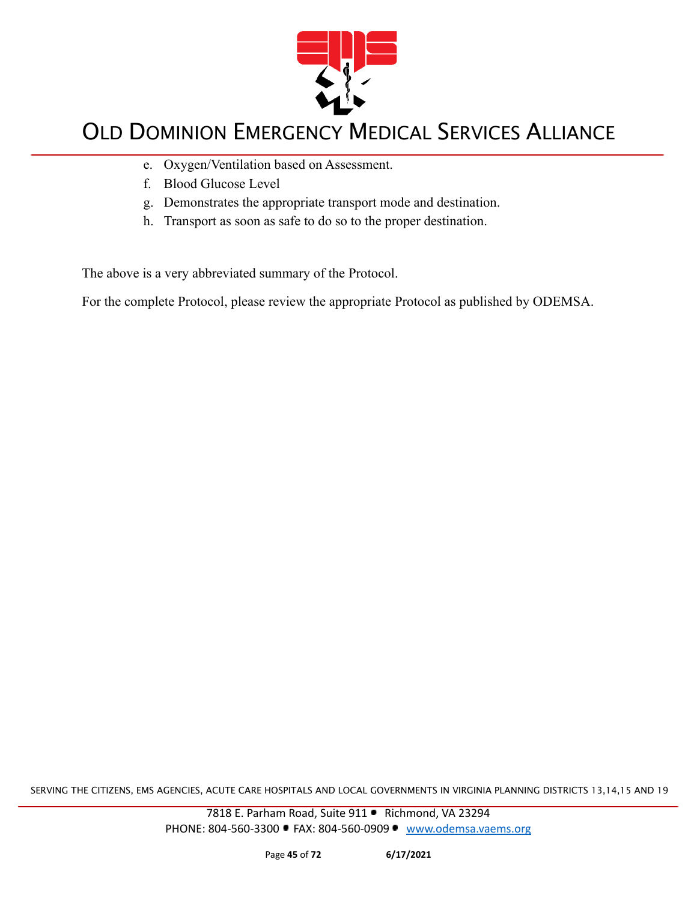e. Oxygen/Ventilation based on Assessment.
f. Blood Glucose Level
g. Demonstrates the appropriate transport mode and destination.
h. Transport as soon as safe to do so to the proper destination.

The above is a very abbreviated summary of the Protocol.

For the complete Protocol, please review the appropriate Protocol as published by ODEMSA.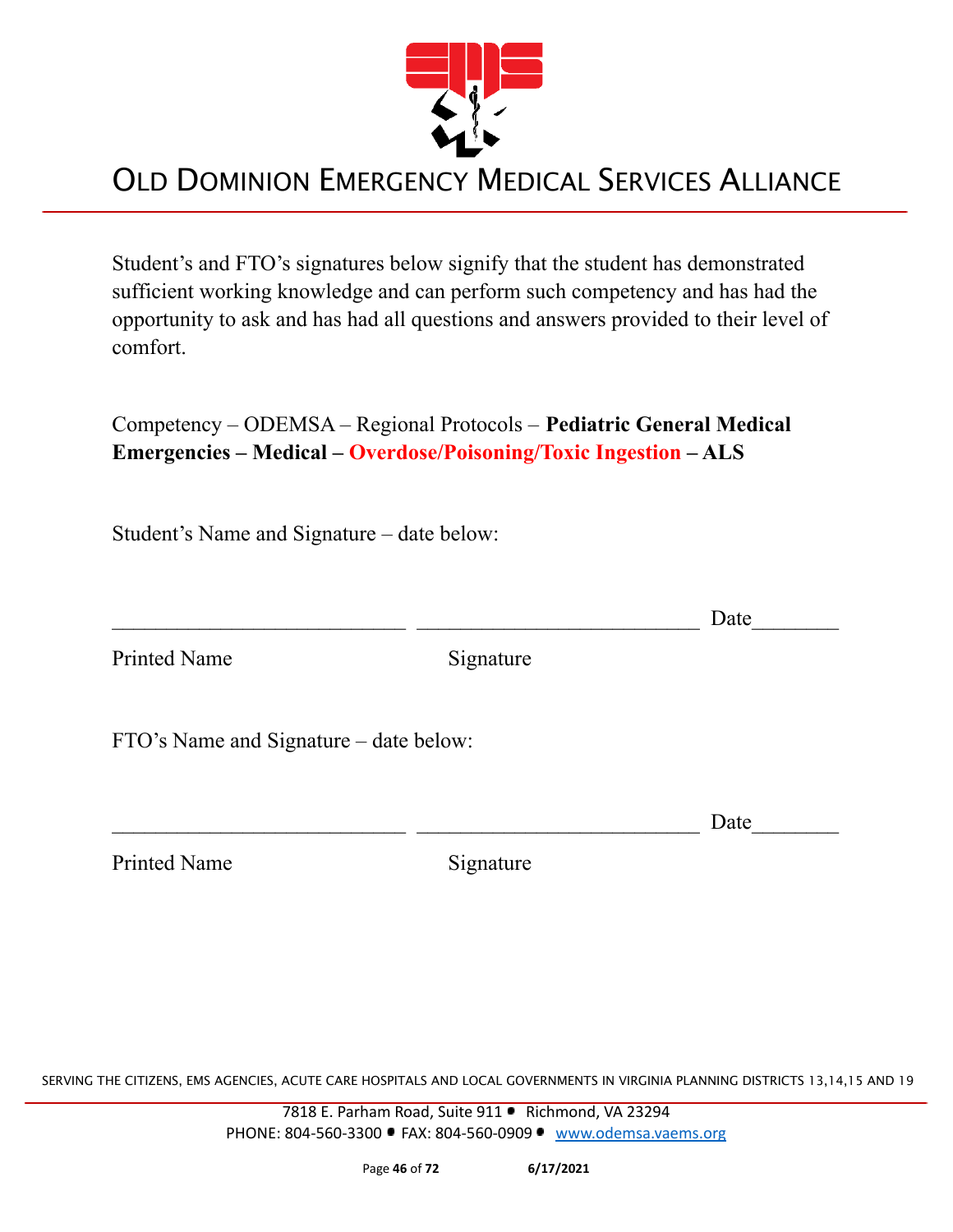Student's and FTO's signatures below signify that the student has demonstrated sufficient working knowledge and can perform such competency and has had the opportunity to ask and has had all questions and answers provided to their level of comfort.

Competency – ODEMSA – Regional Protocols – **Pediatric General Medical Emergencies – Medical – Overdose/Poisoning/Toxic Ingestion – ALS**

Student's Name and Signature – date below:

\_\_\_\_\_\_\_\_\_\_\_\_\_\_\_\_\_\_\_\_\_\_\_\_\_\_\_ \_\_\_\_\_\_\_\_\_\_\_\_\_\_\_\_\_\_\_\_\_\_\_\_\_\_\_ Date\_\_\_\_\_\_\_\_

Printed Name Signature

FTO's Name and Signature – date below:

\_\_\_\_\_\_\_\_\_\_\_\_\_\_\_\_\_\_\_\_\_\_\_\_\_\_\_ \_\_\_\_\_\_\_\_\_\_\_\_\_\_\_\_\_\_\_\_\_\_\_\_\_\_\_ Date\_\_\_\_\_\_\_\_

Printed Name Signature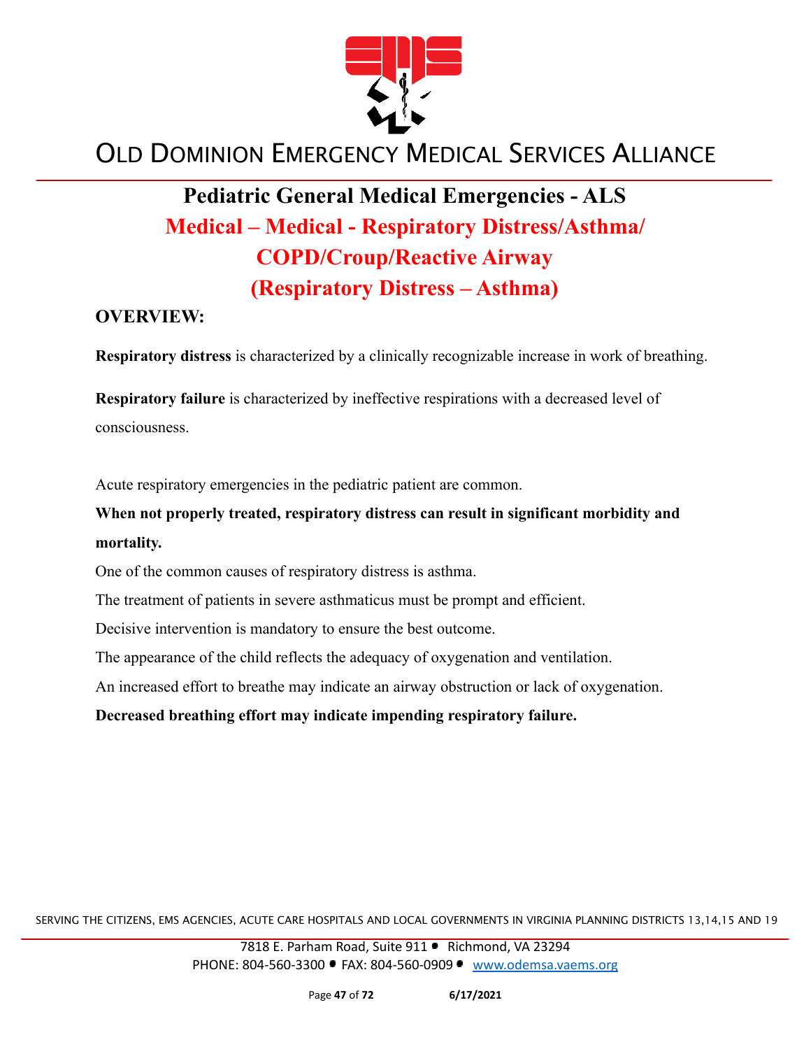# Pediatric General Medical Emergencies - ALS

## Medical – Medical - Respiratory Distress/Asthma/ COPD/Croup/Reactive Airway (Respiratory Distress – Asthma)

### OVERVIEW:

**Respiratory distress** is characterized by a clinically recognizable increase in work of breathing.

**Respiratory failure** is characterized by ineffective respirations with a decreased level of consciousness.

Acute respiratory emergencies in the pediatric patient are common.

**When not properly treated, respiratory distress can result in significant morbidity and mortality.**

One of the common causes of respiratory distress is asthma.

The treatment of patients in severe asthmaticus must be prompt and efficient.

Decisive intervention is mandatory to ensure the best outcome.

The appearance of the child reflects the adequacy of oxygenation and ventilation.

An increased effort to breathe may indicate an airway obstruction or lack of oxygenation.

**Decreased breathing effort may indicate impending respiratory failure.**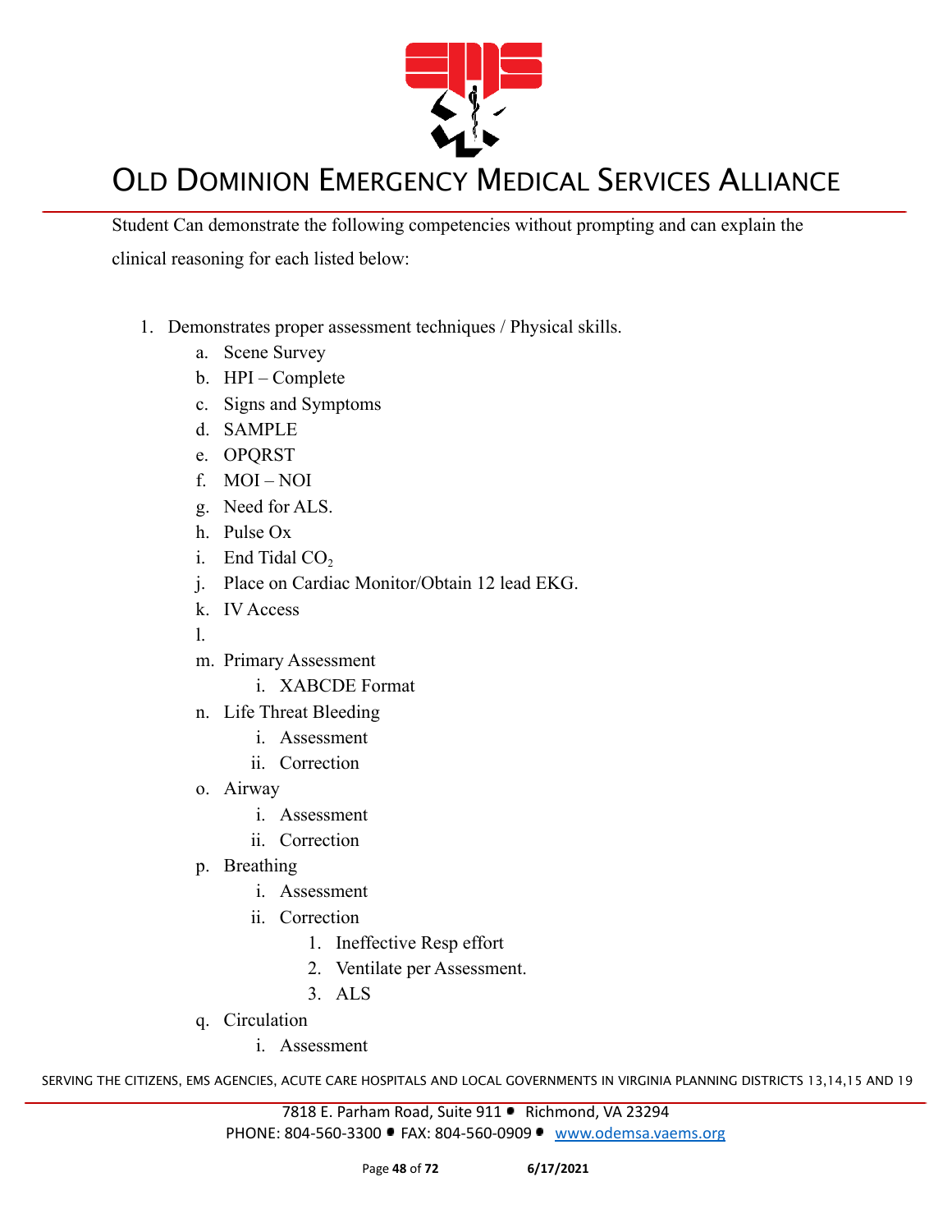Student Can demonstrate the following competencies without prompting and can explain the clinical reasoning for each listed below:

1. Demonstrates proper assessment techniques / Physical skills.
    a. Scene Survey
    b. HPI – Complete
    c. Signs and Symptoms
    d. SAMPLE
    e. OPQRST
    f. MOI – NOI
    g. Need for ALS.
    h. Pulse Ox
    i. End Tidal $CO_2$
    j. Place on Cardiac Monitor/Obtain 12 lead EKG.
    k. IV Access
    l. 
    m. Primary Assessment
        i. XABCDE Format
    n. Life Threat Bleeding
        i. Assessment
        ii. Correction
    o. Airway
        i. Assessment
        ii. Correction
    p. Breathing
        i. Assessment
        ii. Correction
            1. Ineffective Resp effort
            2. Ventilate per Assessment.
            3. ALS
    q. Circulation
        i. Assessment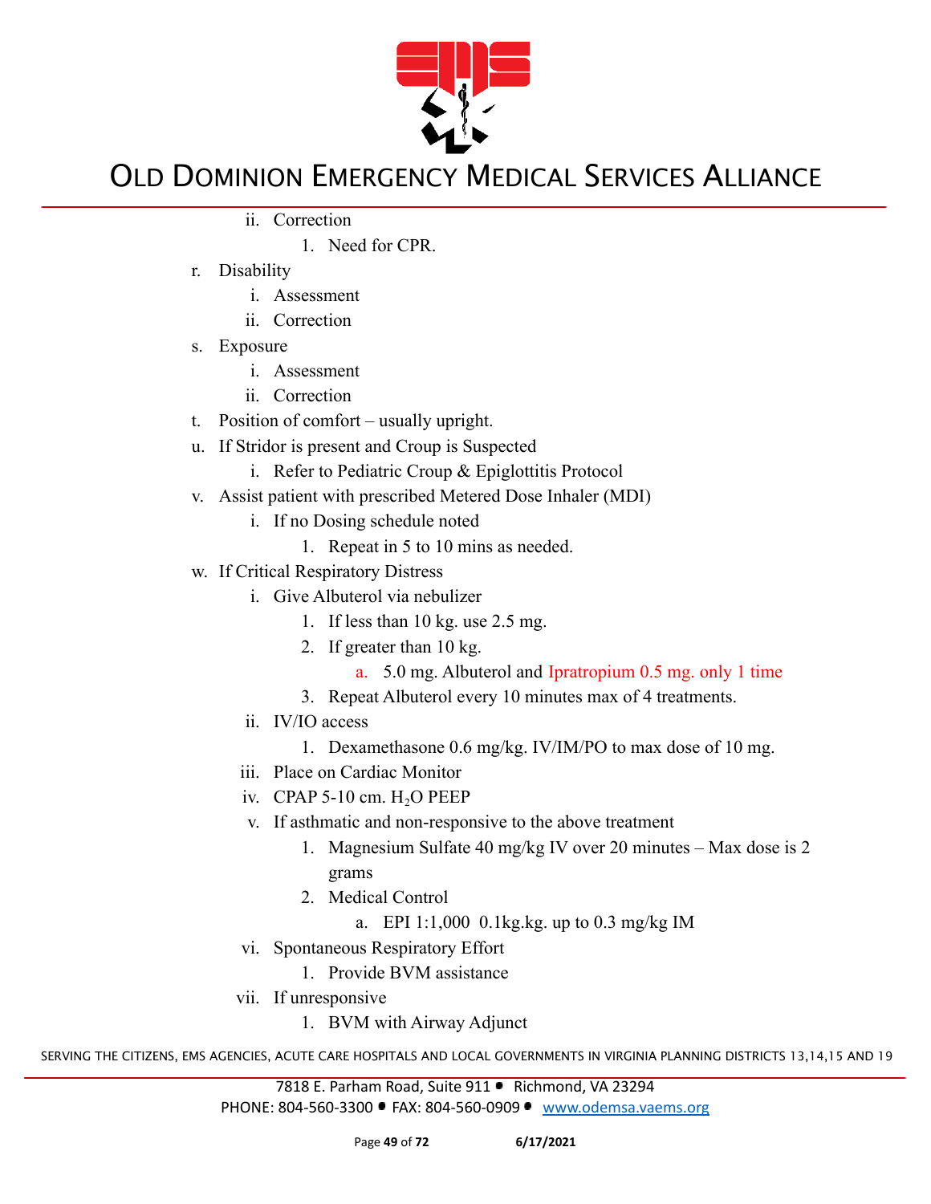- ii. Correction
  1. Need for CPR.
- r. Disability
  - i. Assessment
  - ii. Correction
- s. Exposure
  - i. Assessment
  - ii. Correction
- t. Position of comfort – usually upright.
- u. If Stridor is present and Croup is Suspected
  - i. Refer to Pediatric Croup & Epiglottitis Protocol
- v. Assist patient with prescribed Metered Dose Inhaler (MDI)
  - i. If no Dosing schedule noted
    1. Repeat in 5 to 10 mins as needed.
- w. If Critical Respiratory Distress
  - i. Give Albuterol via nebulizer
    1. If less than 10 kg. use 2.5 mg.
    2. If greater than 10 kg.
       - a. 5.0 mg. Albuterol and Ipratropium 0.5 mg. only 1 time
    3. Repeat Albuterol every 10 minutes max of 4 treatments.
  - ii. IV/IO access
    1. Dexamethasone 0.6 mg/kg. IV/IM/PO to max dose of 10 mg.
  - iii. Place on Cardiac Monitor
  - iv. CPAP 5-10 cm. $H_2O$ PEEP
  - v. If asthmatic and non-responsive to the above treatment
    1. Magnesium Sulfate 40 mg/kg IV over 20 minutes – Max dose is 2 grams
    2. Medical Control
       - a. EPI 1:1,000 0.1kg.kg. up to 0.3 mg/kg IM
  - vi. Spontaneous Respiratory Effort
    1. Provide BVM assistance
  - vii. If unresponsive
    1. BVM with Airway Adjunct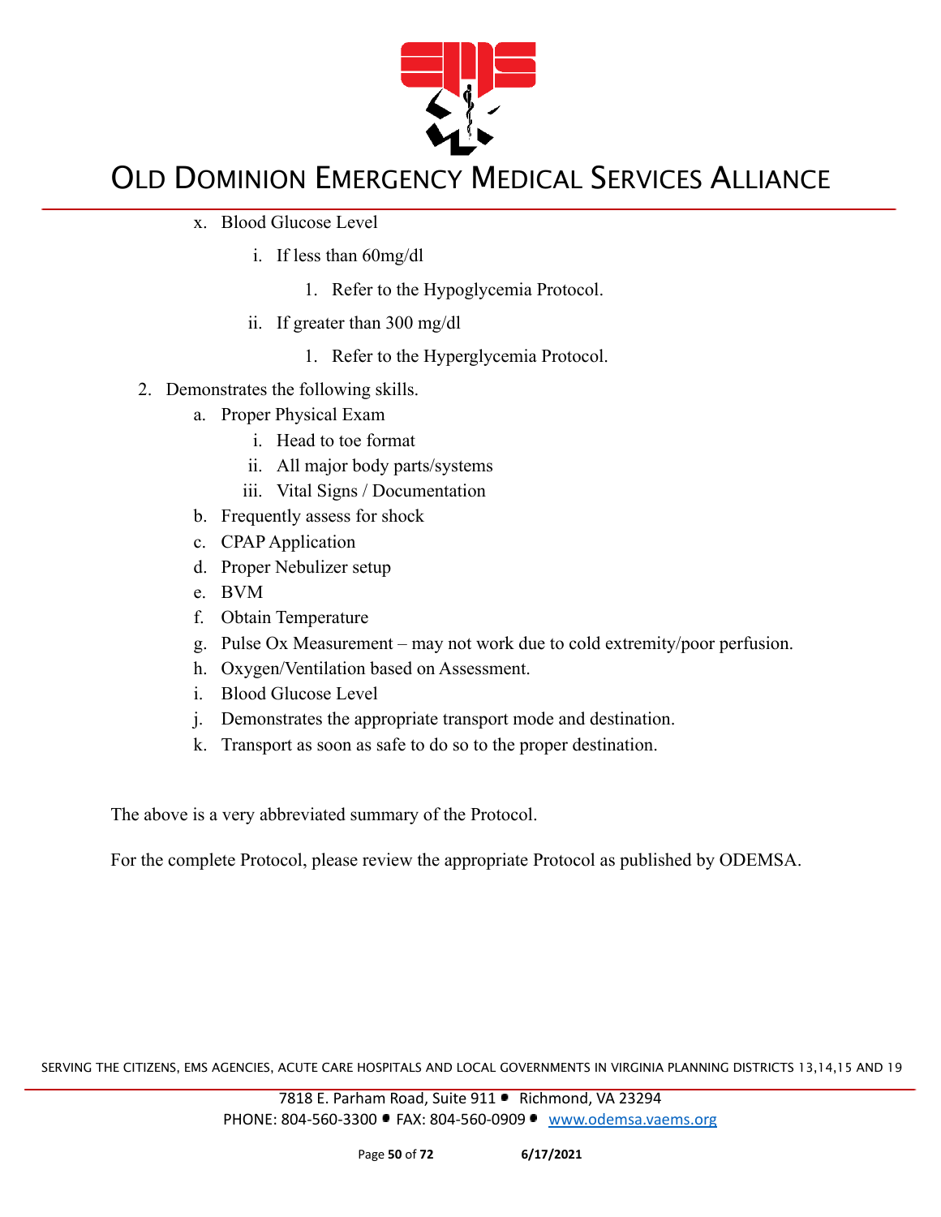x. Blood Glucose Level
   i. If less than 60mg/dl
      1. Refer to the Hypoglycemia Protocol.
   ii. If greater than 300 mg/dl
      1. Refer to the Hyperglycemia Protocol.

2. Demonstrates the following skills.
   a. Proper Physical Exam
      i. Head to toe format
      ii. All major body parts/systems
      iii. Vital Signs / Documentation
   b. Frequently assess for shock
   c. CPAP Application
   d. Proper Nebulizer setup
   e. BVM
   f. Obtain Temperature
   g. Pulse Ox Measurement – may not work due to cold extremity/poor perfusion.
   h. Oxygen/Ventilation based on Assessment.
   i. Blood Glucose Level
   j. Demonstrates the appropriate transport mode and destination.
   k. Transport as soon as safe to do so to the proper destination.

The above is a very abbreviated summary of the Protocol.

For the complete Protocol, please review the appropriate Protocol as published by ODEMSA.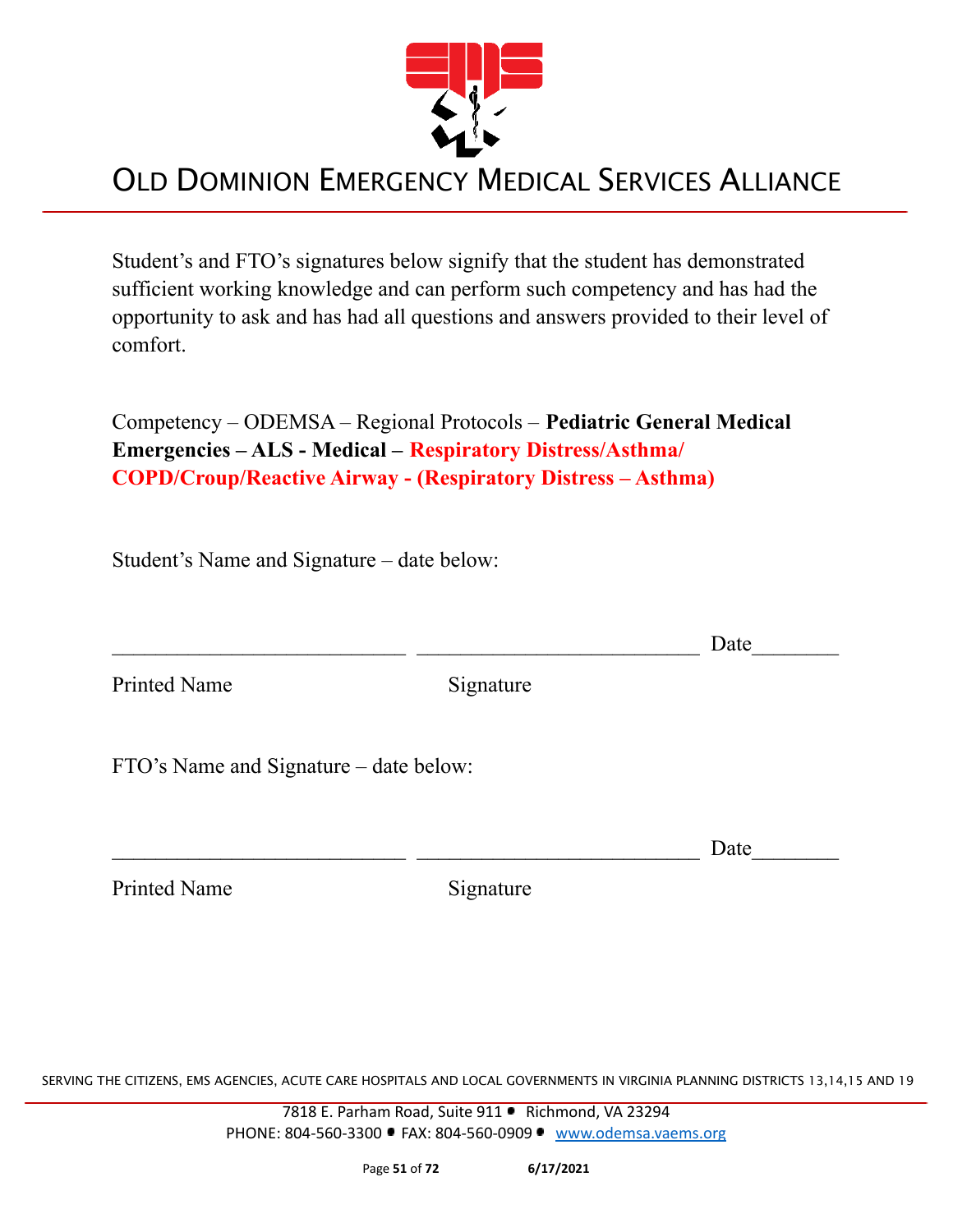# OLD DOMINION EMERGENCY MEDICAL SERVICES ALLIANCE

Student's and FTO's signatures below signify that the student has demonstrated sufficient working knowledge and can perform such competency and has had the opportunity to ask and has had all questions and answers provided to their level of comfort.

Competency – ODEMSA – Regional Protocols – **Pediatric General Medical Emergencies – ALS - Medical – Respiratory Distress/Asthma/ COPD/Croup/Reactive Airway - (Respiratory Distress – Asthma)**

Student's Name and Signature – date below:

___________________________ __________________________ Date________

Printed Name Signature

FTO's Name and Signature – date below:

___________________________ __________________________ Date________

Printed Name Signature

SERVING THE CITIZENS, EMS AGENCIES, ACUTE CARE HOSPITALS AND LOCAL GOVERNMENTS IN VIRGINIA PLANNING DISTRICTS 13,14,15 AND 19

7818 E. Parham Road, Suite 911 • Richmond, VA 23294

PHONE: 804-560-3300 • FAX: 804-560-0909 • www.odemsa.vaems.org

6/17/2021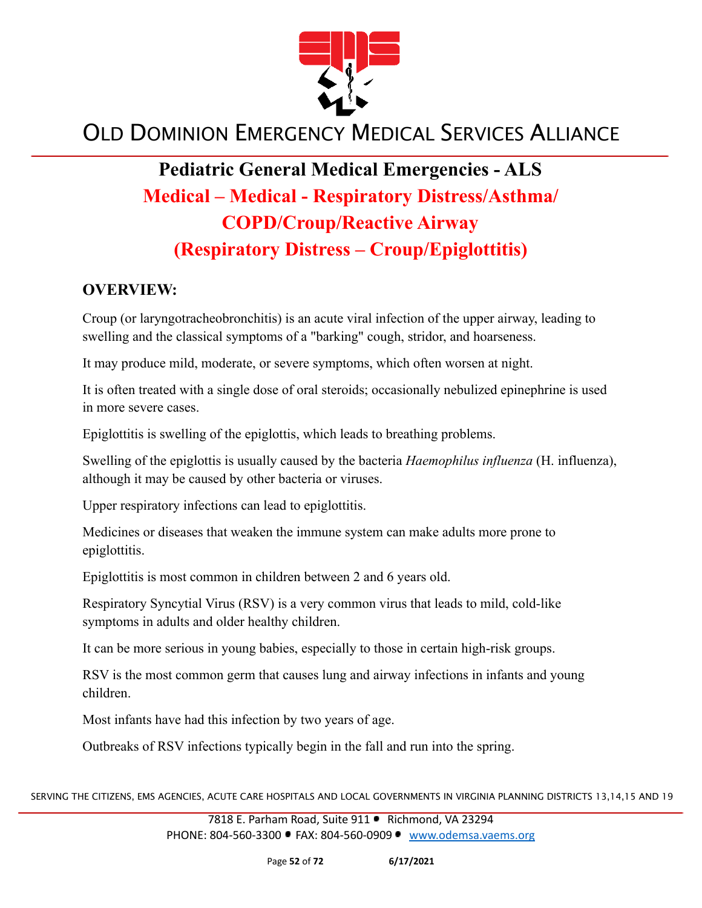# OLD DOMINION EMERGENCY MEDICAL SERVICES ALLIANCE

## Pediatric General Medical Emergencies - ALS

## Medical – Medical - Respiratory Distress/Asthma/ COPD/Croup/Reactive Airway (Respiratory Distress – Croup/Epiglottitis)

### OVERVIEW:

Croup (or laryngotracheobronchitis) is an acute viral infection of the upper airway, leading to swelling and the classical symptoms of a "barking" cough, stridor, and hoarseness.

It may produce mild, moderate, or severe symptoms, which often worsen at night.

It is often treated with a single dose of oral steroids; occasionally nebulized epinephrine is used in more severe cases.

Epiglottitis is swelling of the epiglottis, which leads to breathing problems.

Swelling of the epiglottis is usually caused by the bacteria *Haemophilus influenza* (H. influenza), although it may be caused by other bacteria or viruses.

Upper respiratory infections can lead to epiglottitis.

Medicines or diseases that weaken the immune system can make adults more prone to epiglottitis.

Epiglottitis is most common in children between 2 and 6 years old.

Respiratory Syncytial Virus (RSV) is a very common virus that leads to mild, cold-like symptoms in adults and older healthy children.

It can be more serious in young babies, especially to those in certain high-risk groups.

RSV is the most common germ that causes lung and airway infections in infants and young children.

Most infants have had this infection by two years of age.

Outbreaks of RSV infections typically begin in the fall and run into the spring.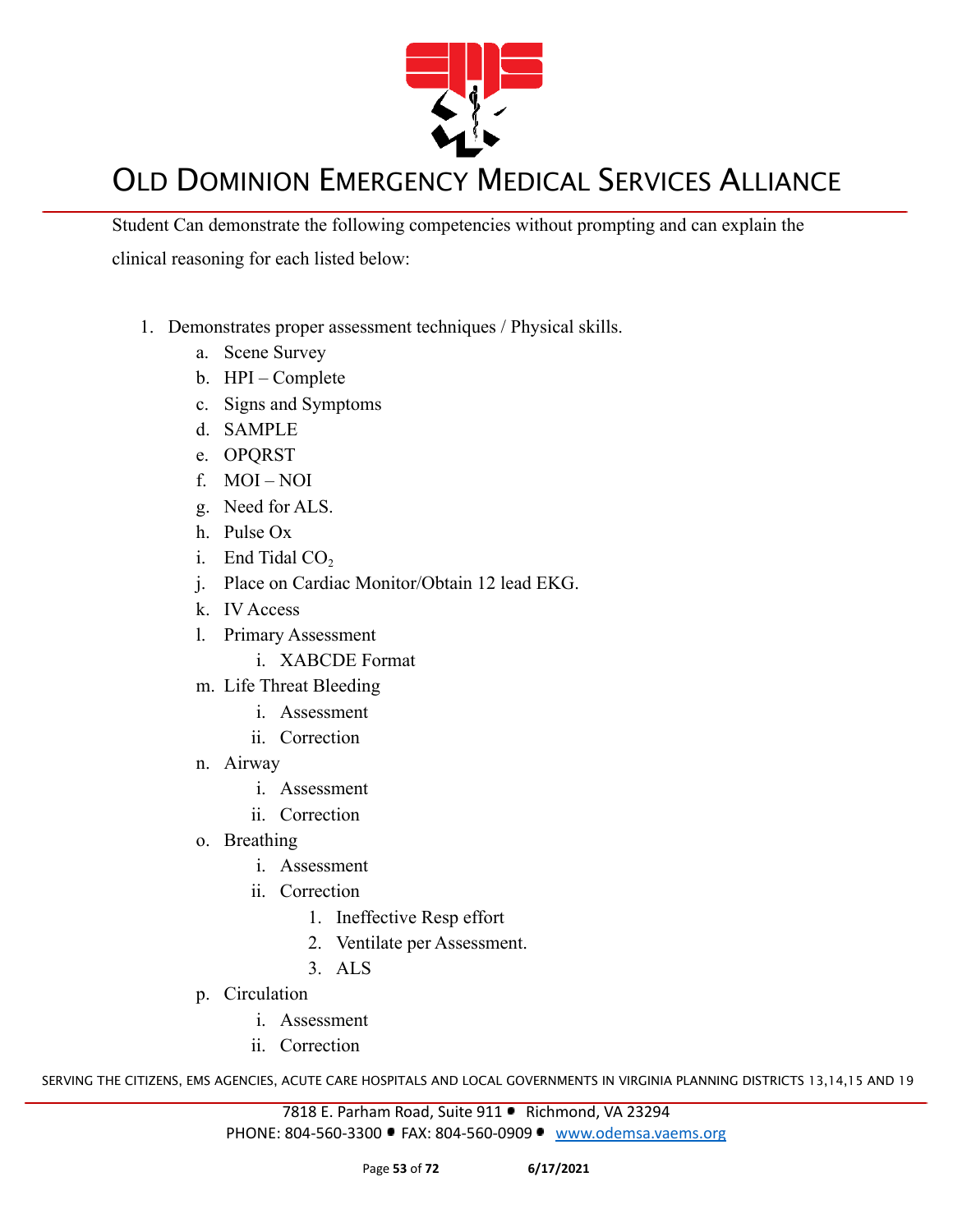Student Can demonstrate the following competencies without prompting and can explain the clinical reasoning for each listed below:

1. Demonstrates proper assessment techniques / Physical skills.
    a. Scene Survey
    b. HPI – Complete
    c. Signs and Symptoms
    d. SAMPLE
    e. OPQRST
    f. MOI – NOI
    g. Need for ALS.
    h. Pulse Ox
    i. End Tidal $CO_2$
    j. Place on Cardiac Monitor/Obtain 12 lead EKG.
    k. IV Access
    l. Primary Assessment
        i. XABCDE Format
    m. Life Threat Bleeding
        i. Assessment
        ii. Correction
    n. Airway
        i. Assessment
        ii. Correction
    o. Breathing
        i. Assessment
        ii. Correction
            1. Ineffective Resp effort
            2. Ventilate per Assessment.
            3. ALS
    p. Circulation
        i. Assessment
        ii. Correction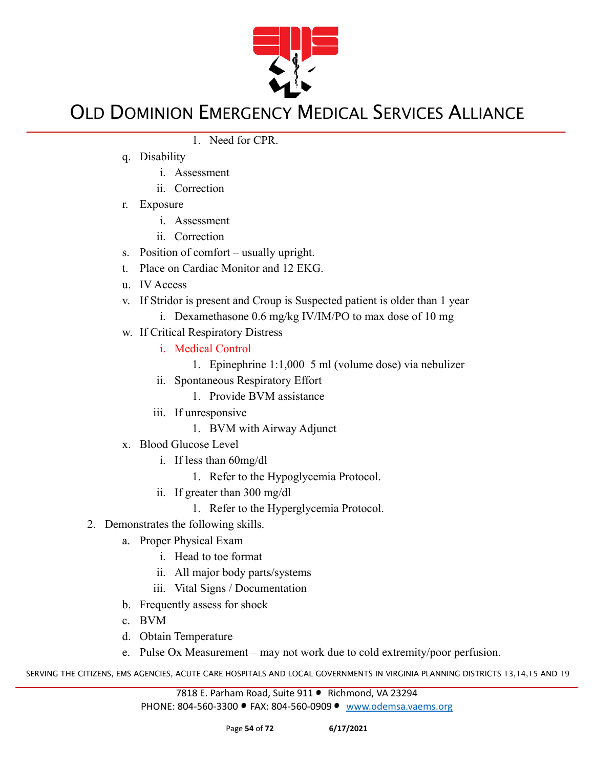1. Need for CPR.

q. Disability
   i. Assessment
   ii. Correction
r. Exposure
   i. Assessment
   ii. Correction
s. Position of comfort – usually upright.
t. Place on Cardiac Monitor and 12 EKG.
u. IV Access
v. If Stridor is present and Croup is Suspected patient is older than 1 year
   i. Dexamethasone 0.6 mg/kg IV/IM/PO to max dose of 10 mg
w. If Critical Respiratory Distress
   i. Medical Control
      1. Epinephrine 1:1,000 5 ml (volume dose) via nebulizer
   ii. Spontaneous Respiratory Effort
      1. Provide BVM assistance
   iii. If unresponsive
      1. BVM with Airway Adjunct
x. Blood Glucose Level
   i. If less than 60mg/dl
      1. Refer to the Hypoglycemia Protocol.
   ii. If greater than 300 mg/dl
      1. Refer to the Hyperglycemia Protocol.

2. Demonstrates the following skills.
   a. Proper Physical Exam
      i. Head to toe format
      ii. All major body parts/systems
      iii. Vital Signs / Documentation
   b. Frequently assess for shock
   c. BVM
   d. Obtain Temperature
   e. Pulse Ox Measurement – may not work due to cold extremity/poor perfusion.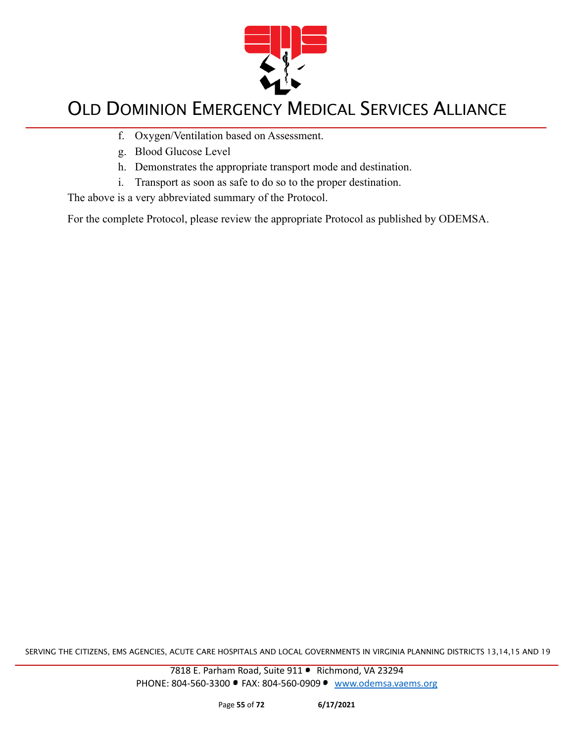f. Oxygen/Ventilation based on Assessment.
g. Blood Glucose Level
h. Demonstrates the appropriate transport mode and destination.
i. Transport as soon as safe to do so to the proper destination.

The above is a very abbreviated summary of the Protocol.

For the complete Protocol, please review the appropriate Protocol as published by ODEMSA.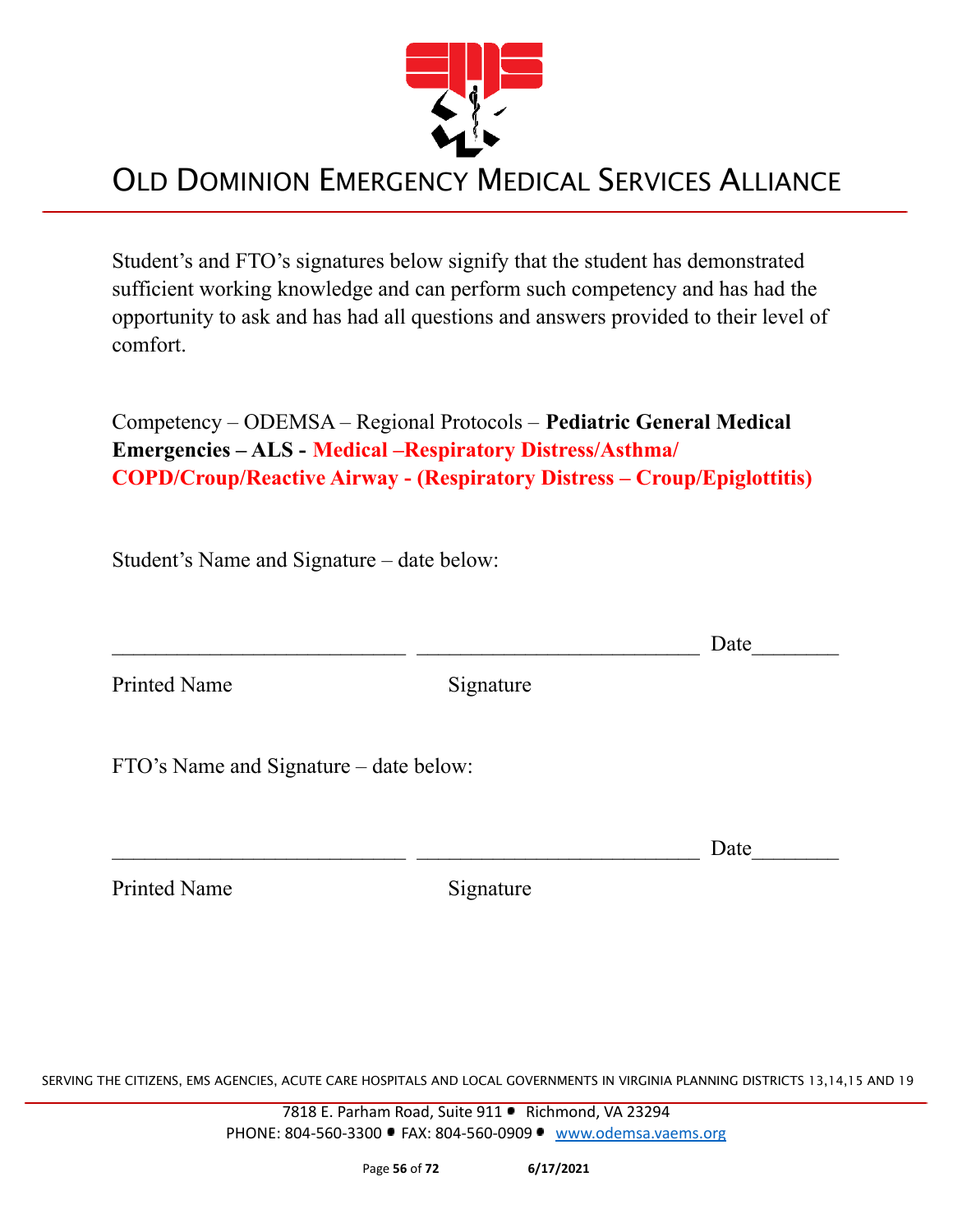# OLD DOMINION EMERGENCY MEDICAL SERVICES ALLIANCE

Student's and FTO's signatures below signify that the student has demonstrated sufficient working knowledge and can perform such competency and has had the opportunity to ask and has had all questions and answers provided to their level of comfort.

Competency – ODEMSA – Regional Protocols – **Pediatric General Medical Emergencies – ALS - Medical –Respiratory Distress/Asthma/ COPD/Croup/Reactive Airway - (Respiratory Distress – Croup/Epiglottitis)**

Student's Name and Signature – date below:

\_\_\_\_\_\_\_\_\_\_\_\_\_\_\_\_\_\_\_\_\_\_\_\_\_\_\_\_ \_\_\_\_\_\_\_\_\_\_\_\_\_\_\_\_\_\_\_\_\_\_\_\_\_\_\_ Date\_\_\_\_\_\_\_\_

Printed Name Signature

FTO's Name and Signature – date below:

\_\_\_\_\_\_\_\_\_\_\_\_\_\_\_\_\_\_\_\_\_\_\_\_\_\_\_\_ \_\_\_\_\_\_\_\_\_\_\_\_\_\_\_\_\_\_\_\_\_\_\_\_\_\_\_ Date\_\_\_\_\_\_\_\_

Printed Name Signature

SERVING THE CITIZENS, EMS AGENCIES, ACUTE CARE HOSPITALS AND LOCAL GOVERNMENTS IN VIRGINIA PLANNING DISTRICTS 13,14,15 AND 19

7818 E. Parham Road, Suite 911 • Richmond, VA 23294
PHONE: 804-560-3300 • FAX: 804-560-0909 • www.odemsa.vaems.org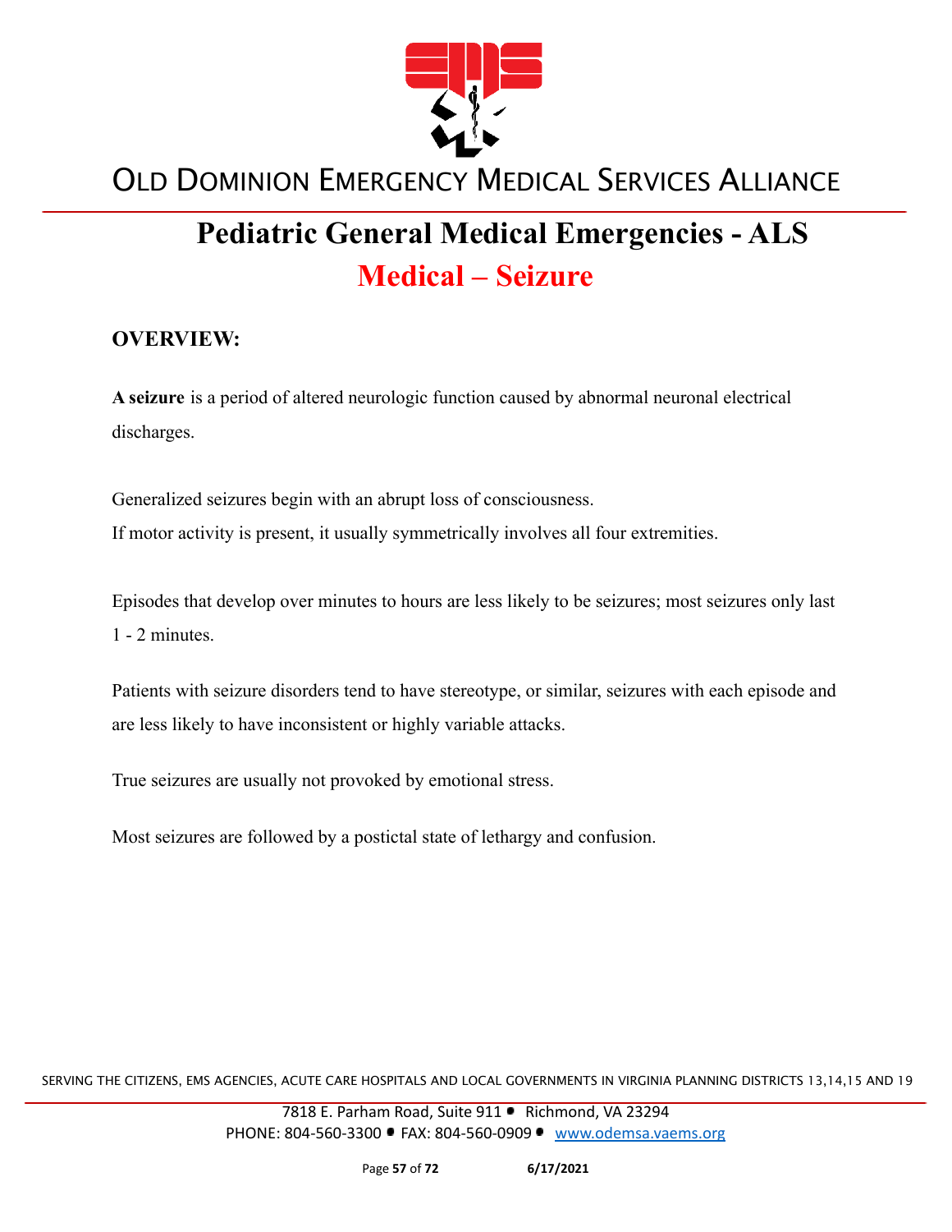# Pediatric General Medical Emergencies - ALS

## Medical – Seizure

### OVERVIEW:

**A seizure** is a period of altered neurologic function caused by abnormal neuronal electrical discharges.

Generalized seizures begin with an abrupt loss of consciousness.
If motor activity is present, it usually symmetrically involves all four extremities.

Episodes that develop over minutes to hours are less likely to be seizures; most seizures only last 1 - 2 minutes.

Patients with seizure disorders tend to have stereotype, or similar, seizures with each episode and are less likely to have inconsistent or highly variable attacks.

True seizures are usually not provoked by emotional stress.

Most seizures are followed by a postictal state of lethargy and confusion.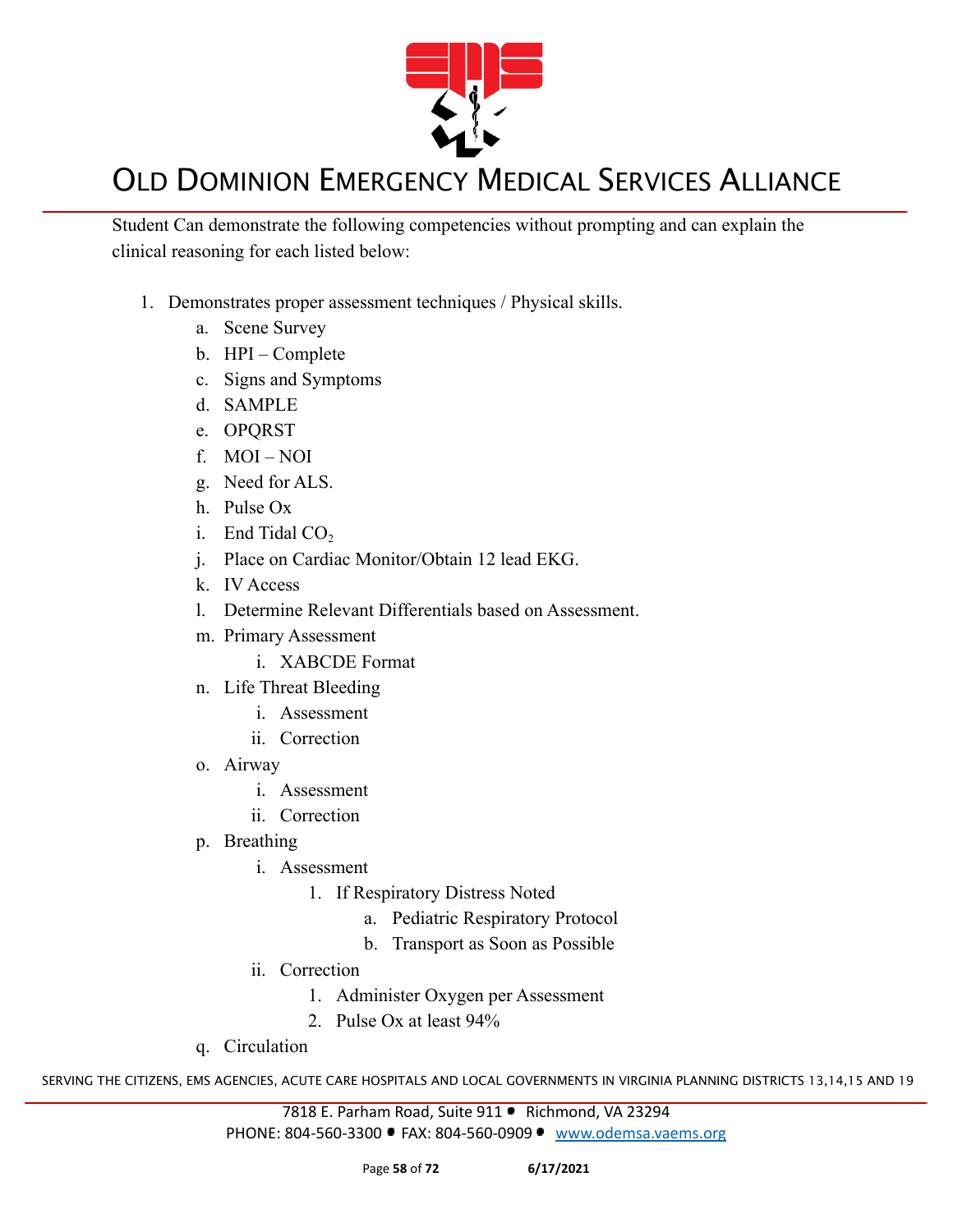Student Can demonstrate the following competencies without prompting and can explain the clinical reasoning for each listed below:

1. Demonstrates proper assessment techniques / Physical skills.
   a. Scene Survey
   b. HPI – Complete
   c. Signs and Symptoms
   d. SAMPLE
   e. OPQRST
   f. MOI – NOI
   g. Need for ALS.
   h. Pulse Ox
   i. End Tidal $CO_2$
   j. Place on Cardiac Monitor/Obtain 12 lead EKG.
   k. IV Access
   l. Determine Relevant Differentials based on Assessment.
   m. Primary Assessment
      i. XABCDE Format
   n. Life Threat Bleeding
      i. Assessment
      ii. Correction
   o. Airway
      i. Assessment
      ii. Correction
   p. Breathing
      i. Assessment
         1. If Respiratory Distress Noted
            a. Pediatric Respiratory Protocol
            b. Transport as Soon as Possible
      ii. Correction
         1. Administer Oxygen per Assessment
         2. Pulse Ox at least 94%
   q. Circulation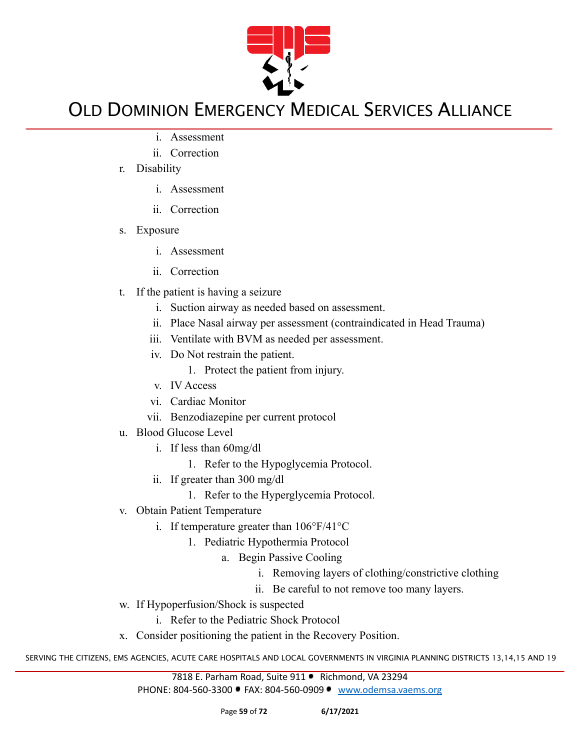i. Assessment
   ii. Correction

r. Disability
   i. Assessment
   ii. Correction

s. Exposure
   i. Assessment
   ii. Correction

t. If the patient is having a seizure
   i. Suction airway as needed based on assessment.
   ii. Place Nasal airway per assessment (contraindicated in Head Trauma)
   iii. Ventilate with BVM as needed per assessment.
   iv. Do Not restrain the patient.
      1. Protect the patient from injury.
   v. IV Access
   vi. Cardiac Monitor
   vii. Benzodiazepine per current protocol

u. Blood Glucose Level
   i. If less than 60mg/dl
      1. Refer to the Hypoglycemia Protocol.
   ii. If greater than 300 mg/dl
      1. Refer to the Hyperglycemia Protocol.

v. Obtain Patient Temperature
   i. If temperature greater than 106°F/41°C
      1. Pediatric Hypothermia Protocol
         a. Begin Passive Cooling
            i. Removing layers of clothing/constrictive clothing
            ii. Be careful to not remove too many layers.

w. If Hypoperfusion/Shock is suspected
   i. Refer to the Pediatric Shock Protocol

x. Consider positioning the patient in the Recovery Position.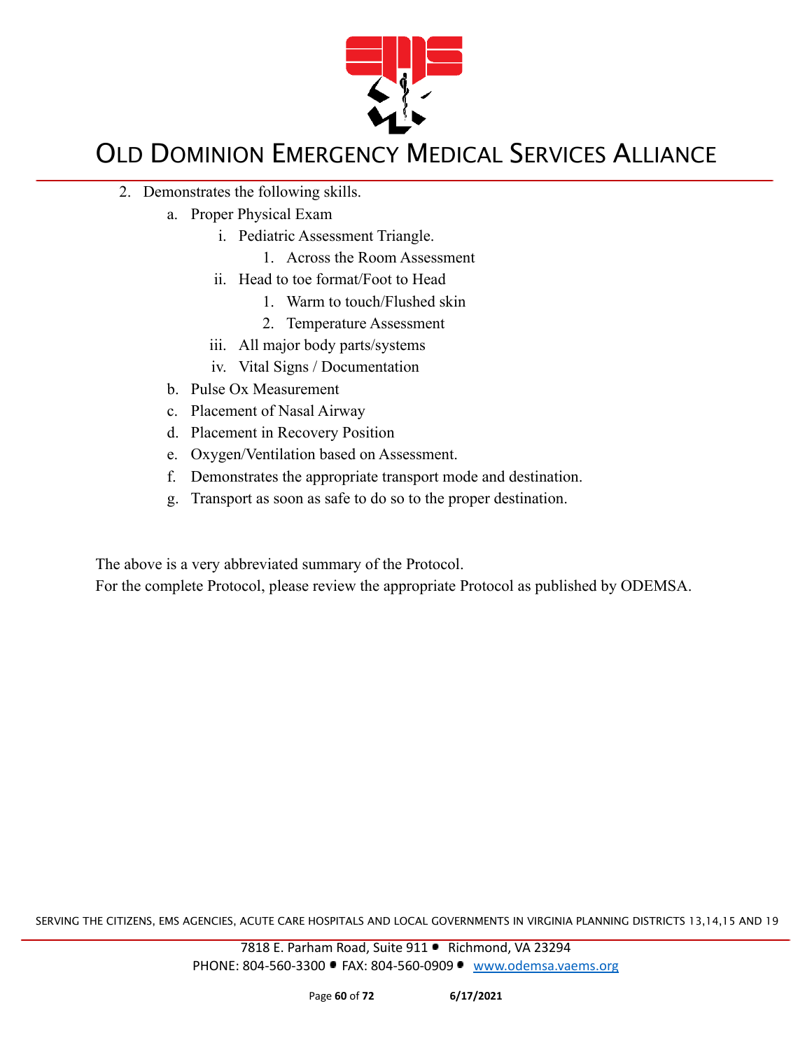2. Demonstrates the following skills.
    a. Proper Physical Exam
        i. Pediatric Assessment Triangle.
            1. Across the Room Assessment
        ii. Head to toe format/Foot to Head
            1. Warm to touch/Flushed skin
            2. Temperature Assessment
        iii. All major body parts/systems
        iv. Vital Signs / Documentation
    b. Pulse Ox Measurement
    c. Placement of Nasal Airway
    d. Placement in Recovery Position
    e. Oxygen/Ventilation based on Assessment.
    f. Demonstrates the appropriate transport mode and destination.
    g. Transport as soon as safe to do so to the proper destination.

The above is a very abbreviated summary of the Protocol.
For the complete Protocol, please review the appropriate Protocol as published by ODEMSA.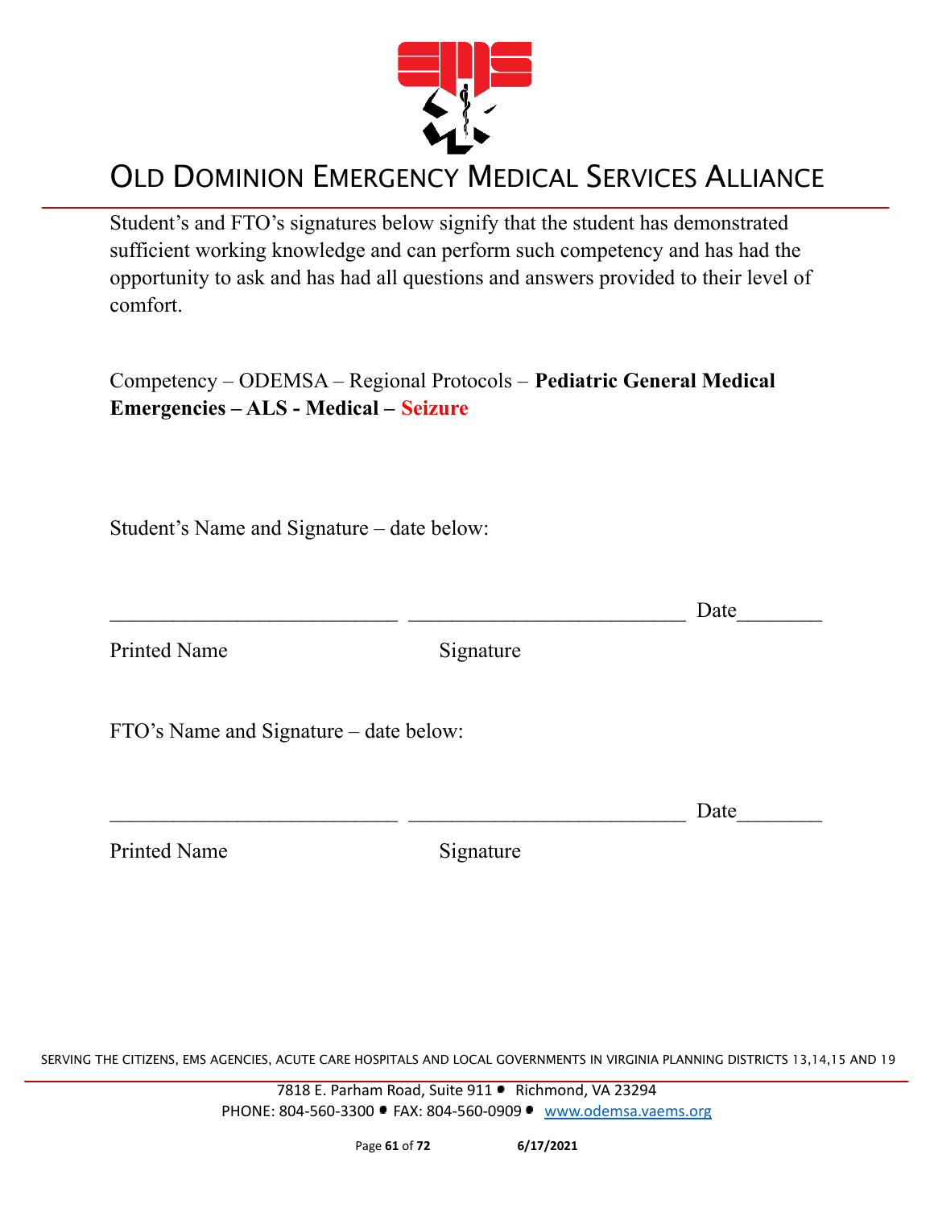Student's and FTO's signatures below signify that the student has demonstrated sufficient working knowledge and can perform such competency and has had the opportunity to ask and has had all questions and answers provided to their level of comfort.

Competency – ODEMSA – Regional Protocols – **Pediatric General Medical Emergencies – ALS - Medical – Seizure**

Student's Name and Signature – date below:

___________________________ ___________________________ Date________

Printed Name Signature

FTO's Name and Signature – date below:

___________________________ ___________________________ Date________

Printed Name Signature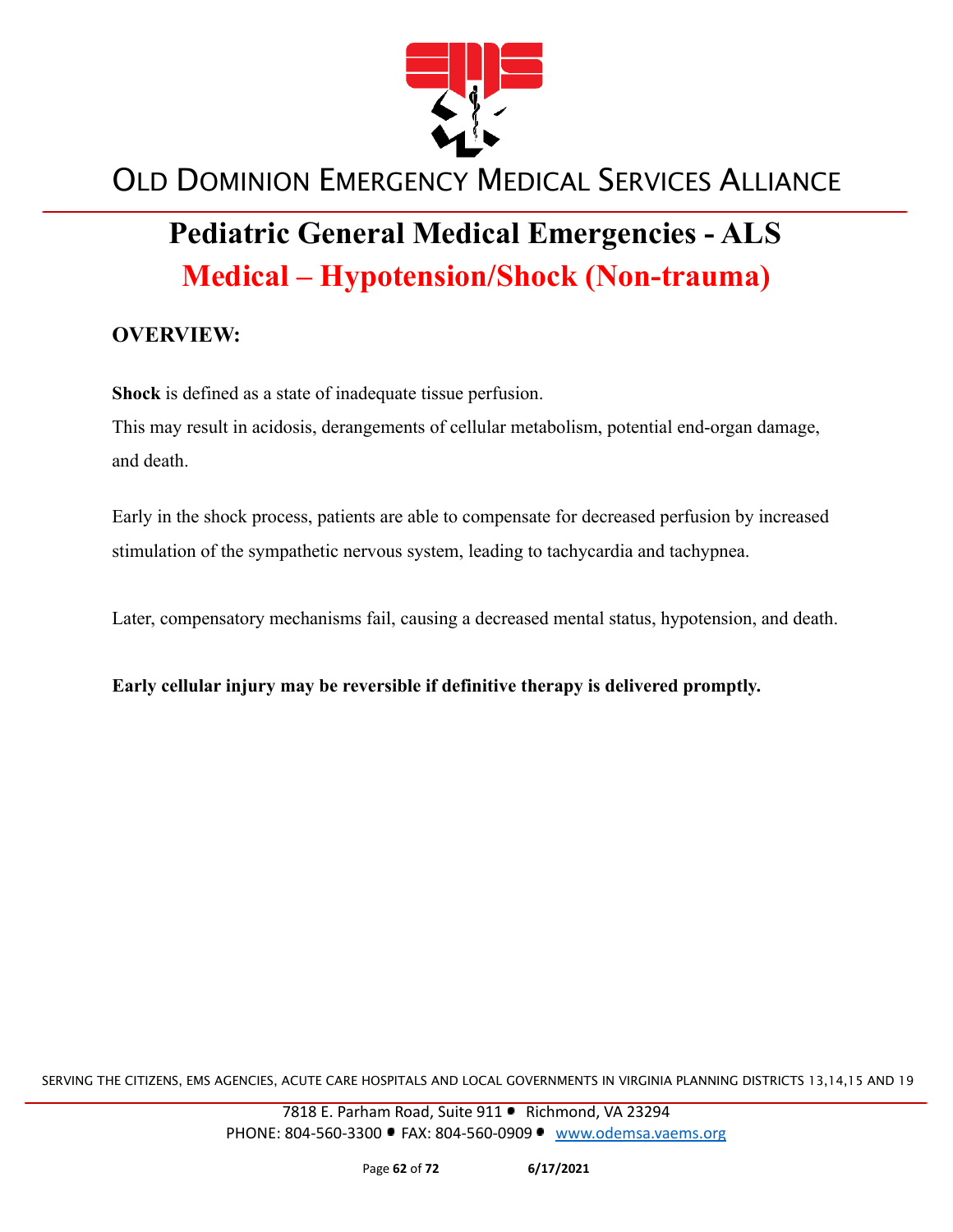# Pediatric General Medical Emergencies - ALS

## Medical – Hypotension/Shock (Non-trauma)

### OVERVIEW:

**Shock** is defined as a state of inadequate tissue perfusion.
This may result in acidosis, derangements of cellular metabolism, potential end-organ damage, and death.

Early in the shock process, patients are able to compensate for decreased perfusion by increased stimulation of the sympathetic nervous system, leading to tachycardia and tachypnea.

Later, compensatory mechanisms fail, causing a decreased mental status, hypotension, and death.

**Early cellular injury may be reversible if definitive therapy is delivered promptly.**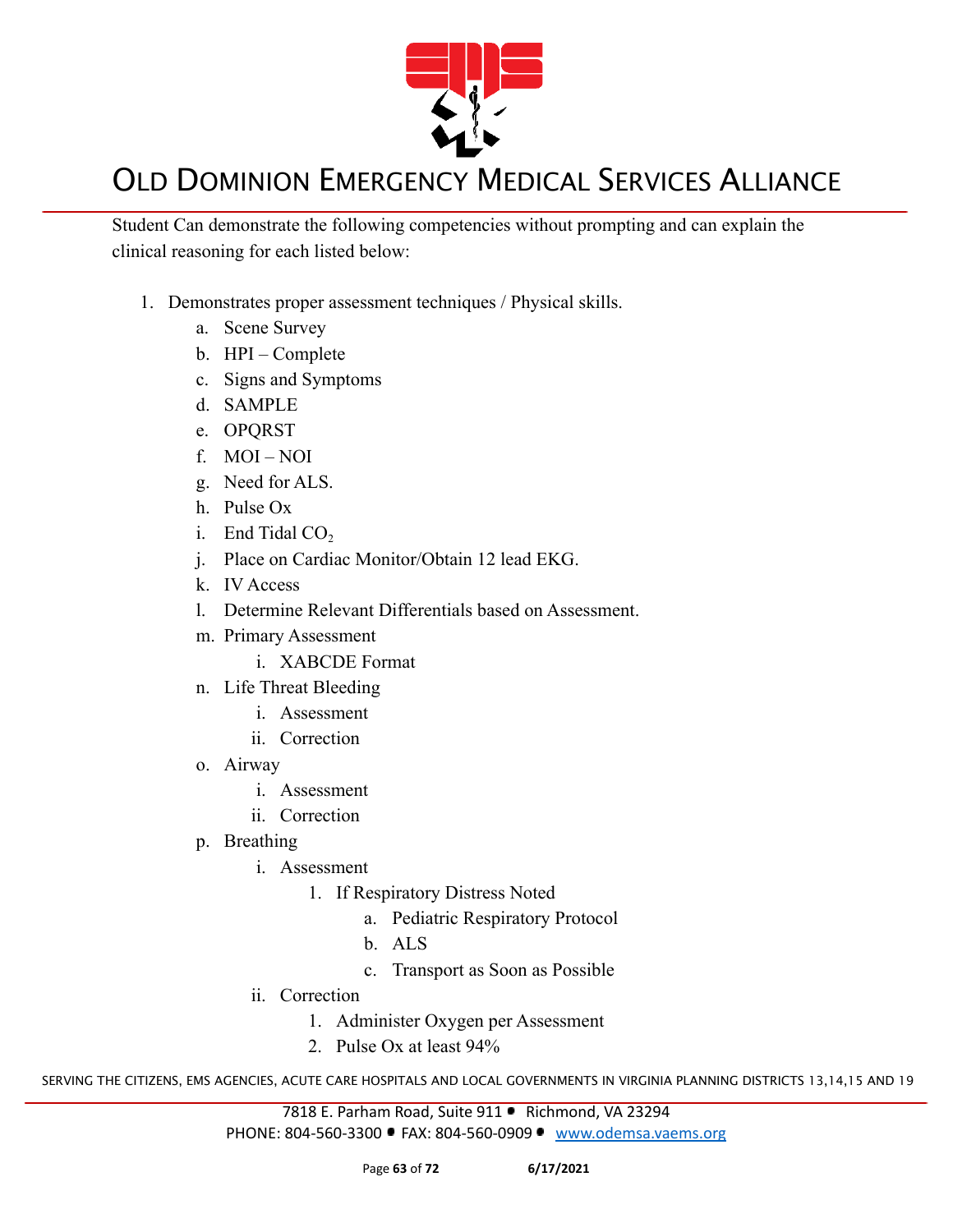Student Can demonstrate the following competencies without prompting and can explain the clinical reasoning for each listed below:

1. Demonstrates proper assessment techniques / Physical skills.
   a. Scene Survey
   b. HPI – Complete
   c. Signs and Symptoms
   d. SAMPLE
   e. OPQRST
   f. MOI – NOI
   g. Need for ALS.
   h. Pulse Ox
   i. End Tidal $CO_2$
   j. Place on Cardiac Monitor/Obtain 12 lead EKG.
   k. IV Access
   l. Determine Relevant Differentials based on Assessment.
   m. Primary Assessment
      i. XABCDE Format
   n. Life Threat Bleeding
      i. Assessment
      ii. Correction
   o. Airway
      i. Assessment
      ii. Correction
   p. Breathing
      i. Assessment
         1. If Respiratory Distress Noted
            a. Pediatric Respiratory Protocol
            b. ALS
            c. Transport as Soon as Possible
      ii. Correction
         1. Administer Oxygen per Assessment
         2. Pulse Ox at least 94%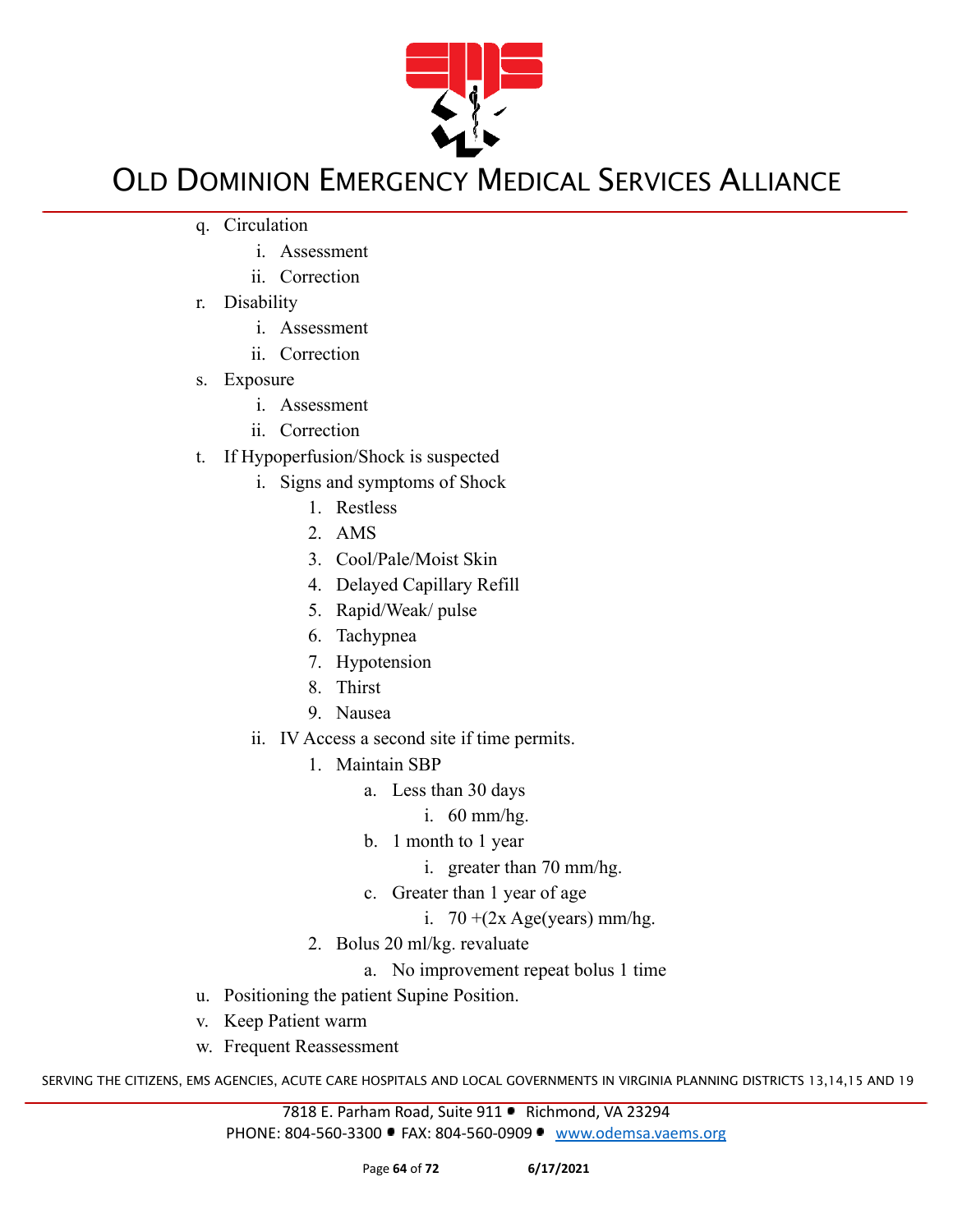q. Circulation
    i. Assessment
    ii. Correction
r. Disability
    i. Assessment
    ii. Correction
s. Exposure
    i. Assessment
    ii. Correction
t. If Hypoperfusion/Shock is suspected
    i. Signs and symptoms of Shock
        1. Restless
        2. AMS
        3. Cool/Pale/Moist Skin
        4. Delayed Capillary Refill
        5. Rapid/Weak/ pulse
        6. Tachypnea
        7. Hypotension
        8. Thirst
        9. Nausea
    ii. IV Access a second site if time permits.
        1. Maintain SBP
            a. Less than 30 days
                i. 60 mm/hg.
            b. 1 month to 1 year
                i. greater than 70 mm/hg.
            c. Greater than 1 year of age
                i. 70 +(2x Age(years) mm/hg.
        2. Bolus 20 ml/kg. revaluate
            a. No improvement repeat bolus 1 time
u. Positioning the patient Supine Position.
v. Keep Patient warm
w. Frequent Reassessment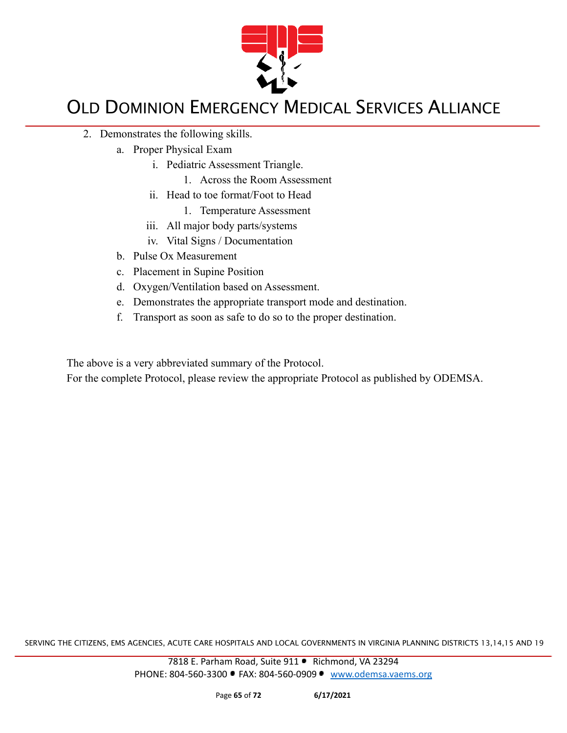2. Demonstrates the following skills.
    a. Proper Physical Exam
        i. Pediatric Assessment Triangle.
            1. Across the Room Assessment
        ii. Head to toe format/Foot to Head
            1. Temperature Assessment
        iii. All major body parts/systems
        iv. Vital Signs / Documentation
    b. Pulse Ox Measurement
    c. Placement in Supine Position
    d. Oxygen/Ventilation based on Assessment.
    e. Demonstrates the appropriate transport mode and destination.
    f. Transport as soon as safe to do so to the proper destination.

The above is a very abbreviated summary of the Protocol.
For the complete Protocol, please review the appropriate Protocol as published by ODEMSA.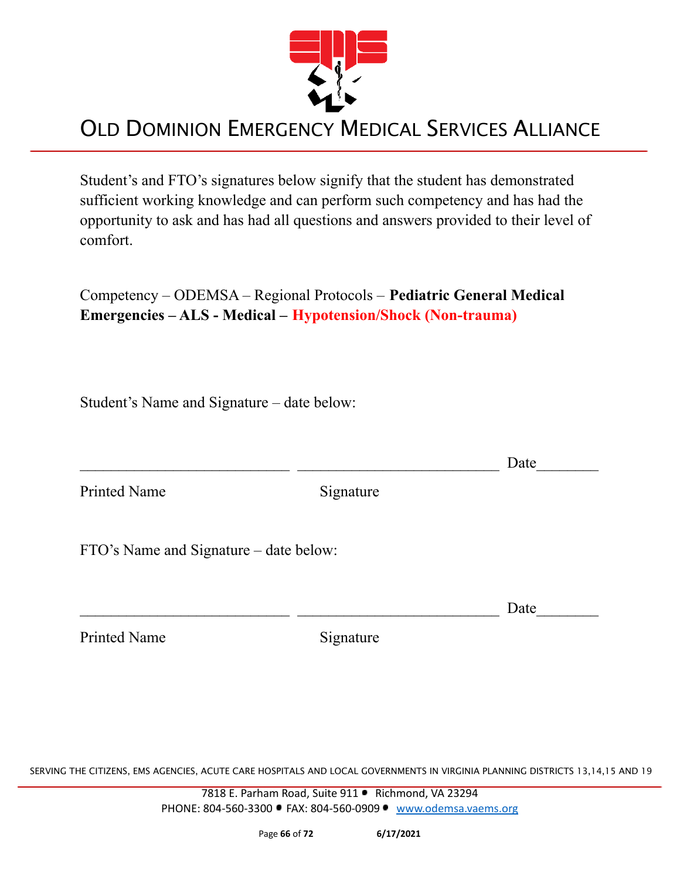# OLD DOMINION EMERGENCY MEDICAL SERVICES ALLIANCE

Student's and FTO's signatures below signify that the student has demonstrated sufficient working knowledge and can perform such competency and has had the opportunity to ask and has had all questions and answers provided to their level of comfort.

Competency – ODEMSA – Regional Protocols – **Pediatric General Medical Emergencies – ALS - Medical – Hypotension/Shock (Non-trauma)**

Student's Name and Signature – date below:

\_\_\_\_\_\_\_\_\_\_\_\_\_\_\_\_\_\_\_\_\_\_\_\_\_\_\_ \_\_\_\_\_\_\_\_\_\_\_\_\_\_\_\_\_\_\_\_\_\_\_\_\_\_\_ Date\_\_\_\_\_\_\_\_

Printed Name Signature

FTO's Name and Signature – date below:

\_\_\_\_\_\_\_\_\_\_\_\_\_\_\_\_\_\_\_\_\_\_\_\_\_\_\_ \_\_\_\_\_\_\_\_\_\_\_\_\_\_\_\_\_\_\_\_\_\_\_\_\_\_\_ Date\_\_\_\_\_\_\_\_

Printed Name Signature

SERVING THE CITIZENS, EMS AGENCIES, ACUTE CARE HOSPITALS AND LOCAL GOVERNMENTS IN VIRGINIA PLANNING DISTRICTS 13,14,15 AND 19

7818 E. Parham Road, Suite 911 • Richmond, VA 23294
PHONE: 804-560-3300 • FAX: 804-560-0909 • www.odemsa.vaems.org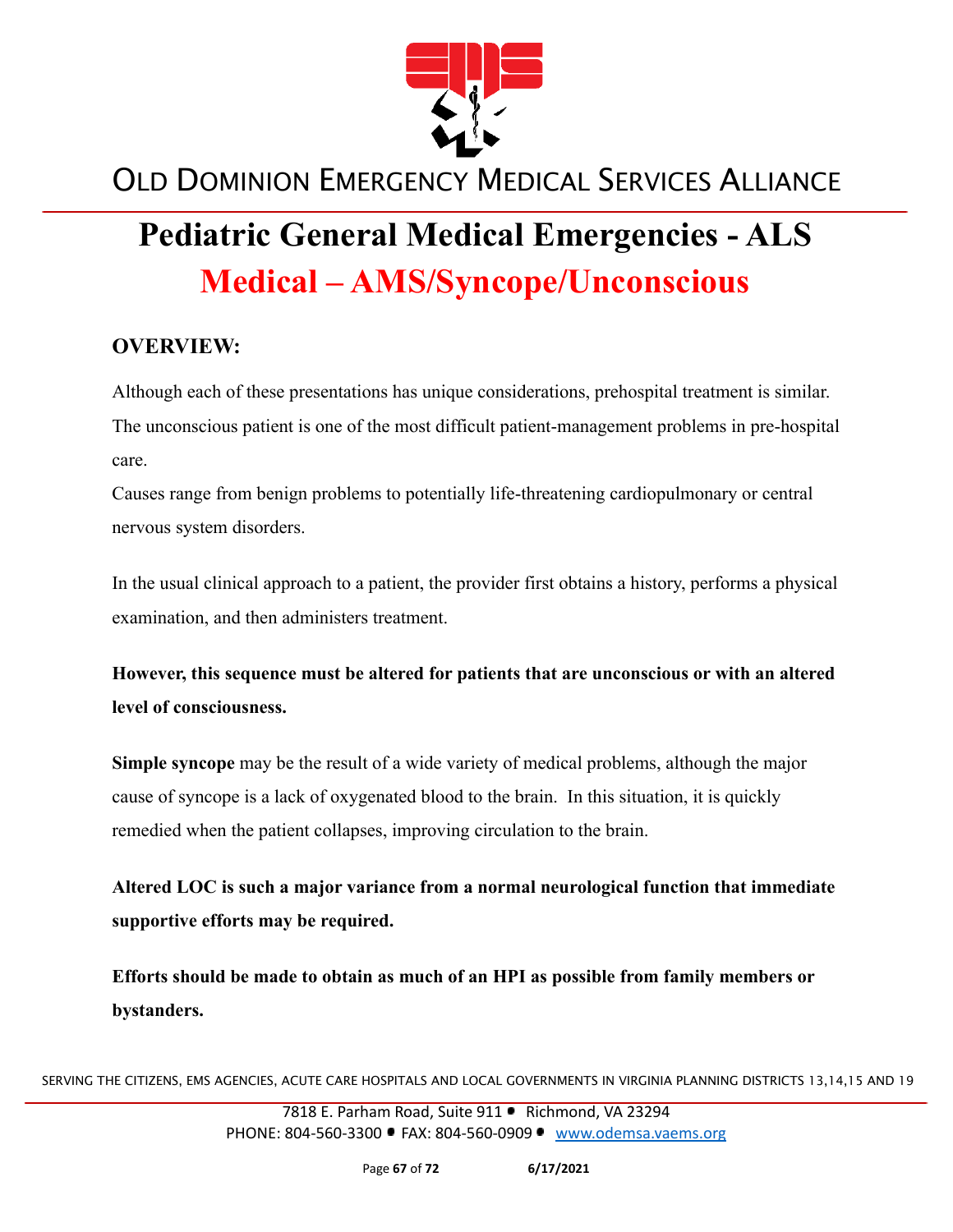# Pediatric General Medical Emergencies - ALS

## Medical – AMS/Syncope/Unconscious

### OVERVIEW:

Although each of these presentations has unique considerations, prehospital treatment is similar. The unconscious patient is one of the most difficult patient-management problems in pre-hospital care.

Causes range from benign problems to potentially life-threatening cardiopulmonary or central nervous system disorders.

In the usual clinical approach to a patient, the provider first obtains a history, performs a physical examination, and then administers treatment.

**However, this sequence must be altered for patients that are unconscious or with an altered level of consciousness.**

**Simple syncope** may be the result of a wide variety of medical problems, although the major cause of syncope is a lack of oxygenated blood to the brain. In this situation, it is quickly remedied when the patient collapses, improving circulation to the brain.

**Altered LOC is such a major variance from a normal neurological function that immediate supportive efforts may be required.**

**Efforts should be made to obtain as much of an HPI as possible from family members or bystanders.**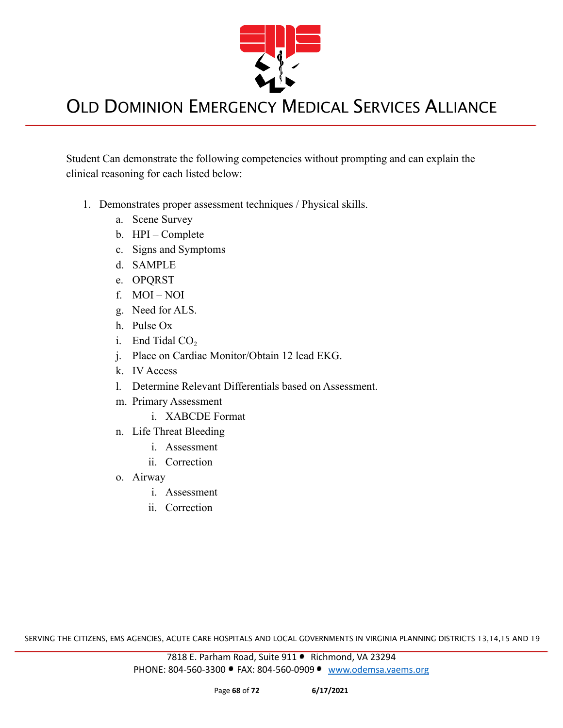Student Can demonstrate the following competencies without prompting and can explain the clinical reasoning for each listed below:

1. Demonstrates proper assessment techniques / Physical skills.
   a. Scene Survey
   b. HPI – Complete
   c. Signs and Symptoms
   d. SAMPLE
   e. OPQRST
   f. MOI – NOI
   g. Need for ALS.
   h. Pulse Ox
   i. End Tidal $CO_2$
   j. Place on Cardiac Monitor/Obtain 12 lead EKG.
   k. IV Access
   l. Determine Relevant Differentials based on Assessment.
   m. Primary Assessment
      i. XABCDE Format
   n. Life Threat Bleeding
      i. Assessment
      ii. Correction
   o. Airway
      i. Assessment
      ii. Correction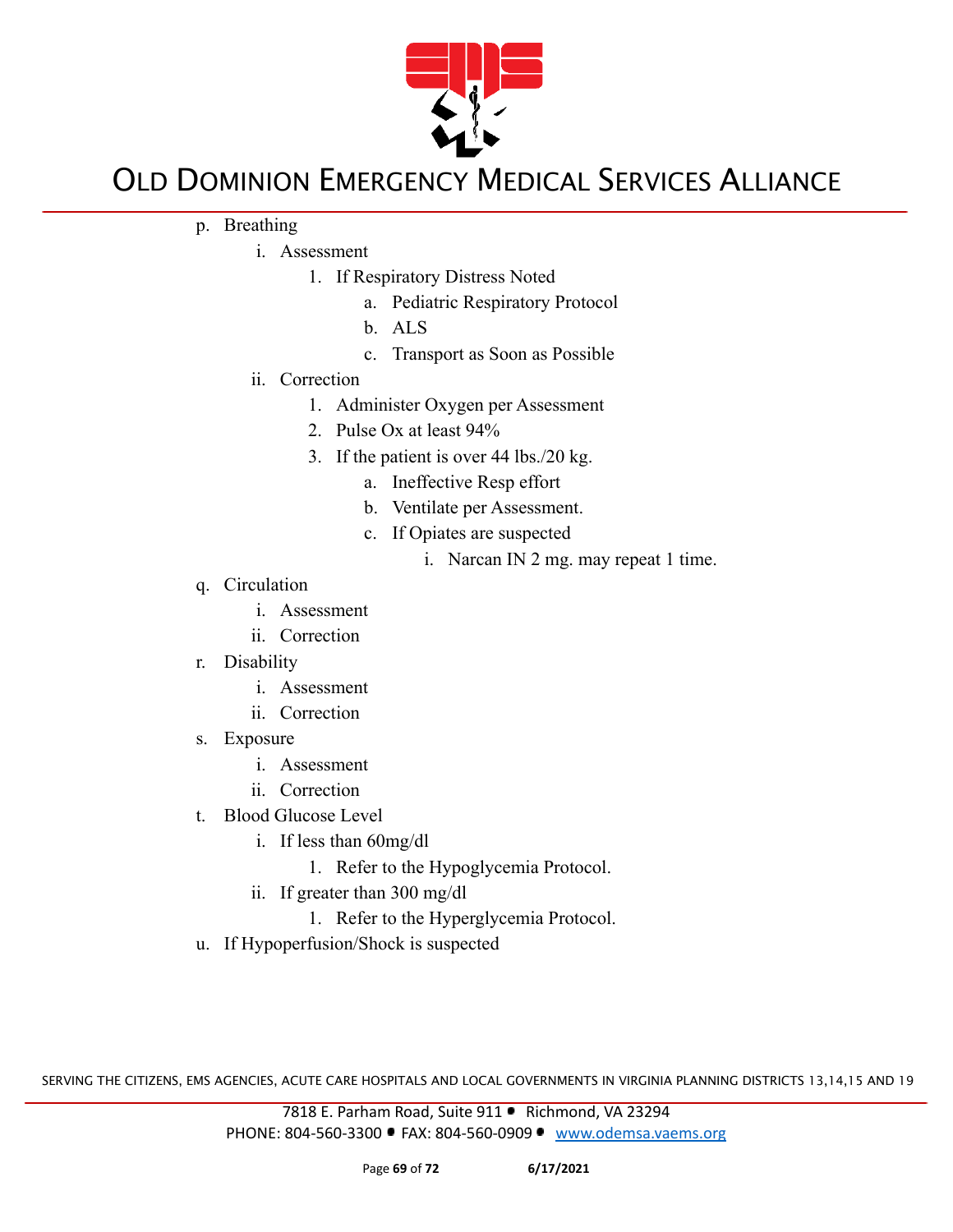p. Breathing
    i. Assessment
        1. If Respiratory Distress Noted
            a. Pediatric Respiratory Protocol
            b. ALS
            c. Transport as Soon as Possible
    ii. Correction
        1. Administer Oxygen per Assessment
        2. Pulse Ox at least 94%
        3. If the patient is over 44 lbs./20 kg.
            a. Ineffective Resp effort
            b. Ventilate per Assessment.
            c. If Opiates are suspected
                i. Narcan IN 2 mg. may repeat 1 time.

q. Circulation
    i. Assessment
    ii. Correction

r. Disability
    i. Assessment
    ii. Correction

s. Exposure
    i. Assessment
    ii. Correction

t. Blood Glucose Level
    i. If less than 60mg/dl
        1. Refer to the Hypoglycemia Protocol.
    ii. If greater than 300 mg/dl
        1. Refer to the Hyperglycemia Protocol.

u. If Hypoperfusion/Shock is suspected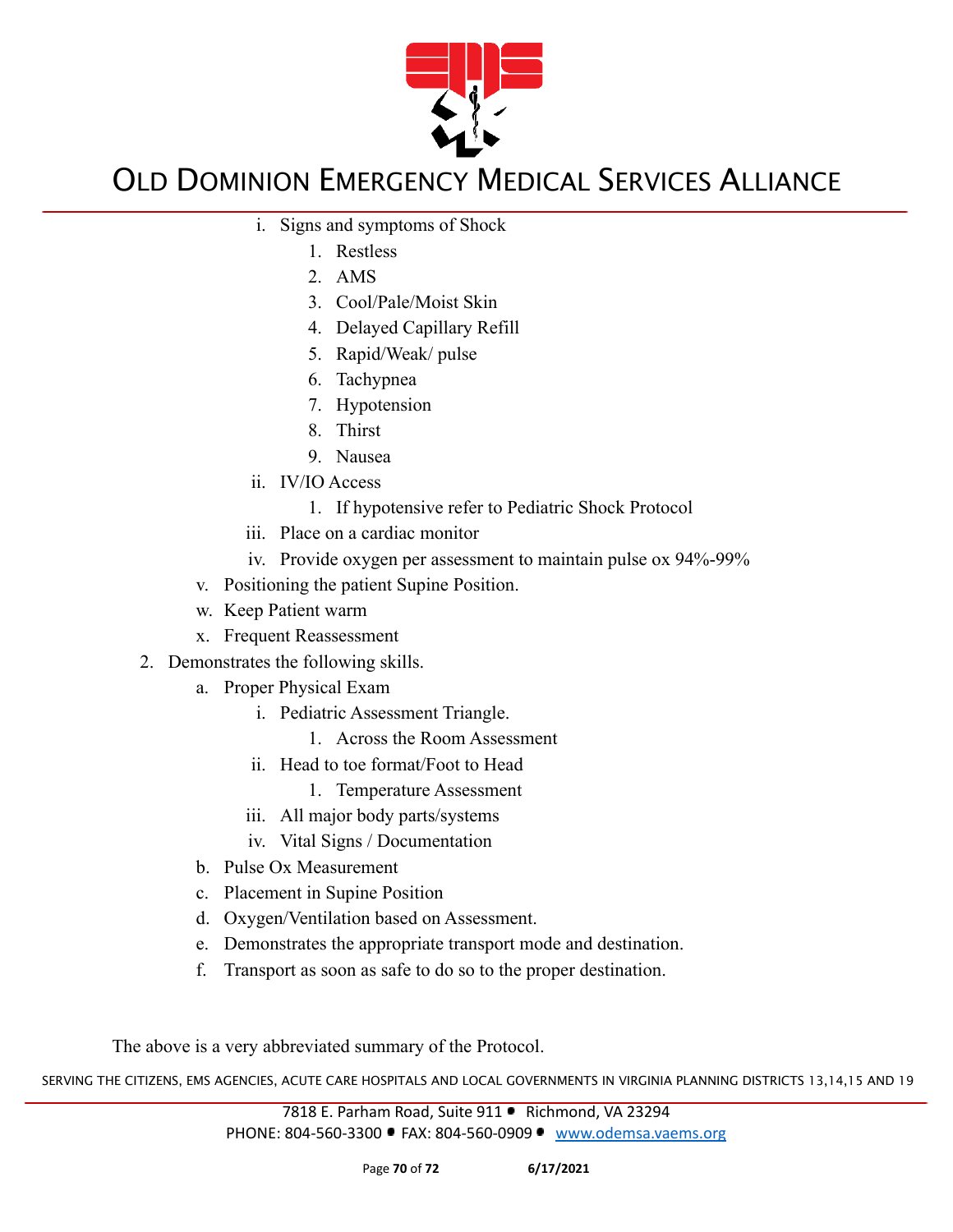i. Signs and symptoms of Shock
   1. Restless
   2. AMS
   3. Cool/Pale/Moist Skin
   4. Delayed Capillary Refill
   5. Rapid/Weak/ pulse
   6. Tachypnea
   7. Hypotension
   8. Thirst
   9. Nausea

ii. IV/IO Access
   1. If hypotensive refer to Pediatric Shock Protocol

iii. Place on a cardiac monitor

iv. Provide oxygen per assessment to maintain pulse ox 94%-99%

v. Positioning the patient Supine Position.

w. Keep Patient warm

x. Frequent Reassessment

2. Demonstrates the following skills.
   a. Proper Physical Exam
      i. Pediatric Assessment Triangle.
         1. Across the Room Assessment
      ii. Head to toe format/Foot to Head
         1. Temperature Assessment
      iii. All major body parts/systems
      iv. Vital Signs / Documentation
   b. Pulse Ox Measurement
   c. Placement in Supine Position
   d. Oxygen/Ventilation based on Assessment.
   e. Demonstrates the appropriate transport mode and destination.
   f. Transport as soon as safe to do so to the proper destination.

The above is a very abbreviated summary of the Protocol.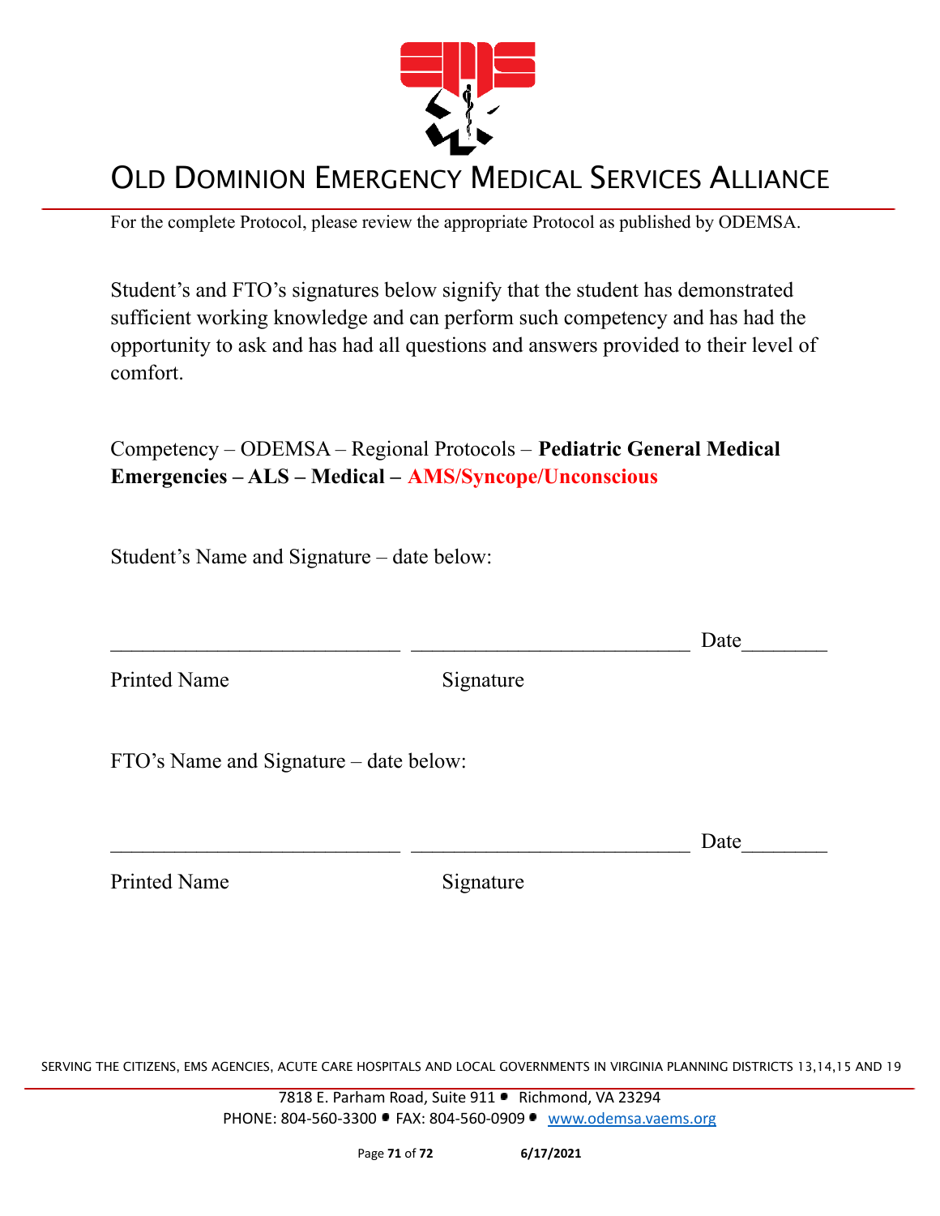# OLD DOMINION EMERGENCY MEDICAL SERVICES ALLIANCE

For the complete Protocol, please review the appropriate Protocol as published by ODEMSA.

Student's and FTO's signatures below signify that the student has demonstrated sufficient working knowledge and can perform such competency and has had the opportunity to ask and has had all questions and answers provided to their level of comfort.

Competency – ODEMSA – Regional Protocols – **Pediatric General Medical Emergencies – ALS – Medical – AMS/Syncope/Unconscious**

Student's Name and Signature – date below:

___________________________ ___________________________ Date________

Printed Name Signature

FTO's Name and Signature – date below:

___________________________ ___________________________ Date________

Printed Name Signature

SERVING THE CITIZENS, EMS AGENCIES, ACUTE CARE HOSPITALS AND LOCAL GOVERNMENTS IN VIRGINIA PLANNING DISTRICTS 13,14,15 AND 19

7818 E. Parham Road, Suite 911 • Richmond, VA 23294
PHONE: 804-560-3300 • FAX: 804-560-0909 • www.odemsa.vaems.org

6/17/2021